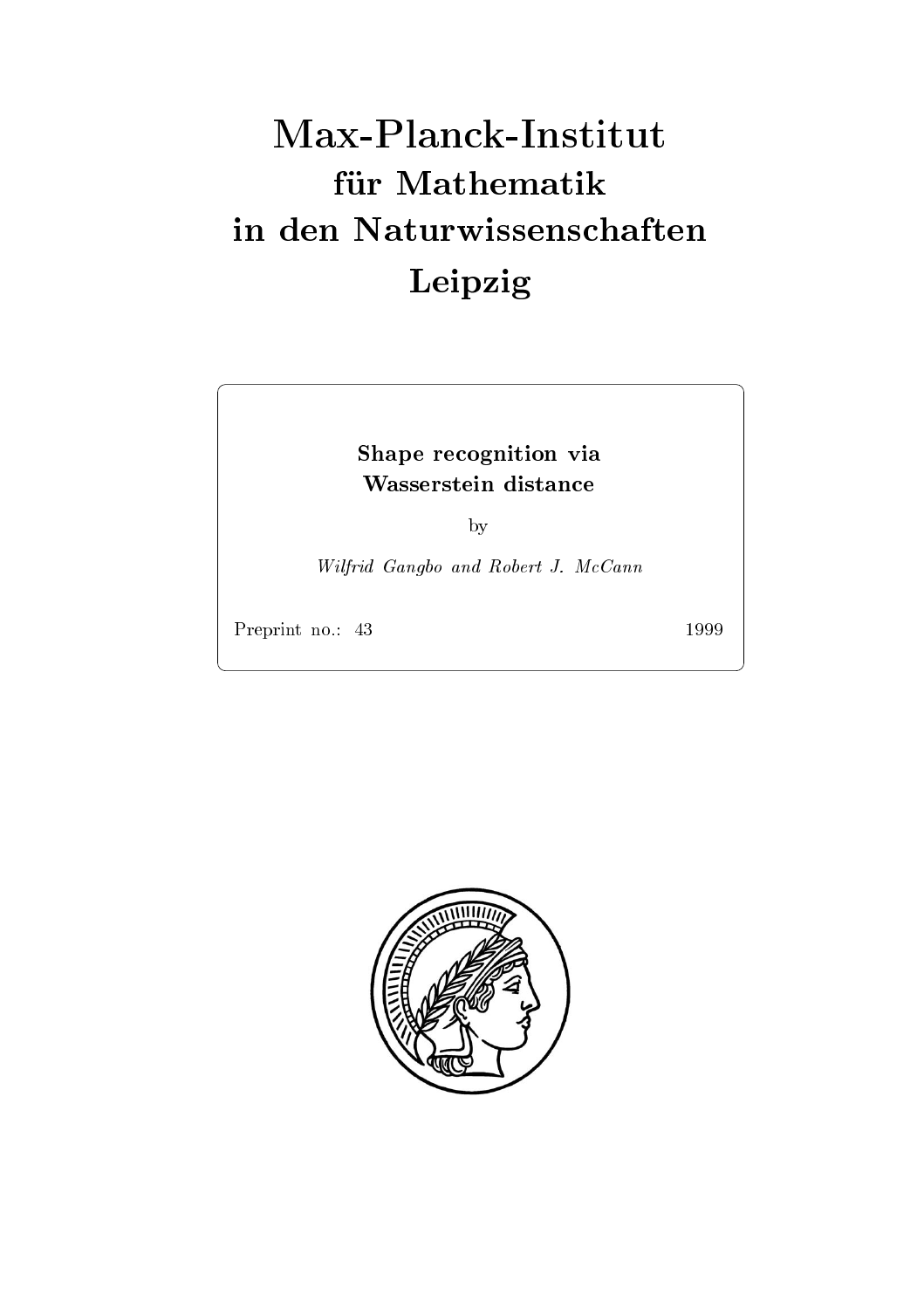# Max-Planck-Institut
## für Mathematik
## in den Naturwissenschaften
## Leipzig

**Shape recognition via Wasserstein distance**

by

*Wilfrid Gangbo and Robert J. McCann*

Preprint no.: 43 1999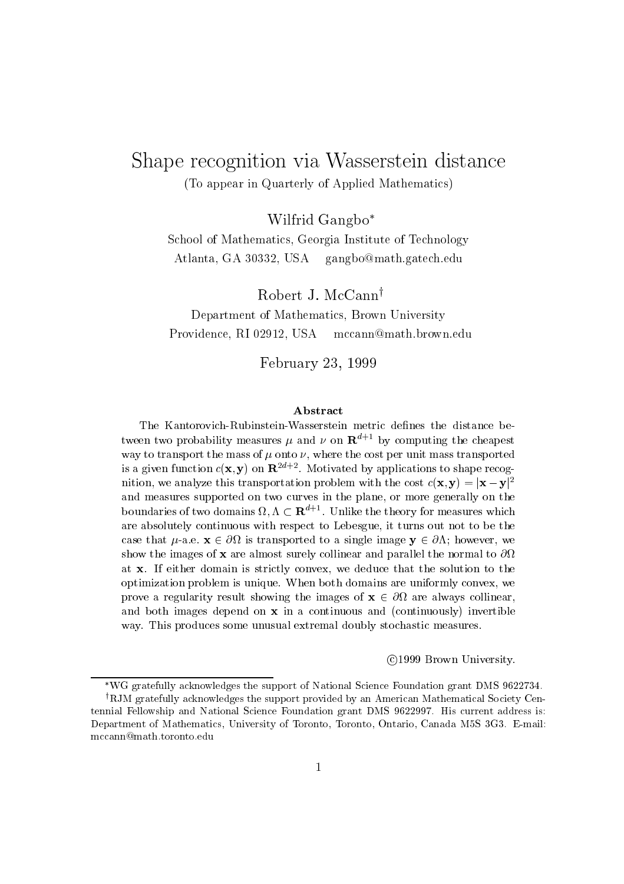# Shape recognition via Wasserstein distance

(To appear in Quarterly of Applied Mathematics)

Wilfrid Gangbo*

School of Mathematics, Georgia Institute of Technology
Atlanta, GA 30332, USA gangbo@math.gatech.edu

Robert J. McCann†

Department of Mathematics, Brown University
Providence, RI 02912, USA mccann@math.brown.edu

February 23, 1999

### Abstract

The Kantorovich-Rubinstein-Wasserstein metric defines the distance between two probability measures $\mu$ and $\nu$ on $\mathbf{R}^{d+1}$ by computing the cheapest way to transport the mass of $\mu$ onto $\nu$, where the cost per unit mass transported is a given function $c(\mathbf{x}, \mathbf{y})$ on $\mathbf{R}^{2d+2}$. Motivated by applications to shape recognition, we analyze this transportation problem with the cost $c(\mathbf{x}, \mathbf{y}) = |\mathbf{x} - \mathbf{y}|^2$ and measures supported on two curves in the plane, or more generally on the boundaries of two domains $\Omega, \Lambda \subset \mathbf{R}^{d+1}$. Unlike the theory for measures which are absolutely continuous with respect to Lebesgue, it turns out not to be the case that $\mu$-a.e. $\mathbf{x} \in \partial\Omega$ is transported to a single image $\mathbf{y} \in \partial\Lambda$; however, we show the images of $\mathbf{x}$ are almost surely collinear and parallel the normal to $\partial\Omega$ at $\mathbf{x}$. If either domain is strictly convex, we deduce that the solution to the optimization problem is unique. When both domains are uniformly convex, we prove a regularity result showing the images of $\mathbf{x} \in \partial\Omega$ are always collinear, and both images depend on $\mathbf{x}$ in a continuous and (continuously) invertible way. This produces some unusual extremal doubly stochastic measures.

©1999 Brown University.

---

*WG gratefully acknowledges the support of National Science Foundation grant DMS 9622734.

†RJM gratefully acknowledges the support provided by an American Mathematical Society Centennial Fellowship and National Science Foundation grant DMS 9622997. His current address is: Department of Mathematics, University of Toronto, Toronto, Ontario, Canada M5S 3G3. E-mail: mccann@math.toronto.edu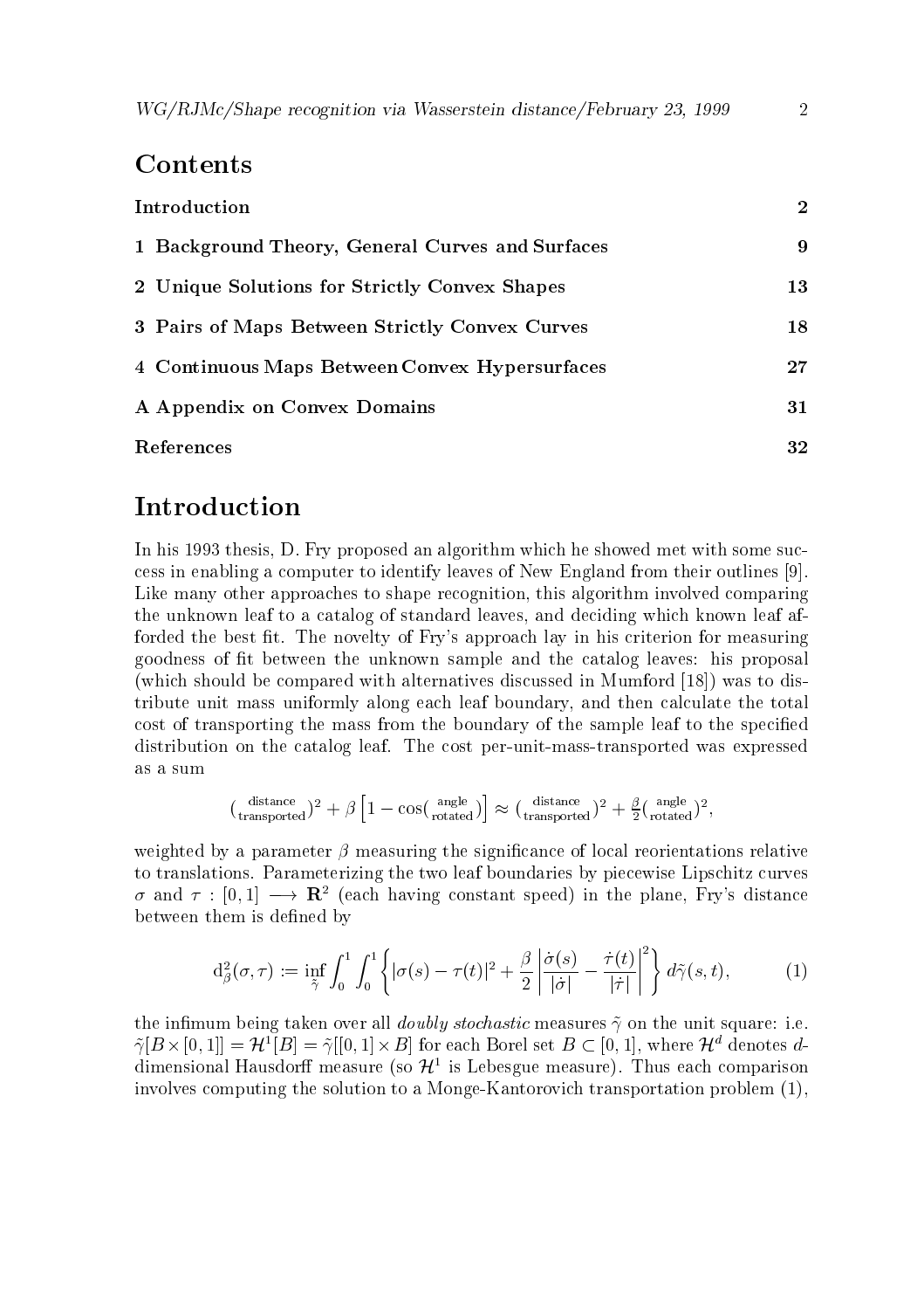# Contents

| | |
|---|---|
| **Introduction** | **2** |
| **1 Background Theory, General Curves and Surfaces** | **9** |
| **2 Unique Solutions for Strictly Convex Shapes** | **13** |
| **3 Pairs of Maps Between Strictly Convex Curves** | **18** |
| **4 Continuous Maps Between Convex Hypersurfaces** | **27** |
| **A Appendix on Convex Domains** | **31** |
| **References** | **32** |

# Introduction

In his 1993 thesis, D. Fry proposed an algorithm which he showed met with some success in enabling a computer to identify leaves of New England from their outlines [9]. Like many other approaches to shape recognition, this algorithm involved comparing the unknown leaf to a catalog of standard leaves, and deciding which known leaf afforded the best fit. The novelty of Fry's approach lay in his criterion for measuring goodness of fit between the unknown sample and the catalog leaves: his proposal (which should be compared with alternatives discussed in Mumford [18]) was to distribute unit mass uniformly along each leaf boundary, and then calculate the total cost of transporting the mass from the boundary of the sample leaf to the specified distribution on the catalog leaf. The cost per-unit-mass-transported was expressed as a sum

$$(\tfrac{\text{distance}}{\text{transported}})^2 + \beta\left[1 - \cos(\tfrac{\text{angle}}{\text{rotated}})\right] \approx (\tfrac{\text{distance}}{\text{transported}})^2 + \tfrac{\beta}{2}(\tfrac{\text{angle}}{\text{rotated}})^2,$$

weighted by a parameter $\beta$ measuring the significance of local reorientations relative to translations. Parameterizing the two leaf boundaries by piecewise Lipschitz curves $\sigma$ and $\tau : [0,1] \longrightarrow \mathbf{R}^2$ (each having constant speed) in the plane, Fry's distance between them is defined by

$$\mathrm{d}^2_\beta(\sigma,\tau) := \inf_{\tilde{\gamma}} \int_0^1 \int_0^1 \left\{ |\sigma(s) - \tau(t)|^2 + \frac{\beta}{2}\left|\frac{\dot{\sigma}(s)}{|\dot{\sigma}|} - \frac{\dot{\tau}(t)}{|\dot{\tau}|}\right|^2 \right\} d\tilde{\gamma}(s,t), \tag{1}$$

the infimum being taken over all *doubly stochastic* measures $\tilde{\gamma}$ on the unit square: i.e. $\tilde{\gamma}[B \times [0,1]] = \mathcal{H}^1[B] = \tilde{\gamma}[[0,1] \times B]$ for each Borel set $B \subset [0,1]$, where $\mathcal{H}^d$ denotes $d$-dimensional Hausdorff measure (so $\mathcal{H}^1$ is Lebesgue measure). Thus each comparison involves computing the solution to a Monge-Kantorovich transportation problem (1),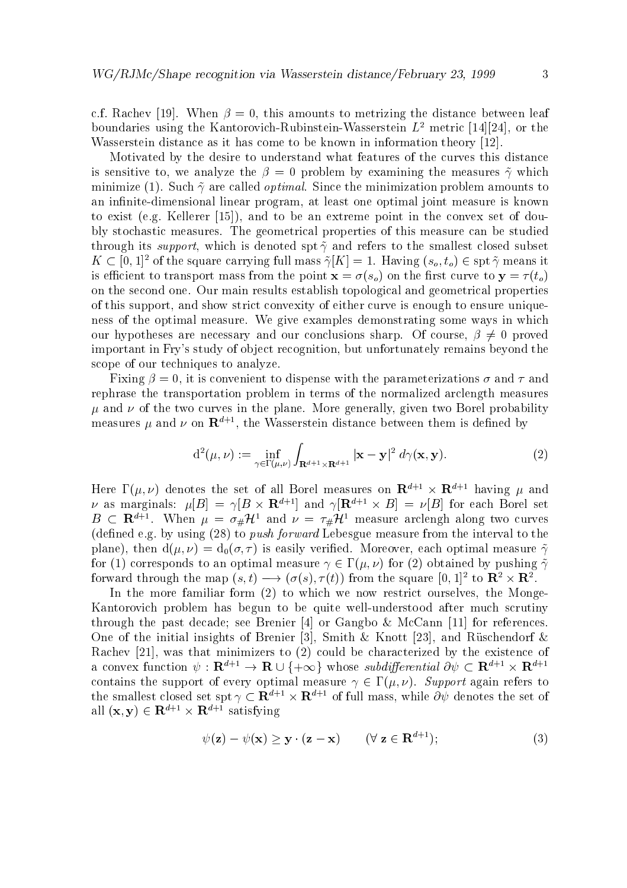c.f. Rachev [19]. When $\beta = 0$, this amounts to metrizing the distance between leaf boundaries using the Kantorovich-Rubinstein-Wasserstein $L^2$ metric [14][24], or the Wasserstein distance as it has come to be known in information theory [12].

Motivated by the desire to understand what features of the curves this distance is sensitive to, we analyze the $\beta = 0$ problem by examining the measures $\tilde{\gamma}$ which minimize (1). Such $\tilde{\gamma}$ are called *optimal*. Since the minimization problem amounts to an infinite-dimensional linear program, at least one optimal joint measure is known to exist (e.g. Kellerer [15]), and to be an extreme point in the convex set of doubly stochastic measures. The geometrical properties of this measure can be studied through its *support*, which is denoted $\operatorname{spt} \tilde{\gamma}$ and refers to the smallest closed subset $K \subset [0,1]^2$ of the square carrying full mass $\tilde{\gamma}[K] = 1$. Having $(s_o, t_o) \in \operatorname{spt} \tilde{\gamma}$ means it is efficient to transport mass from the point $\mathbf{x} = \sigma(s_o)$ on the first curve to $\mathbf{y} = \tau(t_o)$ on the second one. Our main results establish topological and geometrical properties of this support, and show strict convexity of either curve is enough to ensure uniqueness of the optimal measure. We give examples demonstrating some ways in which our hypotheses are necessary and our conclusions sharp. Of course, $\beta \neq 0$ proved important in Fry's study of object recognition, but unfortunately remains beyond the scope of our techniques to analyze.

Fixing $\beta = 0$, it is convenient to dispense with the parameterizations $\sigma$ and $\tau$ and rephrase the transportation problem in terms of the normalized arclength measures $\mu$ and $\nu$ of the two curves in the plane. More generally, given two Borel probability measures $\mu$ and $\nu$ on $\mathbf{R}^{d+1}$, the Wasserstein distance between them is defined by

$$\mathrm{d}^2(\mu, \nu) := \inf_{\gamma \in \Gamma(\mu,\nu)} \int_{\mathbf{R}^{d+1} \times \mathbf{R}^{d+1}} |\mathbf{x} - \mathbf{y}|^2 \, d\gamma(\mathbf{x}, \mathbf{y}). \tag{2}$$

Here $\Gamma(\mu, \nu)$ denotes the set of all Borel measures on $\mathbf{R}^{d+1} \times \mathbf{R}^{d+1}$ having $\mu$ and $\nu$ as marginals: $\mu[B] = \gamma[B \times \mathbf{R}^{d+1}]$ and $\gamma[\mathbf{R}^{d+1} \times B] = \nu[B]$ for each Borel set $B \subset \mathbf{R}^{d+1}$. When $\mu = \sigma_{\#}\mathcal{H}^1$ and $\nu = \tau_{\#}\mathcal{H}^1$ measure arclengh along two curves (defined e.g. by using (28) to *push forward* Lebesgue measure from the interval to the plane), then $\mathrm{d}(\mu, \nu) = \mathrm{d}_0(\sigma, \tau)$ is easily verified. Moreover, each optimal measure $\tilde{\gamma}$ for (1) corresponds to an optimal measure $\gamma \in \Gamma(\mu, \nu)$ for (2) obtained by pushing $\tilde{\gamma}$ forward through the map $(s,t) \longrightarrow (\sigma(s), \tau(t))$ from the square $[0,1]^2$ to $\mathbf{R}^2 \times \mathbf{R}^2$.

In the more familiar form (2) to which we now restrict ourselves, the Monge-Kantorovich problem has begun to be quite well-understood after much scrutiny through the past decade; see Brenier [4] or Gangbo & McCann [11] for references. One of the initial insights of Brenier [3], Smith & Knott [23], and Rüschendorf & Rachev [21], was that minimizers to (2) could be characterized by the existence of a convex function $\psi : \mathbf{R}^{d+1} \to \mathbf{R} \cup \{+\infty\}$ whose *subdifferential* $\partial\psi \subset \mathbf{R}^{d+1} \times \mathbf{R}^{d+1}$ contains the support of every optimal measure $\gamma \in \Gamma(\mu, \nu)$. *Support* again refers to the smallest closed set $\operatorname{spt} \gamma \subset \mathbf{R}^{d+1} \times \mathbf{R}^{d+1}$ of full mass, while $\partial\psi$ denotes the set of all $(\mathbf{x}, \mathbf{y}) \in \mathbf{R}^{d+1} \times \mathbf{R}^{d+1}$ satisfying

$$\psi(\mathbf{z}) - \psi(\mathbf{x}) \geq \mathbf{y} \cdot (\mathbf{z} - \mathbf{x}) \qquad (\forall\ \mathbf{z} \in \mathbf{R}^{d+1}); \tag{3}$$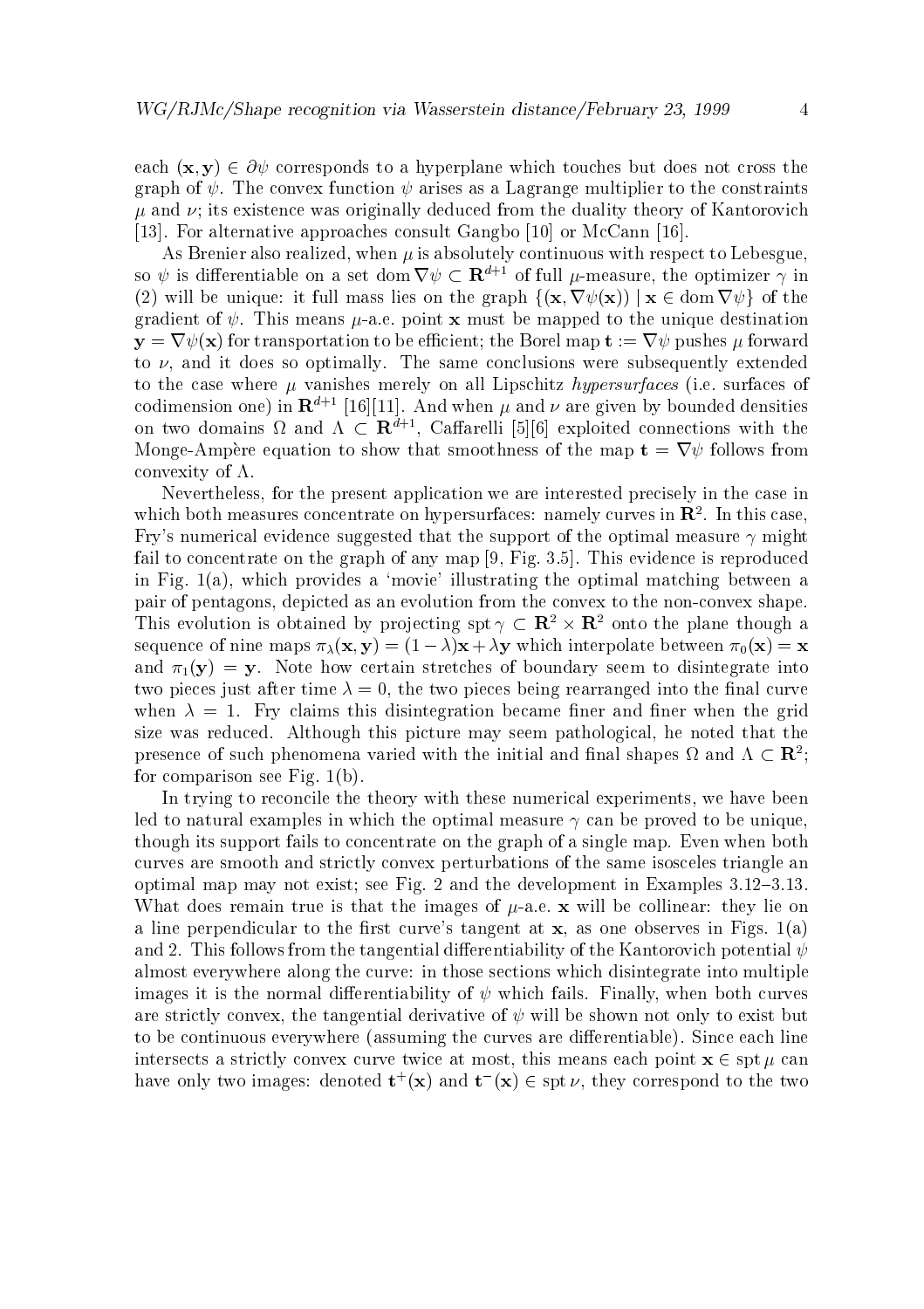each $(\mathbf{x}, \mathbf{y}) \in \partial\psi$ corresponds to a hyperplane which touches but does not cross the graph of $\psi$. The convex function $\psi$ arises as a Lagrange multiplier to the constraints $\mu$ and $\nu$; its existence was originally deduced from the duality theory of Kantorovich [13]. For alternative approaches consult Gangbo [10] or McCann [16].

As Brenier also realized, when $\mu$ is absolutely continuous with respect to Lebesgue, so $\psi$ is differentiable on a set $\operatorname{dom} \nabla\psi \subset \mathbf{R}^{d+1}$ of full $\mu$-measure, the optimizer $\gamma$ in (2) will be unique: it full mass lies on the graph $\{(\mathbf{x}, \nabla\psi(\mathbf{x})) \mid \mathbf{x} \in \operatorname{dom} \nabla\psi\}$ of the gradient of $\psi$. This means $\mu$-a.e. point $\mathbf{x}$ must be mapped to the unique destination $\mathbf{y} = \nabla\psi(\mathbf{x})$ for transportation to be efficient; the Borel map $\mathbf{t} := \nabla\psi$ pushes $\mu$ forward to $\nu$, and it does so optimally. The same conclusions were subsequently extended to the case where $\mu$ vanishes merely on all Lipschitz *hypersurfaces* (i.e. surfaces of codimension one) in $\mathbf{R}^{d+1}$ [16][11]. And when $\mu$ and $\nu$ are given by bounded densities on two domains $\Omega$ and $\Lambda \subset \mathbf{R}^{d+1}$, Caffarelli [5][6] exploited connections with the Monge-Ampère equation to show that smoothness of the map $\mathbf{t} = \nabla\psi$ follows from convexity of $\Lambda$.

Nevertheless, for the present application we are interested precisely in the case in which both measures concentrate on hypersurfaces: namely curves in $\mathbf{R}^2$. In this case, Fry's numerical evidence suggested that the support of the optimal measure $\gamma$ might fail to concentrate on the graph of any map [9, Fig. 3.5]. This evidence is reproduced in Fig. 1(a), which provides a 'movie' illustrating the optimal matching between a pair of pentagons, depicted as an evolution from the convex to the non-convex shape. This evolution is obtained by projecting $\operatorname{spt}\gamma \subset \mathbf{R}^2 \times \mathbf{R}^2$ onto the plane though a sequence of nine maps $\pi_\lambda(\mathbf{x}, \mathbf{y}) = (1-\lambda)\mathbf{x} + \lambda\mathbf{y}$ which interpolate between $\pi_0(\mathbf{x}) = \mathbf{x}$ and $\pi_1(\mathbf{y}) = \mathbf{y}$. Note how certain stretches of boundary seem to disintegrate into two pieces just after time $\lambda = 0$, the two pieces being rearranged into the final curve when $\lambda = 1$. Fry claims this disintegration became finer and finer when the grid size was reduced. Although this picture may seem pathological, he noted that the presence of such phenomena varied with the initial and final shapes $\Omega$ and $\Lambda \subset \mathbf{R}^2$; for comparison see Fig. 1(b).

In trying to reconcile the theory with these numerical experiments, we have been led to natural examples in which the optimal measure $\gamma$ can be proved to be unique, though its support fails to concentrate on the graph of a single map. Even when both curves are smooth and strictly convex perturbations of the same isosceles triangle an optimal map may not exist; see Fig. 2 and the development in Examples 3.12–3.13. What does remain true is that the images of $\mu$-a.e. $\mathbf{x}$ will be collinear: they lie on a line perpendicular to the first curve's tangent at $\mathbf{x}$, as one observes in Figs. 1(a) and 2. This follows from the tangential differentiability of the Kantorovich potential $\psi$ almost everywhere along the curve: in those sections which disintegrate into multiple images it is the normal differentiability of $\psi$ which fails. Finally, when both curves are strictly convex, the tangential derivative of $\psi$ will be shown not only to exist but to be continuous everywhere (assuming the curves are differentiable). Since each line intersects a strictly convex curve twice at most, this means each point $\mathbf{x} \in \operatorname{spt}\mu$ can have only two images: denoted $\mathbf{t}^+(\mathbf{x})$ and $\mathbf{t}^-(\mathbf{x}) \in \operatorname{spt}\nu$, they correspond to the two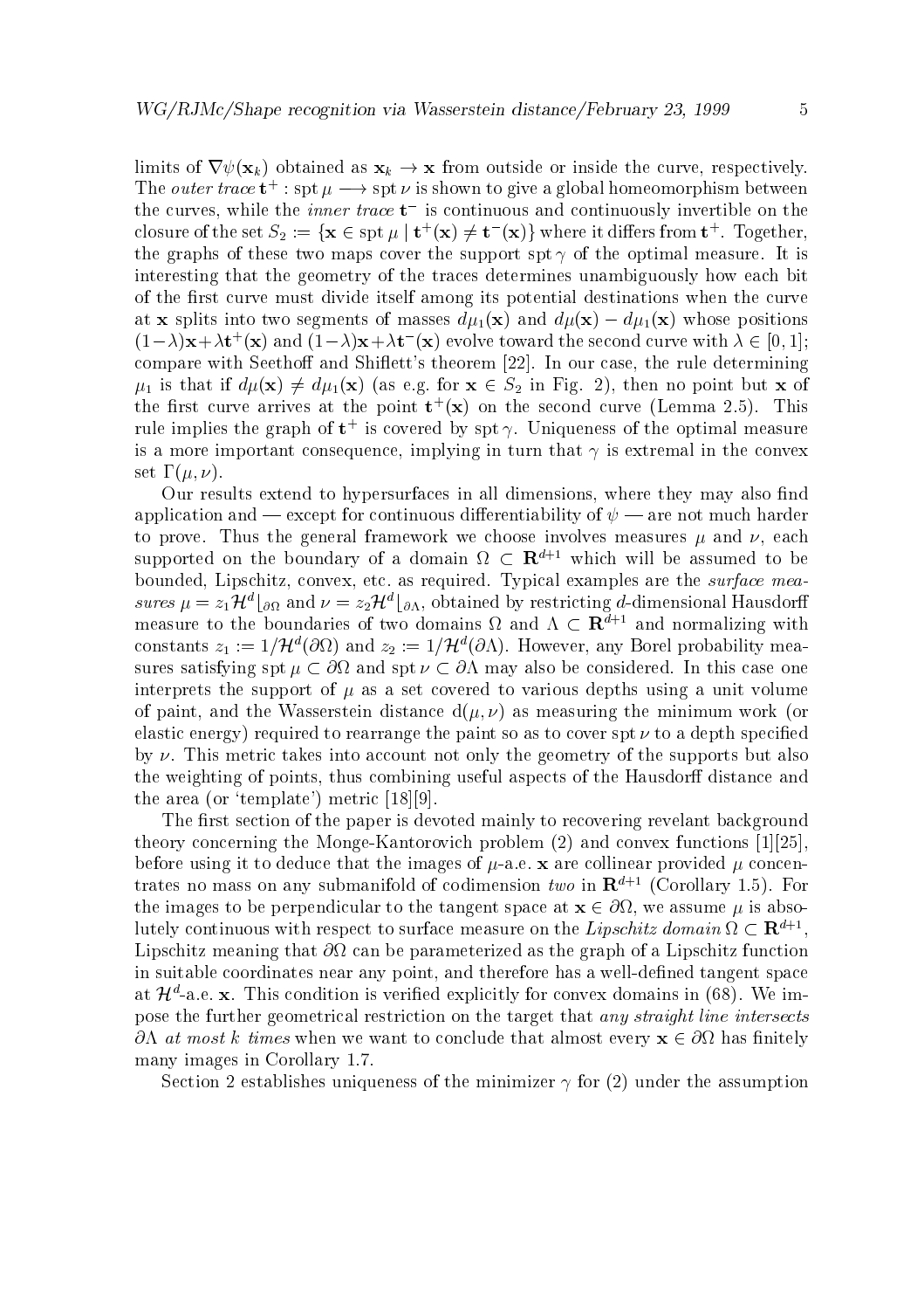limits of $\nabla\psi(\mathbf{x}_k)$ obtained as $\mathbf{x}_k \to \mathbf{x}$ from outside or inside the curve, respectively. The *outer trace* $\mathbf{t}^+ : \operatorname{spt}\mu \longrightarrow \operatorname{spt}\nu$ is shown to give a global homeomorphism between the curves, while the *inner trace* $\mathbf{t}^-$ is continuous and continuously invertible on the closure of the set $S_2 := \{\mathbf{x} \in \operatorname{spt}\mu \mid \mathbf{t}^+(\mathbf{x}) \neq \mathbf{t}^-(\mathbf{x})\}$ where it differs from $\mathbf{t}^+$. Together, the graphs of these two maps cover the support $\operatorname{spt}\gamma$ of the optimal measure. It is interesting that the geometry of the traces determines unambiguously how each bit of the first curve must divide itself among its potential destinations when the curve at $\mathbf{x}$ splits into two segments of masses $d\mu_1(\mathbf{x})$ and $d\mu(\mathbf{x}) - d\mu_1(\mathbf{x})$ whose positions $(1-\lambda)\mathbf{x} + \lambda\mathbf{t}^+(\mathbf{x})$ and $(1-\lambda)\mathbf{x} + \lambda\mathbf{t}^-(\mathbf{x})$ evolve toward the second curve with $\lambda \in [0, 1]$; compare with Seethoff and Shiflett's theorem [22]. In our case, the rule determining $\mu_1$ is that if $d\mu(\mathbf{x}) \neq d\mu_1(\mathbf{x})$ (as e.g. for $\mathbf{x} \in S_2$ in Fig. 2), then no point but $\mathbf{x}$ of the first curve arrives at the point $\mathbf{t}^+(\mathbf{x})$ on the second curve (Lemma 2.5). This rule implies the graph of $\mathbf{t}^+$ is covered by $\operatorname{spt}\gamma$. Uniqueness of the optimal measure is a more important consequence, implying in turn that $\gamma$ is extremal in the convex set $\Gamma(\mu, \nu)$.

Our results extend to hypersurfaces in all dimensions, where they may also find application and — except for continuous differentiability of $\psi$ — are not much harder to prove. Thus the general framework we choose involves measures $\mu$ and $\nu$, each supported on the boundary of a domain $\Omega \subset \mathbf{R}^{d+1}$ which will be assumed to be bounded, Lipschitz, convex, etc. as required. Typical examples are the *surface measures* $\mu = z_1 \mathcal{H}^d\lfloor_{\partial\Omega}$ and $\nu = z_2 \mathcal{H}^d\lfloor_{\partial\Lambda}$, obtained by restricting $d$-dimensional Hausdorff measure to the boundaries of two domains $\Omega$ and $\Lambda \subset \mathbf{R}^{d+1}$ and normalizing with constants $z_1 := 1/\mathcal{H}^d(\partial\Omega)$ and $z_2 := 1/\mathcal{H}^d(\partial\Lambda)$. However, any Borel probability measures satisfying $\operatorname{spt}\mu \subset \partial\Omega$ and $\operatorname{spt}\nu \subset \partial\Lambda$ may also be considered. In this case one interprets the support of $\mu$ as a set covered to various depths using a unit volume of paint, and the Wasserstein distance $\mathrm{d}(\mu, \nu)$ as measuring the minimum work (or elastic energy) required to rearrange the paint so as to cover $\operatorname{spt}\nu$ to a depth specified by $\nu$. This metric takes into account not only the geometry of the supports but also the weighting of points, thus combining useful aspects of the Hausdorff distance and the area (or 'template') metric [18][9].

The first section of the paper is devoted mainly to recovering revelant background theory concerning the Monge-Kantorovich problem (2) and convex functions [1][25], before using it to deduce that the images of $\mu$-a.e. $\mathbf{x}$ are collinear provided $\mu$ concentrates no mass on any submanifold of codimension *two* in $\mathbf{R}^{d+1}$ (Corollary 1.5). For the images to be perpendicular to the tangent space at $\mathbf{x} \in \partial\Omega$, we assume $\mu$ is absolutely continuous with respect to surface measure on the *Lipschitz domain* $\Omega \subset \mathbf{R}^{d+1}$, Lipschitz meaning that $\partial\Omega$ can be parameterized as the graph of a Lipschitz function in suitable coordinates near any point, and therefore has a well-defined tangent space at $\mathcal{H}^d$-a.e. $\mathbf{x}$. This condition is verified explicitly for convex domains in (68). We impose the further geometrical restriction on the target that *any straight line intersects* $\partial\Lambda$ *at most* $k$ *times* when we want to conclude that almost every $\mathbf{x} \in \partial\Omega$ has finitely many images in Corollary 1.7.

Section 2 establishes uniqueness of the minimizer $\gamma$ for (2) under the assumption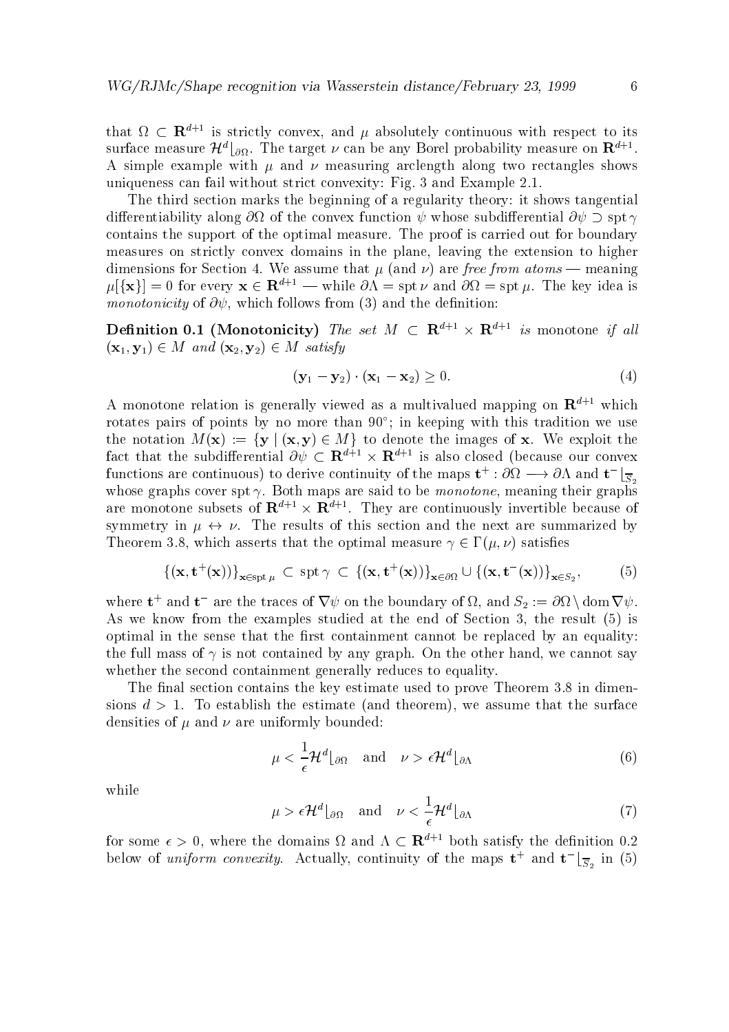that $\Omega \subset \mathbf{R}^{d+1}$ is strictly convex, and $\mu$ absolutely continuous with respect to its surface measure $\mathcal{H}^d\lfloor_{\partial\Omega}$. The target $\nu$ can be any Borel probability measure on $\mathbf{R}^{d+1}$. A simple example with $\mu$ and $\nu$ measuring arclength along two rectangles shows uniqueness can fail without strict convexity: Fig. 3 and Example 2.1.

The third section marks the beginning of a regularity theory: it shows tangential differentiability along $\partial\Omega$ of the convex function $\psi$ whose subdifferential $\partial\psi \supset \operatorname{spt}\gamma$ contains the support of the optimal measure. The proof is carried out for boundary measures on strictly convex domains in the plane, leaving the extension to higher dimensions for Section 4. We assume that $\mu$ (and $\nu$) are *free from atoms* — meaning $\mu[\{\mathbf{x}\}] = 0$ for every $\mathbf{x} \in \mathbf{R}^{d+1}$ — while $\partial\Lambda = \operatorname{spt}\nu$ and $\partial\Omega = \operatorname{spt}\mu$. The key idea is *monotonicity* of $\partial\psi$, which follows from (3) and the definition:

**Definition 0.1 (Monotonicity)** *The set $M \subset \mathbf{R}^{d+1} \times \mathbf{R}^{d+1}$ is* monotone *if all $(\mathbf{x}_1, \mathbf{y}_1) \in M$ and $(\mathbf{x}_2, \mathbf{y}_2) \in M$ satisfy*

$$(\mathbf{y}_1 - \mathbf{y}_2) \cdot (\mathbf{x}_1 - \mathbf{x}_2) \geq 0. \tag{4}$$

A monotone relation is generally viewed as a multivalued mapping on $\mathbf{R}^{d+1}$ which rotates pairs of points by no more than $90^\circ$; in keeping with this tradition we use the notation $M(\mathbf{x}) := \{\mathbf{y} \mid (\mathbf{x}, \mathbf{y}) \in M\}$ to denote the images of $\mathbf{x}$. We exploit the fact that the subdifferential $\partial\psi \subset \mathbf{R}^{d+1} \times \mathbf{R}^{d+1}$ is also closed (because our convex functions are continuous) to derive continuity of the maps $\mathbf{t}^+ : \partial\Omega \longrightarrow \partial\Lambda$ and $\mathbf{t}^-\lfloor_{\overline{S}_2}$ whose graphs cover $\operatorname{spt}\gamma$. Both maps are said to be *monotone*, meaning their graphs are monotone subsets of $\mathbf{R}^{d+1} \times \mathbf{R}^{d+1}$. They are continuously invertible because of symmetry in $\mu \leftrightarrow \nu$. The results of this section and the next are summarized by Theorem 3.8, which asserts that the optimal measure $\gamma \in \Gamma(\mu, \nu)$ satisfies

$$\{(\mathbf{x}, \mathbf{t}^+(\mathbf{x}))\}_{\mathbf{x} \in \operatorname{spt}\mu} \subset \operatorname{spt}\gamma \subset \{(\mathbf{x}, \mathbf{t}^+(\mathbf{x}))\}_{\mathbf{x} \in \partial\Omega} \cup \{(\mathbf{x}, \mathbf{t}^-(\mathbf{x}))\}_{\mathbf{x} \in S_2}, \tag{5}$$

where $\mathbf{t}^+$ and $\mathbf{t}^-$ are the traces of $\nabla\psi$ on the boundary of $\Omega$, and $S_2 := \partial\Omega \setminus \operatorname{dom}\nabla\psi$. As we know from the examples studied at the end of Section 3, the result (5) is optimal in the sense that the first containment cannot be replaced by an equality: the full mass of $\gamma$ is not contained by any graph. On the other hand, we cannot say whether the second containment generally reduces to equality.

The final section contains the key estimate used to prove Theorem 3.8 in dimensions $d > 1$. To establish the estimate (and theorem), we assume that the surface densities of $\mu$ and $\nu$ are uniformly bounded:

$$\mu < \frac{1}{\epsilon}\mathcal{H}^d\lfloor_{\partial\Omega} \quad \text{and} \quad \nu > \epsilon\mathcal{H}^d\lfloor_{\partial\Lambda} \tag{6}$$

while

$$\mu > \epsilon\mathcal{H}^d\lfloor_{\partial\Omega} \quad \text{and} \quad \nu < \frac{1}{\epsilon}\mathcal{H}^d\lfloor_{\partial\Lambda} \tag{7}$$

for some $\epsilon > 0$, where the domains $\Omega$ and $\Lambda \subset \mathbf{R}^{d+1}$ both satisfy the definition 0.2 below of *uniform convexity*. Actually, continuity of the maps $\mathbf{t}^+$ and $\mathbf{t}^-\lfloor_{\overline{S}_2}$ in (5)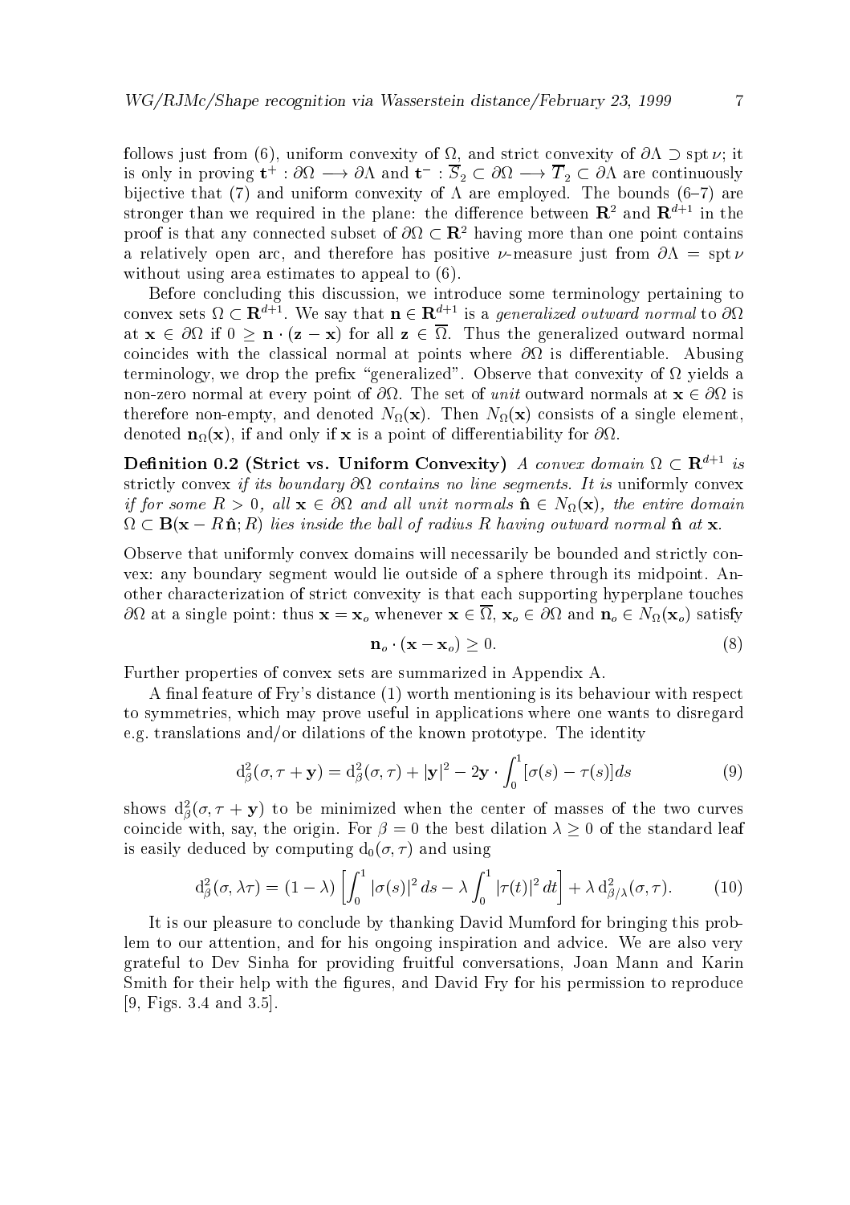follows just from (6), uniform convexity of $\Omega$, and strict convexity of $\partial\Lambda \supset \mathrm{spt}\,\nu$; it is only in proving $\mathbf{t}^+ : \partial\Omega \longrightarrow \partial\Lambda$ and $\mathbf{t}^- : \overline{S}_2 \subset \partial\Omega \longrightarrow \overline{T}_2 \subset \partial\Lambda$ are continuously bijective that (7) and uniform convexity of $\Lambda$ are employed. The bounds (6–7) are stronger than we required in the plane: the difference between $\mathbf{R}^2$ and $\mathbf{R}^{d+1}$ in the proof is that any connected subset of $\partial\Omega \subset \mathbf{R}^2$ having more than one point contains a relatively open arc, and therefore has positive $\nu$-measure just from $\partial\Lambda = \mathrm{spt}\,\nu$ without using area estimates to appeal to (6).

Before concluding this discussion, we introduce some terminology pertaining to convex sets $\Omega \subset \mathbf{R}^{d+1}$. We say that $\mathbf{n} \in \mathbf{R}^{d+1}$ is a *generalized outward normal* to $\partial\Omega$ at $\mathbf{x} \in \partial\Omega$ if $0 \geq \mathbf{n} \cdot (\mathbf{z} - \mathbf{x})$ for all $\mathbf{z} \in \overline{\Omega}$. Thus the generalized outward normal coincides with the classical normal at points where $\partial\Omega$ is differentiable. Abusing terminology, we drop the prefix "generalized". Observe that convexity of $\Omega$ yields a non-zero normal at every point of $\partial\Omega$. The set of *unit* outward normals at $\mathbf{x} \in \partial\Omega$ is therefore non-empty, and denoted $N_\Omega(\mathbf{x})$. Then $N_\Omega(\mathbf{x})$ consists of a single element, denoted $\mathbf{n}_\Omega(\mathbf{x})$, if and only if $\mathbf{x}$ is a point of differentiability for $\partial\Omega$.

**Definition 0.2 (Strict vs. Uniform Convexity)** *A convex domain $\Omega \subset \mathbf{R}^{d+1}$ is* strictly convex *if its boundary $\partial\Omega$ contains no line segments. It is* uniformly convex *if for some $R > 0$, all $\mathbf{x} \in \partial\Omega$ and all unit normals $\hat{\mathbf{n}} \in N_\Omega(\mathbf{x})$, the entire domain $\Omega \subset \mathbf{B}(\mathbf{x} - R\hat{\mathbf{n}}; R)$ lies inside the ball of radius $R$ having outward normal $\hat{\mathbf{n}}$ at $\mathbf{x}$.*

Observe that uniformly convex domains will necessarily be bounded and strictly convex: any boundary segment would lie outside of a sphere through its midpoint. Another characterization of strict convexity is that each supporting hyperplane touches $\partial\Omega$ at a single point: thus $\mathbf{x} = \mathbf{x}_o$ whenever $\mathbf{x} \in \overline{\Omega}$, $\mathbf{x}_o \in \partial\Omega$ and $\mathbf{n}_o \in N_\Omega(\mathbf{x}_o)$ satisfy

$$\mathbf{n}_o \cdot (\mathbf{x} - \mathbf{x}_o) \geq 0. \tag{8}$$

Further properties of convex sets are summarized in Appendix A.

A final feature of Fry's distance (1) worth mentioning is its behaviour with respect to symmetries, which may prove useful in applications where one wants to disregard e.g. translations and/or dilations of the known prototype. The identity

$$\mathrm{d}_\beta^2(\sigma, \tau + \mathbf{y}) = \mathrm{d}_\beta^2(\sigma, \tau) + |\mathbf{y}|^2 - 2\mathbf{y} \cdot \int_0^1 [\sigma(s) - \tau(s)]ds \tag{9}$$

shows $\mathrm{d}_\beta^2(\sigma, \tau + \mathbf{y})$ to be minimized when the center of masses of the two curves coincide with, say, the origin. For $\beta = 0$ the best dilation $\lambda \geq 0$ of the standard leaf is easily deduced by computing $\mathrm{d}_0(\sigma, \tau)$ and using

$$\mathrm{d}_\beta^2(\sigma, \lambda\tau) = (1 - \lambda) \left[ \int_0^1 |\sigma(s)|^2 \, ds - \lambda \int_0^1 |\tau(t)|^2 \, dt \right] + \lambda \, \mathrm{d}_{\beta/\lambda}^2(\sigma, \tau). \tag{10}$$

It is our pleasure to conclude by thanking David Mumford for bringing this problem to our attention, and for his ongoing inspiration and advice. We are also very grateful to Dev Sinha for providing fruitful conversations, Joan Mann and Karin Smith for their help with the figures, and David Fry for his permission to reproduce [9, Figs. 3.4 and 3.5].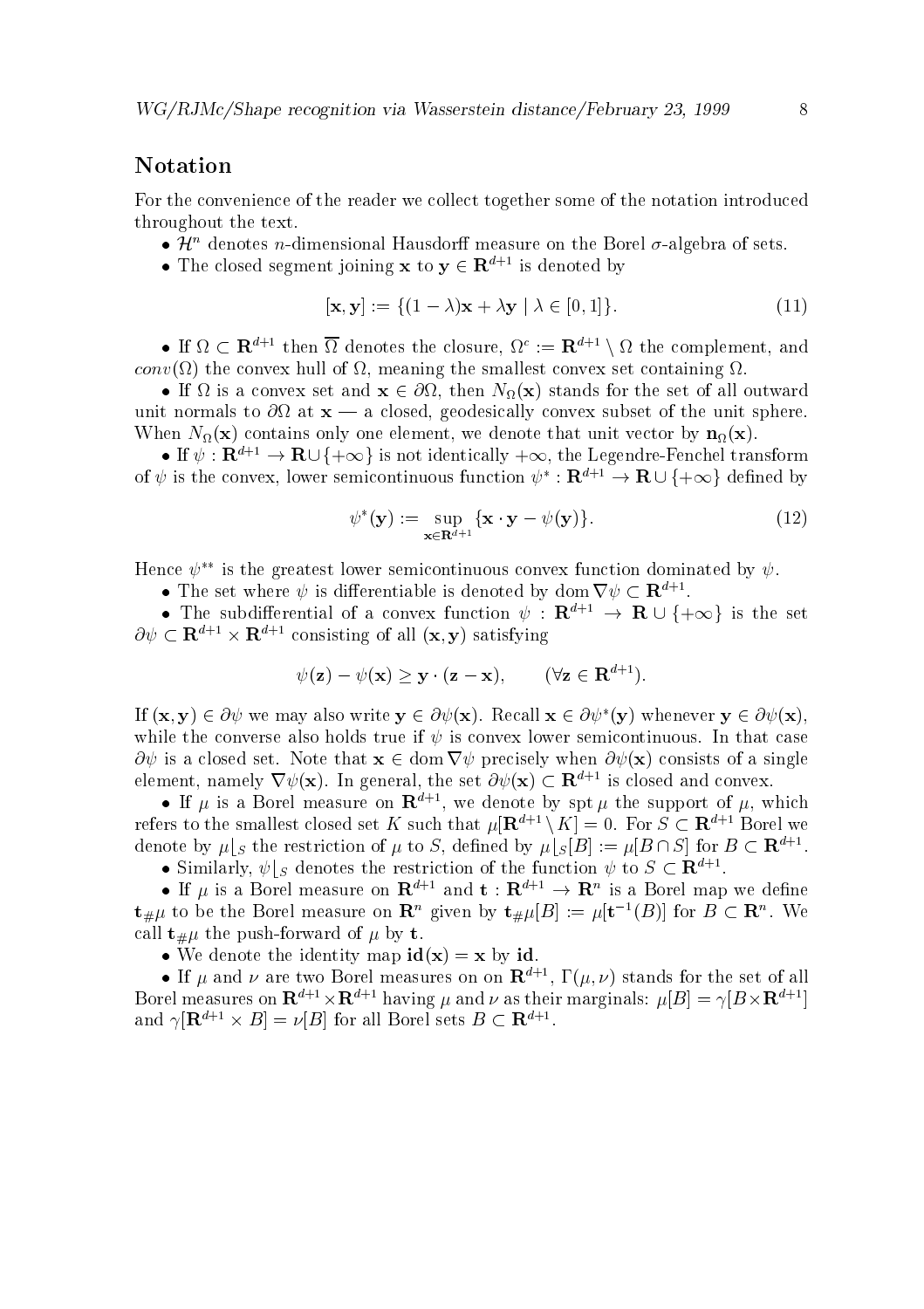## Notation

For the convenience of the reader we collect together some of the notation introduced throughout the text.

- $\mathcal{H}^n$ denotes $n$-dimensional Hausdorff measure on the Borel $\sigma$-algebra of sets.
- The closed segment joining $\mathbf{x}$ to $\mathbf{y} \in \mathbf{R}^{d+1}$ is denoted by

$$[\mathbf{x}, \mathbf{y}] := \{(1-\lambda)\mathbf{x} + \lambda\mathbf{y} \mid \lambda \in [0,1]\}. \tag{11}$$

- If $\Omega \subset \mathbf{R}^{d+1}$ then $\overline{\Omega}$ denotes the closure, $\Omega^c := \mathbf{R}^{d+1} \setminus \Omega$ the complement, and $conv(\Omega)$ the convex hull of $\Omega$, meaning the smallest convex set containing $\Omega$.
- If $\Omega$ is a convex set and $\mathbf{x} \in \partial\Omega$, then $N_\Omega(\mathbf{x})$ stands for the set of all outward unit normals to $\partial\Omega$ at $\mathbf{x}$ — a closed, geodesically convex subset of the unit sphere. When $N_\Omega(\mathbf{x})$ contains only one element, we denote that unit vector by $\mathbf{n}_\Omega(\mathbf{x})$.
- If $\psi : \mathbf{R}^{d+1} \to \mathbf{R} \cup \{+\infty\}$ is not identically $+\infty$, the Legendre-Fenchel transform of $\psi$ is the convex, lower semicontinuous function $\psi^* : \mathbf{R}^{d+1} \to \mathbf{R} \cup \{+\infty\}$ defined by

$$\psi^*(\mathbf{y}) := \sup_{\mathbf{x} \in \mathbf{R}^{d+1}} \{\mathbf{x} \cdot \mathbf{y} - \psi(\mathbf{y})\}. \tag{12}$$

Hence $\psi^{**}$ is the greatest lower semicontinuous convex function dominated by $\psi$.

- The set where $\psi$ is differentiable is denoted by $\operatorname{dom} \nabla\psi \subset \mathbf{R}^{d+1}$.
- The subdifferential of a convex function $\psi : \mathbf{R}^{d+1} \to \mathbf{R} \cup \{+\infty\}$ is the set $\partial\psi \subset \mathbf{R}^{d+1} \times \mathbf{R}^{d+1}$ consisting of all $(\mathbf{x}, \mathbf{y})$ satisfying

$$\psi(\mathbf{z}) - \psi(\mathbf{x}) \geq \mathbf{y} \cdot (\mathbf{z} - \mathbf{x}), \qquad (\forall \mathbf{z} \in \mathbf{R}^{d+1}).$$

If $(\mathbf{x}, \mathbf{y}) \in \partial\psi$ we may also write $\mathbf{y} \in \partial\psi(\mathbf{x})$. Recall $\mathbf{x} \in \partial\psi^*(\mathbf{y})$ whenever $\mathbf{y} \in \partial\psi(\mathbf{x})$, while the converse also holds true if $\psi$ is convex lower semicontinuous. In that case $\partial\psi$ is a closed set. Note that $\mathbf{x} \in \operatorname{dom} \nabla\psi$ precisely when $\partial\psi(\mathbf{x})$ consists of a single element, namely $\nabla\psi(\mathbf{x})$. In general, the set $\partial\psi(\mathbf{x}) \subset \mathbf{R}^{d+1}$ is closed and convex.

- If $\mu$ is a Borel measure on $\mathbf{R}^{d+1}$, we denote by $\operatorname{spt} \mu$ the support of $\mu$, which refers to the smallest closed set $K$ such that $\mu[\mathbf{R}^{d+1} \setminus K] = 0$. For $S \subset \mathbf{R}^{d+1}$ Borel we denote by $\mu\lfloor_S$ the restriction of $\mu$ to $S$, defined by $\mu\lfloor_S[B] := \mu[B \cap S]$ for $B \subset \mathbf{R}^{d+1}$.
- Similarly, $\psi\lfloor_S$ denotes the restriction of the function $\psi$ to $S \subset \mathbf{R}^{d+1}$.
- If $\mu$ is a Borel measure on $\mathbf{R}^{d+1}$ and $\mathbf{t} : \mathbf{R}^{d+1} \to \mathbf{R}^n$ is a Borel map we define $\mathbf{t}_{\#}\mu$ to be the Borel measure on $\mathbf{R}^n$ given by $\mathbf{t}_{\#}\mu[B] := \mu[\mathbf{t}^{-1}(B)]$ for $B \subset \mathbf{R}^n$. We call $\mathbf{t}_{\#}\mu$ the push-forward of $\mu$ by $\mathbf{t}$.
- We denote the identity map $\mathbf{id}(\mathbf{x}) = \mathbf{x}$ by $\mathbf{id}$.
- If $\mu$ and $\nu$ are two Borel measures on on $\mathbf{R}^{d+1}$, $\Gamma(\mu, \nu)$ stands for the set of all Borel measures on $\mathbf{R}^{d+1} \times \mathbf{R}^{d+1}$ having $\mu$ and $\nu$ as their marginals: $\mu[B] = \gamma[B \times \mathbf{R}^{d+1}]$ and $\gamma[\mathbf{R}^{d+1} \times B] = \nu[B]$ for all Borel sets $B \subset \mathbf{R}^{d+1}$.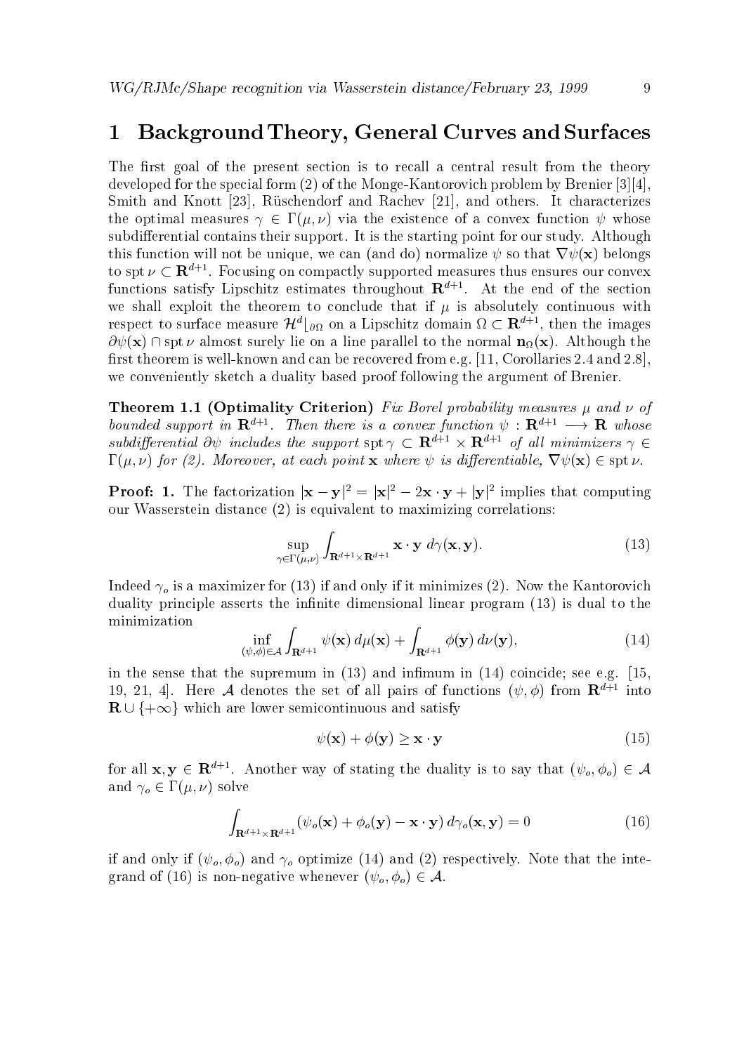# 1 Background Theory, General Curves and Surfaces

The first goal of the present section is to recall a central result from the theory developed for the special form (2) of the Monge-Kantorovich problem by Brenier [3][4], Smith and Knott [23], Rüschendorf and Rachev [21], and others. It characterizes the optimal measures $\gamma \in \Gamma(\mu, \nu)$ via the existence of a convex function $\psi$ whose subdifferential contains their support. It is the starting point for our study. Although this function will not be unique, we can (and do) normalize $\psi$ so that $\nabla\psi(\mathbf{x})$ belongs to $\operatorname{spt} \nu \subset \mathbf{R}^{d+1}$. Focusing on compactly supported measures thus ensures our convex functions satisfy Lipschitz estimates throughout $\mathbf{R}^{d+1}$. At the end of the section we shall exploit the theorem to conclude that if $\mu$ is absolutely continuous with respect to surface measure $\mathcal{H}^d\lfloor_{\partial\Omega}$ on a Lipschitz domain $\Omega \subset \mathbf{R}^{d+1}$, then the images $\partial\psi(\mathbf{x}) \cap \operatorname{spt} \nu$ almost surely lie on a line parallel to the normal $\mathbf{n}_\Omega(\mathbf{x})$. Although the first theorem is well-known and can be recovered from e.g. [11, Corollaries 2.4 and 2.8], we conveniently sketch a duality based proof following the argument of Brenier.

**Theorem 1.1 (Optimality Criterion)** *Fix Borel probability measures $\mu$ and $\nu$ of bounded support in $\mathbf{R}^{d+1}$. Then there is a convex function $\psi : \mathbf{R}^{d+1} \longrightarrow \mathbf{R}$ whose subdifferential $\partial\psi$ includes the support $\operatorname{spt}\gamma \subset \mathbf{R}^{d+1} \times \mathbf{R}^{d+1}$ of all minimizers $\gamma \in \Gamma(\mu, \nu)$ for (2). Moreover, at each point $\mathbf{x}$ where $\psi$ is differentiable, $\nabla\psi(\mathbf{x}) \in \operatorname{spt}\nu$.*

**Proof: 1.** The factorization $|\mathbf{x} - \mathbf{y}|^2 = |\mathbf{x}|^2 - 2\mathbf{x} \cdot \mathbf{y} + |\mathbf{y}|^2$ implies that computing our Wasserstein distance (2) is equivalent to maximizing correlations:

$$\sup_{\gamma \in \Gamma(\mu,\nu)} \int_{\mathbf{R}^{d+1} \times \mathbf{R}^{d+1}} \mathbf{x} \cdot \mathbf{y} \; d\gamma(\mathbf{x}, \mathbf{y}). \tag{13}$$

Indeed $\gamma_o$ is a maximizer for (13) if and only if it minimizes (2). Now the Kantorovich duality principle asserts the infinite dimensional linear program (13) is dual to the minimization

$$\inf_{(\psi,\phi) \in \mathcal{A}} \int_{\mathbf{R}^{d+1}} \psi(\mathbf{x}) \, d\mu(\mathbf{x}) + \int_{\mathbf{R}^{d+1}} \phi(\mathbf{y}) \, d\nu(\mathbf{y}), \tag{14}$$

in the sense that the supremum in (13) and infimum in (14) coincide; see e.g. [15, 19, 21, 4]. Here $\mathcal{A}$ denotes the set of all pairs of functions $(\psi, \phi)$ from $\mathbf{R}^{d+1}$ into $\mathbf{R} \cup \{+\infty\}$ which are lower semicontinuous and satisfy

$$\psi(\mathbf{x}) + \phi(\mathbf{y}) \geq \mathbf{x} \cdot \mathbf{y} \tag{15}$$

for all $\mathbf{x}, \mathbf{y} \in \mathbf{R}^{d+1}$. Another way of stating the duality is to say that $(\psi_o, \phi_o) \in \mathcal{A}$ and $\gamma_o \in \Gamma(\mu, \nu)$ solve

$$\int_{\mathbf{R}^{d+1} \times \mathbf{R}^{d+1}} (\psi_o(\mathbf{x}) + \phi_o(\mathbf{y}) - \mathbf{x} \cdot \mathbf{y}) \, d\gamma_o(\mathbf{x}, \mathbf{y}) = 0 \tag{16}$$

if and only if $(\psi_o, \phi_o)$ and $\gamma_o$ optimize (14) and (2) respectively. Note that the integrand of (16) is non-negative whenever $(\psi_o, \phi_o) \in \mathcal{A}$.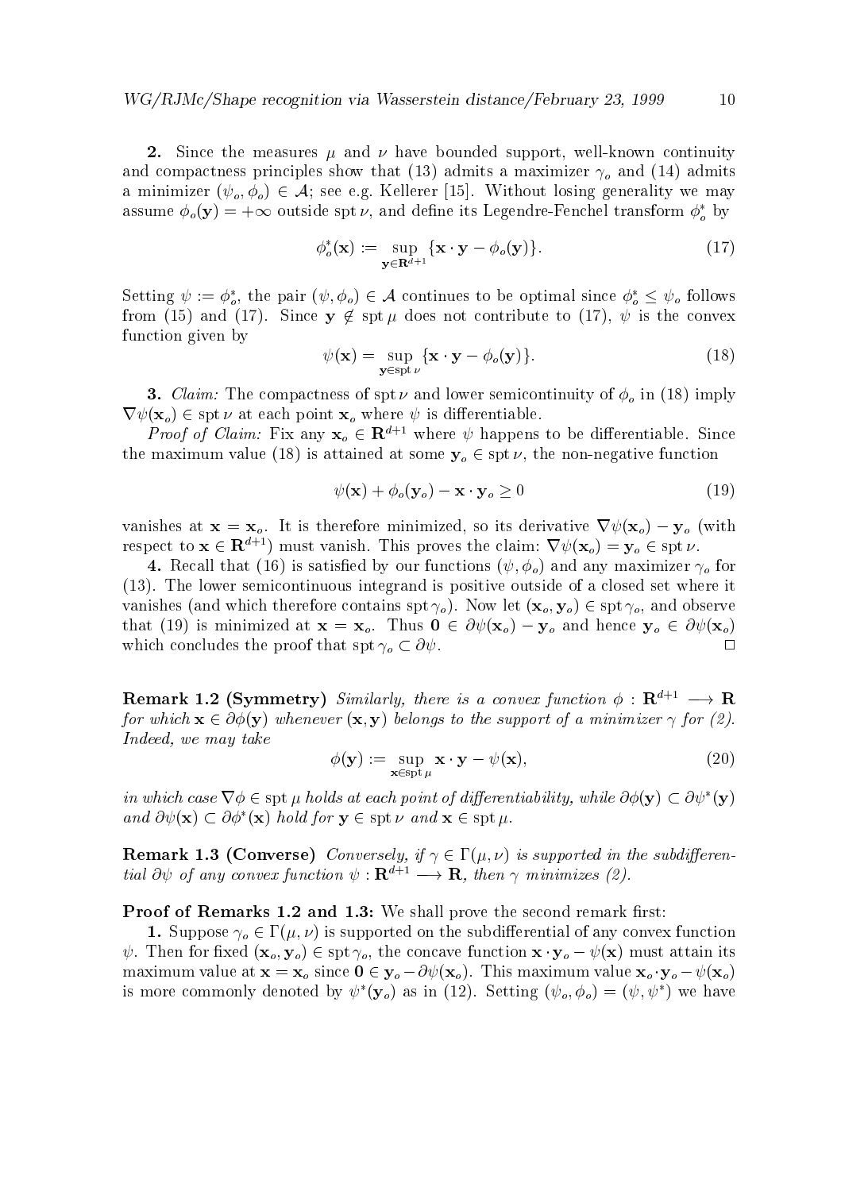**2.** Since the measures $\mu$ and $\nu$ have bounded support, well-known continuity and compactness principles show that (13) admits a maximizer $\gamma_o$ and (14) admits a minimizer $(\psi_o, \phi_o) \in \mathcal{A}$; see e.g. Kellerer [15]. Without losing generality we may assume $\phi_o(\mathbf{y}) = +\infty$ outside spt $\nu$, and define its Legendre-Fenchel transform $\phi_o^*$ by

$$\phi_o^*(\mathbf{x}) := \sup_{\mathbf{y} \in \mathbf{R}^{d+1}} \{\mathbf{x} \cdot \mathbf{y} - \phi_o(\mathbf{y})\}. \tag{17}$$

Setting $\psi := \phi_o^*$, the pair $(\psi, \phi_o) \in \mathcal{A}$ continues to be optimal since $\phi_o^* \leq \psi_o$ follows from (15) and (17). Since $\mathbf{y} \notin \operatorname{spt} \mu$ does not contribute to (17), $\psi$ is the convex function given by

$$\psi(\mathbf{x}) = \sup_{\mathbf{y} \in \operatorname{spt} \nu} \{\mathbf{x} \cdot \mathbf{y} - \phi_o(\mathbf{y})\}. \tag{18}$$

**3.** *Claim:* The compactness of spt $\nu$ and lower semicontinuity of $\phi_o$ in (18) imply $\nabla \psi(\mathbf{x}_o) \in \operatorname{spt} \nu$ at each point $\mathbf{x}_o$ where $\psi$ is differentiable.

*Proof of Claim:* Fix any $\mathbf{x}_o \in \mathbf{R}^{d+1}$ where $\psi$ happens to be differentiable. Since the maximum value (18) is attained at some $\mathbf{y}_o \in \operatorname{spt} \nu$, the non-negative function

$$\psi(\mathbf{x}) + \phi_o(\mathbf{y}_o) - \mathbf{x} \cdot \mathbf{y}_o \geq 0 \tag{19}$$

vanishes at $\mathbf{x} = \mathbf{x}_o$. It is therefore minimized, so its derivative $\nabla \psi(\mathbf{x}_o) - \mathbf{y}_o$ (with respect to $\mathbf{x} \in \mathbf{R}^{d+1}$) must vanish. This proves the claim: $\nabla \psi(\mathbf{x}_o) = \mathbf{y}_o \in \operatorname{spt} \nu$.

**4.** Recall that (16) is satisfied by our functions $(\psi, \phi_o)$ and any maximizer $\gamma_o$ for (13). The lower semicontinuous integrand is positive outside of a closed set where it vanishes (and which therefore contains spt $\gamma_o$). Now let $(\mathbf{x}_o, \mathbf{y}_o) \in \operatorname{spt} \gamma_o$, and observe that (19) is minimized at $\mathbf{x} = \mathbf{x}_o$. Thus $\mathbf{0} \in \partial \psi(\mathbf{x}_o) - \mathbf{y}_o$ and hence $\mathbf{y}_o \in \partial \psi(\mathbf{x}_o)$ which concludes the proof that spt $\gamma_o \subset \partial \psi$. $\square$

**Remark 1.2 (Symmetry)** *Similarly, there is a convex function $\phi : \mathbf{R}^{d+1} \longrightarrow \mathbf{R}$ for which $\mathbf{x} \in \partial \phi(\mathbf{y})$ whenever $(\mathbf{x}, \mathbf{y})$ belongs to the support of a minimizer $\gamma$ for (2). Indeed, we may take*

$$\phi(\mathbf{y}) := \sup_{\mathbf{x} \in \operatorname{spt} \mu} \mathbf{x} \cdot \mathbf{y} - \psi(\mathbf{x}), \tag{20}$$

*in which case $\nabla \phi \in \operatorname{spt} \mu$ holds at each point of differentiability, while $\partial \phi(\mathbf{y}) \subset \partial \psi^*(\mathbf{y})$ and $\partial \psi(\mathbf{x}) \subset \partial \phi^*(\mathbf{x})$ hold for $\mathbf{y} \in \operatorname{spt} \nu$ and $\mathbf{x} \in \operatorname{spt} \mu$.*

**Remark 1.3 (Converse)** *Conversely, if $\gamma \in \Gamma(\mu, \nu)$ is supported in the subdifferential $\partial \psi$ of any convex function $\psi : \mathbf{R}^{d+1} \longrightarrow \mathbf{R}$, then $\gamma$ minimizes (2).*

**Proof of Remarks 1.2 and 1.3:** We shall prove the second remark first:

**1.** Suppose $\gamma_o \in \Gamma(\mu, \nu)$ is supported on the subdifferential of any convex function $\psi$. Then for fixed $(\mathbf{x}_o, \mathbf{y}_o) \in \operatorname{spt} \gamma_o$, the concave function $\mathbf{x} \cdot \mathbf{y}_o - \psi(\mathbf{x})$ must attain its maximum value at $\mathbf{x} = \mathbf{x}_o$ since $\mathbf{0} \in \mathbf{y}_o - \partial \psi(\mathbf{x}_o)$. This maximum value $\mathbf{x}_o \cdot \mathbf{y}_o - \psi(\mathbf{x}_o)$ is more commonly denoted by $\psi^*(\mathbf{y}_o)$ as in (12). Setting $(\psi_o, \phi_o) = (\psi, \psi^*)$ we have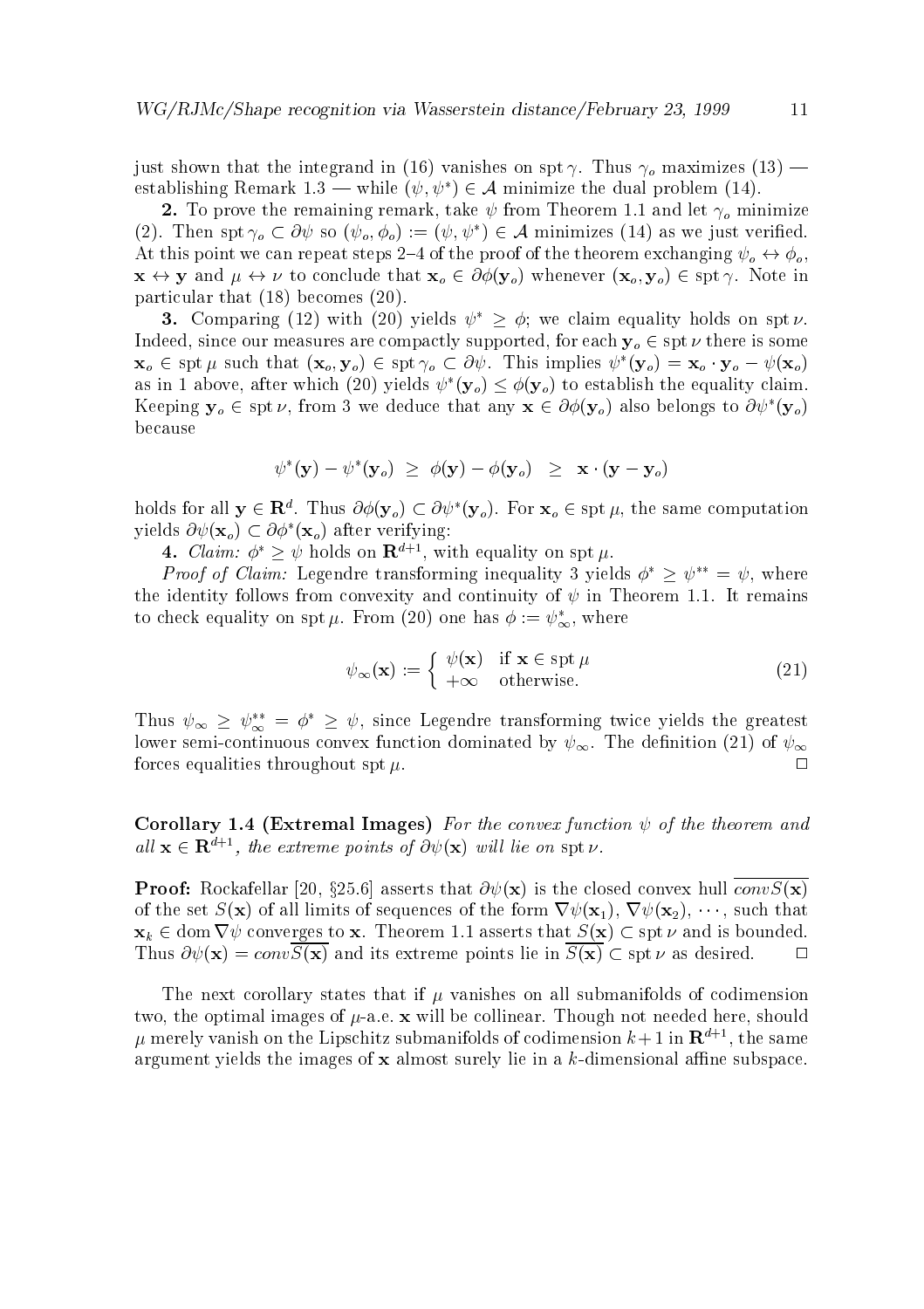just shown that the integrand in (16) vanishes on $\operatorname{spt}\gamma$. Thus $\gamma_o$ maximizes (13) — establishing Remark 1.3 — while $(\psi, \psi^*) \in \mathcal{A}$ minimize the dual problem (14).

**2.** To prove the remaining remark, take $\psi$ from Theorem 1.1 and let $\gamma_o$ minimize (2). Then $\operatorname{spt}\gamma_o \subset \partial\psi$ so $(\psi_o, \phi_o) := (\psi, \psi^*) \in \mathcal{A}$ minimizes (14) as we just verified. At this point we can repeat steps 2–4 of the proof of the theorem exchanging $\psi_o \leftrightarrow \phi_o$, $\mathbf{x} \leftrightarrow \mathbf{y}$ and $\mu \leftrightarrow \nu$ to conclude that $\mathbf{x}_o \in \partial\phi(\mathbf{y}_o)$ whenever $(\mathbf{x}_o, \mathbf{y}_o) \in \operatorname{spt}\gamma$. Note in particular that (18) becomes (20).

**3.** Comparing (12) with (20) yields $\psi^* \geq \phi$; we claim equality holds on $\operatorname{spt}\nu$. Indeed, since our measures are compactly supported, for each $\mathbf{y}_o \in \operatorname{spt}\nu$ there is some $\mathbf{x}_o \in \operatorname{spt}\mu$ such that $(\mathbf{x}_o, \mathbf{y}_o) \in \operatorname{spt}\gamma_o \subset \partial\psi$. This implies $\psi^*(\mathbf{y}_o) = \mathbf{x}_o \cdot \mathbf{y}_o - \psi(\mathbf{x}_o)$ as in 1 above, after which (20) yields $\psi^*(\mathbf{y}_o) \leq \phi(\mathbf{y}_o)$ to establish the equality claim. Keeping $\mathbf{y}_o \in \operatorname{spt}\nu$, from 3 we deduce that any $\mathbf{x} \in \partial\phi(\mathbf{y}_o)$ also belongs to $\partial\psi^*(\mathbf{y}_o)$ because

$$\psi^*(\mathbf{y}) - \psi^*(\mathbf{y}_o) \ \geq \ \phi(\mathbf{y}) - \phi(\mathbf{y}_o) \ \ \geq \ \ \mathbf{x} \cdot (\mathbf{y} - \mathbf{y}_o)$$

holds for all $\mathbf{y} \in \mathbf{R}^d$. Thus $\partial\phi(\mathbf{y}_o) \subset \partial\psi^*(\mathbf{y}_o)$. For $\mathbf{x}_o \in \operatorname{spt}\mu$, the same computation yields $\partial\psi(\mathbf{x}_o) \subset \partial\phi^*(\mathbf{x}_o)$ after verifying:

**4.** *Claim:* $\phi^* \geq \psi$ holds on $\mathbf{R}^{d+1}$, with equality on $\operatorname{spt}\mu$.

*Proof of Claim:* Legendre transforming inequality 3 yields $\phi^* \geq \psi^{**} = \psi$, where the identity follows from convexity and continuity of $\psi$ in Theorem 1.1. It remains to check equality on $\operatorname{spt}\mu$. From (20) one has $\phi := \psi^*_\infty$, where

$$\psi_\infty(\mathbf{x}) := \begin{cases} \psi(\mathbf{x}) & \text{if } \mathbf{x} \in \operatorname{spt}\mu \\ +\infty & \text{otherwise.} \end{cases} \tag{21}$$

Thus $\psi_\infty \geq \psi^{**}_\infty = \phi^* \geq \psi$, since Legendre transforming twice yields the greatest lower semi-continuous convex function dominated by $\psi_\infty$. The definition (21) of $\psi_\infty$ forces equalities throughout $\operatorname{spt}\mu$. $\square$

**Corollary 1.4 (Extremal Images)** *For the convex function $\psi$ of the theorem and all $\mathbf{x} \in \mathbf{R}^{d+1}$, the extreme points of $\partial\psi(\mathbf{x})$ will lie on $\operatorname{spt}\nu$.*

**Proof:** Rockafellar [20, §25.6] asserts that $\partial\psi(\mathbf{x})$ is the closed convex hull $\overline{conv S(\mathbf{x})}$ of the set $S(\mathbf{x})$ of all limits of sequences of the form $\nabla\psi(\mathbf{x}_1)$, $\nabla\psi(\mathbf{x}_2)$, $\cdots$, such that $\mathbf{x}_k \in \operatorname{dom}\nabla\psi$ converges to $\mathbf{x}$. Theorem 1.1 asserts that $\overline{S(\mathbf{x})} \subset \operatorname{spt}\nu$ and is bounded. Thus $\partial\psi(\mathbf{x}) = conv\overline{S(\mathbf{x})}$ and its extreme points lie in $\overline{S(\mathbf{x})} \subset \operatorname{spt}\nu$ as desired. $\square$

The next corollary states that if $\mu$ vanishes on all submanifolds of codimension two, the optimal images of $\mu$-a.e. $\mathbf{x}$ will be collinear. Though not needed here, should $\mu$ merely vanish on the Lipschitz submanifolds of codimension $k+1$ in $\mathbf{R}^{d+1}$, the same argument yields the images of $\mathbf{x}$ almost surely lie in a $k$-dimensional affine subspace.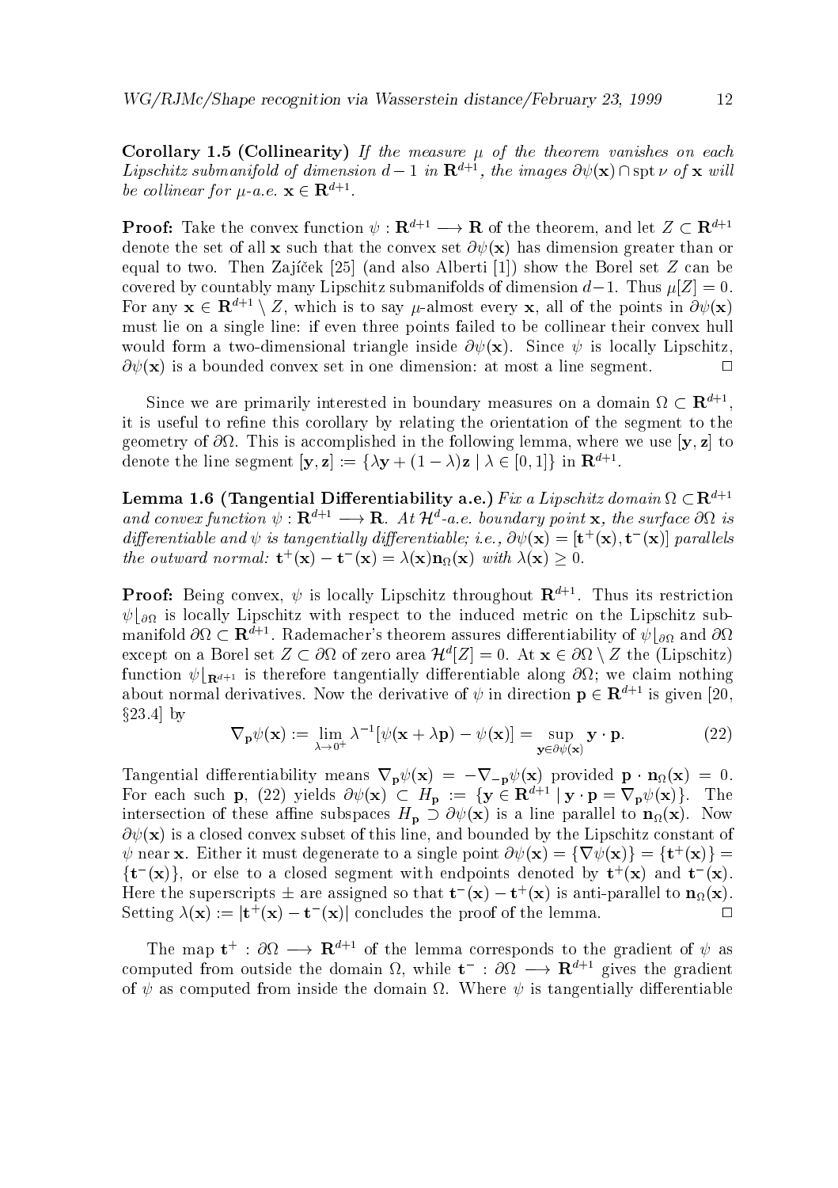**Corollary 1.5 (Collinearity)** *If the measure $\mu$ of the theorem vanishes on each Lipschitz submanifold of dimension $d-1$ in $\mathbf{R}^{d+1}$, the images $\partial\psi(\mathbf{x}) \cap \operatorname{spt} \nu$ of $\mathbf{x}$ will be collinear for $\mu$-a.e. $\mathbf{x} \in \mathbf{R}^{d+1}$.*

**Proof:** Take the convex function $\psi : \mathbf{R}^{d+1} \longrightarrow \mathbf{R}$ of the theorem, and let $Z \subset \mathbf{R}^{d+1}$ denote the set of all $\mathbf{x}$ such that the convex set $\partial\psi(\mathbf{x})$ has dimension greater than or equal to two. Then Zajíček [25] (and also Alberti [1]) show the Borel set $Z$ can be covered by countably many Lipschitz submanifolds of dimension $d-1$. Thus $\mu[Z] = 0$. For any $\mathbf{x} \in \mathbf{R}^{d+1} \setminus Z$, which is to say $\mu$-almost every $\mathbf{x}$, all of the points in $\partial\psi(\mathbf{x})$ must lie on a single line: if even three points failed to be collinear their convex hull would form a two-dimensional triangle inside $\partial\psi(\mathbf{x})$. Since $\psi$ is locally Lipschitz, $\partial\psi(\mathbf{x})$ is a bounded convex set in one dimension: at most a line segment. $\Box$

Since we are primarily interested in boundary measures on a domain $\Omega \subset \mathbf{R}^{d+1}$, it is useful to refine this corollary by relating the orientation of the segment to the geometry of $\partial\Omega$. This is accomplished in the following lemma, where we use $[\mathbf{y}, \mathbf{z}]$ to denote the line segment $[\mathbf{y}, \mathbf{z}] := \{\lambda\mathbf{y} + (1-\lambda)\mathbf{z} \mid \lambda \in [0,1]\}$ in $\mathbf{R}^{d+1}$.

**Lemma 1.6 (Tangential Differentiability a.e.)** *Fix a Lipschitz domain $\Omega \subset \mathbf{R}^{d+1}$ and convex function $\psi : \mathbf{R}^{d+1} \longrightarrow \mathbf{R}$. At $\mathcal{H}^d$-a.e. boundary point $\mathbf{x}$, the surface $\partial\Omega$ is differentiable and $\psi$ is tangentially differentiable; i.e., $\partial\psi(\mathbf{x}) = [\mathbf{t}^+(\mathbf{x}), \mathbf{t}^-(\mathbf{x})]$ parallels the outward normal: $\mathbf{t}^+(\mathbf{x}) - \mathbf{t}^-(\mathbf{x}) = \lambda(\mathbf{x})\mathbf{n}_\Omega(\mathbf{x})$ with $\lambda(\mathbf{x}) \geq 0$.*

**Proof:** Being convex, $\psi$ is locally Lipschitz throughout $\mathbf{R}^{d+1}$. Thus its restriction $\psi\lfloor_{\partial\Omega}$ is locally Lipschitz with respect to the induced metric on the Lipschitz submanifold $\partial\Omega \subset \mathbf{R}^{d+1}$. Rademacher's theorem assures differentiability of $\psi\lfloor_{\partial\Omega}$ and $\partial\Omega$ except on a Borel set $Z \subset \partial\Omega$ of zero area $\mathcal{H}^d[Z] = 0$. At $\mathbf{x} \in \partial\Omega \setminus Z$ the (Lipschitz) function $\psi\lfloor_{\mathbf{R}^{d+1}}$ is therefore tangentially differentiable along $\partial\Omega$; we claim nothing about normal derivatives. Now the derivative of $\psi$ in direction $\mathbf{p} \in \mathbf{R}^{d+1}$ is given [20, §23.4] by

$$\nabla_{\mathbf{p}}\psi(\mathbf{x}) := \lim_{\lambda \to 0^+} \lambda^{-1}[\psi(\mathbf{x} + \lambda\mathbf{p}) - \psi(\mathbf{x})] = \sup_{\mathbf{y} \in \partial\psi(\mathbf{x})} \mathbf{y} \cdot \mathbf{p}. \tag{22}$$

Tangential differentiability means $\nabla_{\mathbf{p}}\psi(\mathbf{x}) = -\nabla_{-\mathbf{p}}\psi(\mathbf{x})$ provided $\mathbf{p} \cdot \mathbf{n}_\Omega(\mathbf{x}) = 0$. For each such $\mathbf{p}$, (22) yields $\partial\psi(\mathbf{x}) \subset H_{\mathbf{p}} := \{\mathbf{y} \in \mathbf{R}^{d+1} \mid \mathbf{y} \cdot \mathbf{p} = \nabla_{\mathbf{p}}\psi(\mathbf{x})\}$. The intersection of these affine subspaces $H_{\mathbf{p}} \supset \partial\psi(\mathbf{x})$ is a line parallel to $\mathbf{n}_\Omega(\mathbf{x})$. Now $\partial\psi(\mathbf{x})$ is a closed convex subset of this line, and bounded by the Lipschitz constant of $\psi$ near $\mathbf{x}$. Either it must degenerate to a single point $\partial\psi(\mathbf{x}) = \{\nabla\psi(\mathbf{x})\} = \{\mathbf{t}^+(\mathbf{x})\} = \{\mathbf{t}^-(\mathbf{x})\}$, or else to a closed segment with endpoints denoted by $\mathbf{t}^+(\mathbf{x})$ and $\mathbf{t}^-(\mathbf{x})$. Here the superscripts $\pm$ are assigned so that $\mathbf{t}^-(\mathbf{x}) - \mathbf{t}^+(\mathbf{x})$ is anti-parallel to $\mathbf{n}_\Omega(\mathbf{x})$. Setting $\lambda(\mathbf{x}) := |\mathbf{t}^+(\mathbf{x}) - \mathbf{t}^-(\mathbf{x})|$ concludes the proof of the lemma. $\Box$

The map $\mathbf{t}^+ : \partial\Omega \longrightarrow \mathbf{R}^{d+1}$ of the lemma corresponds to the gradient of $\psi$ as computed from outside the domain $\Omega$, while $\mathbf{t}^- : \partial\Omega \longrightarrow \mathbf{R}^{d+1}$ gives the gradient of $\psi$ as computed from inside the domain $\Omega$. Where $\psi$ is tangentially differentiable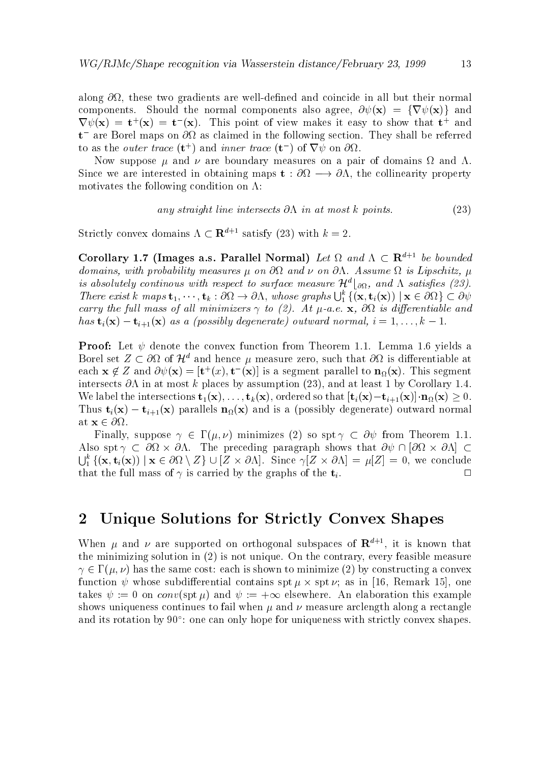along $\partial\Omega$, these two gradients are well-defined and coincide in all but their normal components. Should the normal components also agree, $\partial\psi(\mathbf{x}) = \{\nabla\psi(\mathbf{x})\}$ and $\nabla\psi(\mathbf{x}) = \mathbf{t}^+(\mathbf{x}) = \mathbf{t}^-(\mathbf{x})$. This point of view makes it easy to show that $\mathbf{t}^+$ and $\mathbf{t}^-$ are Borel maps on $\partial\Omega$ as claimed in the following section. They shall be referred to as the *outer trace* ($\mathbf{t}^+$) and *inner trace* ($\mathbf{t}^-$) of $\nabla\psi$ on $\partial\Omega$.

Now suppose $\mu$ and $\nu$ are boundary measures on a pair of domains $\Omega$ and $\Lambda$. Since we are interested in obtaining maps $\mathbf{t} : \partial\Omega \longrightarrow \partial\Lambda$, the collinearity property motivates the following condition on $\Lambda$:

$$\textit{any straight line intersects } \partial\Lambda \textit{ in at most } k \textit{ points.} \tag{23}$$

Strictly convex domains $\Lambda \subset \mathbf{R}^{d+1}$ satisfy (23) with $k = 2$.

**Corollary 1.7 (Images a.s. Parallel Normal)** *Let $\Omega$ and $\Lambda \subset \mathbf{R}^{d+1}$ be bounded domains, with probability measures $\mu$ on $\partial\Omega$ and $\nu$ on $\partial\Lambda$. Assume $\Omega$ is Lipschitz, $\mu$ is absolutely continous with respect to surface measure $\mathcal{H}^d\lfloor_{\partial\Omega}$, and $\Lambda$ satisfies (23). There exist $k$ maps $\mathbf{t}_1, \cdots, \mathbf{t}_k : \partial\Omega \to \partial\Lambda$, whose graphs $\bigcup_1^k \{(\mathbf{x}, \mathbf{t}_i(\mathbf{x})) \mid \mathbf{x} \in \partial\Omega\} \subset \partial\psi$ carry the full mass of all minimizers $\gamma$ to (2). At $\mu$-a.e. $\mathbf{x}$, $\partial\Omega$ is differentiable and has $\mathbf{t}_i(\mathbf{x}) - \mathbf{t}_{i+1}(\mathbf{x})$ as a (possibly degenerate) outward normal, $i = 1, \ldots, k-1$.*

**Proof:** Let $\psi$ denote the convex function from Theorem 1.1. Lemma 1.6 yields a Borel set $Z \subset \partial\Omega$ of $\mathcal{H}^d$ and hence $\mu$ measure zero, such that $\partial\Omega$ is differentiable at each $\mathbf{x} \notin Z$ and $\partial\psi(\mathbf{x}) = [\mathbf{t}^+(x), \mathbf{t}^-(\mathbf{x})]$ is a segment parallel to $\mathbf{n}_\Omega(\mathbf{x})$. This segment intersects $\partial\Lambda$ in at most $k$ places by assumption (23), and at least 1 by Corollary 1.4. We label the intersections $\mathbf{t}_1(\mathbf{x}), \ldots, \mathbf{t}_k(\mathbf{x})$, ordered so that $[\mathbf{t}_i(\mathbf{x}) - \mathbf{t}_{i+1}(\mathbf{x})] \cdot \mathbf{n}_\Omega(\mathbf{x}) \geq 0$. Thus $\mathbf{t}_i(\mathbf{x}) - \mathbf{t}_{i+1}(\mathbf{x})$ parallels $\mathbf{n}_\Omega(\mathbf{x})$ and is a (possibly degenerate) outward normal at $\mathbf{x} \in \partial\Omega$.

Finally, suppose $\gamma \in \Gamma(\mu, \nu)$ minimizes (2) so $\operatorname{spt}\gamma \subset \partial\psi$ from Theorem 1.1. Also $\operatorname{spt}\gamma \subset \partial\Omega \times \partial\Lambda$. The preceding paragraph shows that $\partial\psi \cap [\partial\Omega \times \partial\Lambda] \subset \bigcup_1^k \{(\mathbf{x}, \mathbf{t}_i(\mathbf{x})) \mid \mathbf{x} \in \partial\Omega \setminus Z\} \cup [Z \times \partial\Lambda]$. Since $\gamma[Z \times \partial\Lambda] = \mu[Z] = 0$, we conclude that the full mass of $\gamma$ is carried by the graphs of the $\mathbf{t}_i$. $\square$

## 2 Unique Solutions for Strictly Convex Shapes

When $\mu$ and $\nu$ are supported on orthogonal subspaces of $\mathbf{R}^{d+1}$, it is known that the minimizing solution in (2) is not unique. On the contrary, every feasible measure $\gamma \in \Gamma(\mu, \nu)$ has the same cost: each is shown to minimize (2) by constructing a convex function $\psi$ whose subdifferential contains $\operatorname{spt}\mu \times \operatorname{spt}\nu$; as in [16, Remark 15], one takes $\psi := 0$ on $conv(\operatorname{spt}\mu)$ and $\psi := +\infty$ elsewhere. An elaboration this example shows uniqueness continues to fail when $\mu$ and $\nu$ measure arclength along a rectangle and its rotation by $90^\circ$: one can only hope for uniqueness with strictly convex shapes.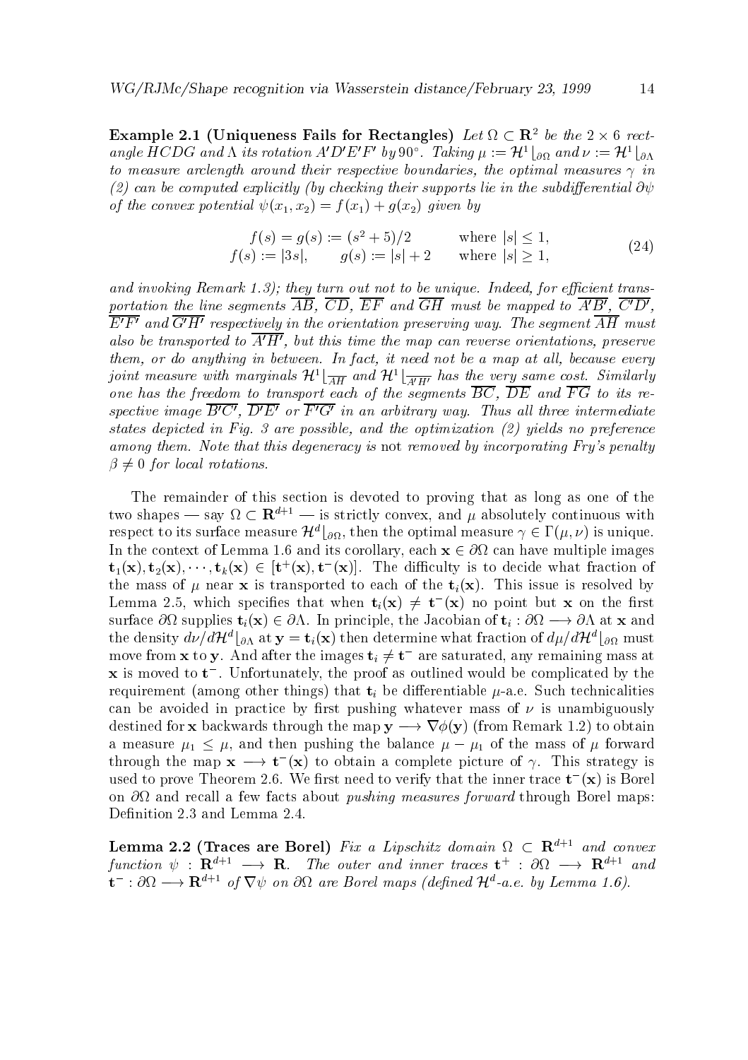**Example 2.1 (Uniqueness Fails for Rectangles)** *Let $\Omega \subset \mathbf{R}^2$ be the $2 \times 6$ rectangle $HCDG$ and $\Lambda$ its rotation $A'D'E'F'$ by $90^\circ$. Taking $\mu := \mathcal{H}^1\lfloor_{\partial\Omega}$ and $\nu := \mathcal{H}^1\lfloor_{\partial\Lambda}$ to measure arclength around their respective boundaries, the optimal measures $\gamma$ in (2) can be computed explicitly (by checking their supports lie in the subdifferential $\partial\psi$ of the convex potential $\psi(x_1, x_2) = f(x_1) + g(x_2)$ given by*

$$
\begin{aligned}
f(s) = g(s) &:= (s^2 + 5)/2 && \text{where } |s| \leq 1, \\
f(s) := |3s|, \qquad g(s) &:= |s| + 2 && \text{where } |s| \geq 1,
\end{aligned}
\tag{24}
$$

*and invoking Remark 1.3); they turn out not to be unique. Indeed, for efficient transportation the line segments $\overline{AB}$, $\overline{CD}$, $\overline{EF}$ and $\overline{GH}$ must be mapped to $\overline{A'B'}$, $\overline{C'D'}$, $\overline{E'F'}$ and $\overline{G'H'}$ respectively in the orientation preserving way. The segment $\overline{AH}$ must also be transported to $\overline{A'H'}$, but this time the map can reverse orientations, preserve them, or do anything in between. In fact, it need not be a map at all, because every joint measure with marginals $\mathcal{H}^1\lfloor_{\overline{AH}}$ and $\mathcal{H}^1\lfloor_{\overline{A'H'}}$ has the very same cost. Similarly one has the freedom to transport each of the segments $\overline{BC}$, $\overline{DE}$ and $\overline{FG}$ to its respective image $\overline{B'C'}$, $\overline{D'E'}$ or $\overline{F'G'}$ in an arbitrary way. Thus all three intermediate states depicted in Fig. 3 are possible, and the optimization (2) yields no preference among them. Note that this degeneracy is* not *removed by incorporating Fry's penalty $\beta \neq 0$ for local rotations.*

The remainder of this section is devoted to proving that as long as one of the two shapes — say $\Omega \subset \mathbf{R}^{d+1}$ — is strictly convex, and $\mu$ absolutely continuous with respect to its surface measure $\mathcal{H}^d\lfloor_{\partial\Omega}$, then the optimal measure $\gamma \in \Gamma(\mu, \nu)$ is unique. In the context of Lemma 1.6 and its corollary, each $\mathbf{x} \in \partial\Omega$ can have multiple images $\mathbf{t}_1(\mathbf{x}), \mathbf{t}_2(\mathbf{x}), \cdots, \mathbf{t}_k(\mathbf{x}) \in [\mathbf{t}^+(\mathbf{x}), \mathbf{t}^-(\mathbf{x})]$. The difficulty is to decide what fraction of the mass of $\mu$ near $\mathbf{x}$ is transported to each of the $\mathbf{t}_i(\mathbf{x})$. This issue is resolved by Lemma 2.5, which specifies that when $\mathbf{t}_i(\mathbf{x}) \neq \mathbf{t}^-(\mathbf{x})$ no point but $\mathbf{x}$ on the first surface $\partial\Omega$ supplies $\mathbf{t}_i(\mathbf{x}) \in \partial\Lambda$. In principle, the Jacobian of $\mathbf{t}_i : \partial\Omega \longrightarrow \partial\Lambda$ at $\mathbf{x}$ and the density $d\nu/d\mathcal{H}^d\lfloor_{\partial\Lambda}$ at $\mathbf{y} = \mathbf{t}_i(\mathbf{x})$ then determine what fraction of $d\mu/d\mathcal{H}^d\lfloor_{\partial\Omega}$ must move from $\mathbf{x}$ to $\mathbf{y}$. And after the images $\mathbf{t}_i \neq \mathbf{t}^-$ are saturated, any remaining mass at $\mathbf{x}$ is moved to $\mathbf{t}^-$. Unfortunately, the proof as outlined would be complicated by the requirement (among other things) that $\mathbf{t}_i$ be differentiable $\mu$-a.e. Such technicalities can be avoided in practice by first pushing whatever mass of $\nu$ is unambiguously destined for $\mathbf{x}$ backwards through the map $\mathbf{y} \longrightarrow \nabla\phi(\mathbf{y})$ (from Remark 1.2) to obtain a measure $\mu_1 \leq \mu$, and then pushing the balance $\mu - \mu_1$ of the mass of $\mu$ forward through the map $\mathbf{x} \longrightarrow \mathbf{t}^-(\mathbf{x})$ to obtain a complete picture of $\gamma$. This strategy is used to prove Theorem 2.6. We first need to verify that the inner trace $\mathbf{t}^-(\mathbf{x})$ is Borel on $\partial\Omega$ and recall a few facts about *pushing measures forward* through Borel maps: Definition 2.3 and Lemma 2.4.

**Lemma 2.2 (Traces are Borel)** *Fix a Lipschitz domain $\Omega \subset \mathbf{R}^{d+1}$ and convex function $\psi : \mathbf{R}^{d+1} \longrightarrow \mathbf{R}$. The outer and inner traces $\mathbf{t}^+ : \partial\Omega \longrightarrow \mathbf{R}^{d+1}$ and $\mathbf{t}^- : \partial\Omega \longrightarrow \mathbf{R}^{d+1}$ of $\nabla\psi$ on $\partial\Omega$ are Borel maps (defined $\mathcal{H}^d$-a.e. by Lemma 1.6).*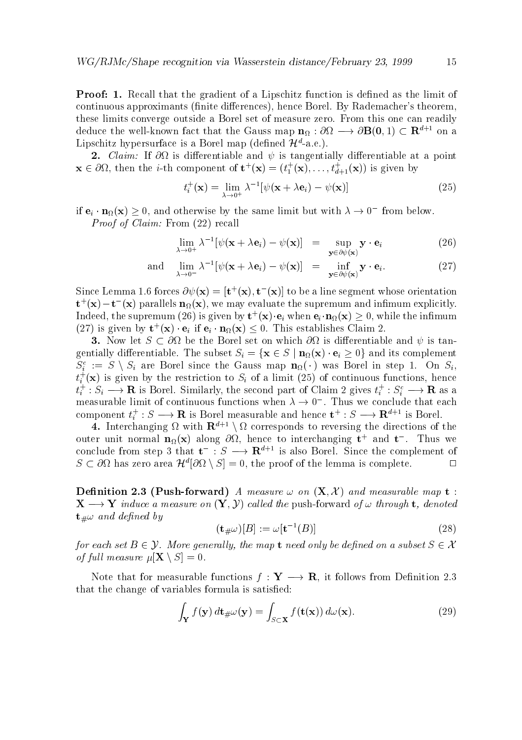**Proof: 1.** Recall that the gradient of a Lipschitz function is defined as the limit of continuous approximants (finite differences), hence Borel. By Rademacher's theorem, these limits converge outside a Borel set of measure zero. From this one can readily deduce the well-known fact that the Gauss map $\mathbf{n}_\Omega : \partial\Omega \longrightarrow \partial\mathbf{B}(\mathbf{0}, 1) \subset \mathbf{R}^{d+1}$ on a Lipschitz hypersurface is a Borel map (defined $\mathcal{H}^d$-a.e.).

**2.** *Claim:* If $\partial\Omega$ is differentiable and $\psi$ is tangentially differentiable at a point $\mathbf{x} \in \partial\Omega$, then the $i$-th component of $\mathbf{t}^+(\mathbf{x}) = (t_1^+(\mathbf{x}), \ldots, t_{d+1}^+(\mathbf{x}))$ is given by

$$t_i^+(\mathbf{x}) = \lim_{\lambda \to 0^+} \lambda^{-1}[\psi(\mathbf{x} + \lambda \mathbf{e}_i) - \psi(\mathbf{x})] \tag{25}$$

if $\mathbf{e}_i \cdot \mathbf{n}_\Omega(\mathbf{x}) \geq 0$, and otherwise by the same limit but with $\lambda \to 0^-$ from below.

*Proof of Claim:* From (22) recall

$$\lim_{\lambda \to 0^+} \lambda^{-1}[\psi(\mathbf{x} + \lambda \mathbf{e}_i) - \psi(\mathbf{x})] = \sup_{\mathbf{y} \in \partial\psi(\mathbf{x})} \mathbf{y} \cdot \mathbf{e}_i \tag{26}$$

$$\text{and} \quad \lim_{\lambda \to 0^-} \lambda^{-1}[\psi(\mathbf{x} + \lambda \mathbf{e}_i) - \psi(\mathbf{x})] = \inf_{\mathbf{y} \in \partial\psi(\mathbf{x})} \mathbf{y} \cdot \mathbf{e}_i. \tag{27}$$

Since Lemma 1.6 forces $\partial\psi(\mathbf{x}) = [\mathbf{t}^+(\mathbf{x}), \mathbf{t}^-(\mathbf{x})]$ to be a line segment whose orientation $\mathbf{t}^+(\mathbf{x}) - \mathbf{t}^-(\mathbf{x})$ parallels $\mathbf{n}_\Omega(\mathbf{x})$, we may evaluate the supremum and infimum explicitly. Indeed, the supremum (26) is given by $\mathbf{t}^+(\mathbf{x}) \cdot \mathbf{e}_i$ when $\mathbf{e}_i \cdot \mathbf{n}_\Omega(\mathbf{x}) \geq 0$, while the infimum (27) is given by $\mathbf{t}^+(\mathbf{x}) \cdot \mathbf{e}_i$ if $\mathbf{e}_i \cdot \mathbf{n}_\Omega(\mathbf{x}) \leq 0$. This establishes Claim 2.

**3.** Now let $S \subset \partial\Omega$ be the Borel set on which $\partial\Omega$ is differentiable and $\psi$ is tangentially differentiable. The subset $S_i = \{\mathbf{x} \in S \mid \mathbf{n}_\Omega(\mathbf{x}) \cdot \mathbf{e}_i \geq 0\}$ and its complement $S_i^c := S \setminus S_i$ are Borel since the Gauss map $\mathbf{n}_\Omega(\,\cdot\,)$ was Borel in step 1. On $S_i$, $t_i^+(\mathbf{x})$ is given by the restriction to $S_i$ of a limit (25) of continuous functions, hence $t_i^+ : S_i \longrightarrow \mathbf{R}$ is Borel. Similarly, the second part of Claim 2 gives $t_i^+ : S_i^c \longrightarrow \mathbf{R}$ as a measurable limit of continuous functions when $\lambda \to 0^-$. Thus we conclude that each component $t_i^+ : S \longrightarrow \mathbf{R}$ is Borel measurable and hence $\mathbf{t}^+ : S \longrightarrow \mathbf{R}^{d+1}$ is Borel.

**4.** Interchanging $\Omega$ with $\mathbf{R}^{d+1} \setminus \Omega$ corresponds to reversing the directions of the outer unit normal $\mathbf{n}_\Omega(\mathbf{x})$ along $\partial\Omega$, hence to interchanging $\mathbf{t}^+$ and $\mathbf{t}^-$. Thus we conclude from step 3 that $\mathbf{t}^- : S \longrightarrow \mathbf{R}^{d+1}$ is also Borel. Since the complement of $S \subset \partial\Omega$ has zero area $\mathcal{H}^d[\partial\Omega \setminus S] = 0$, the proof of the lemma is complete. □

**Definition 2.3 (Push-forward)** *A measure $\omega$ on $(\mathbf{X}, \mathcal{X})$ and measurable map $\mathbf{t} : \mathbf{X} \longrightarrow \mathbf{Y}$ induce a measure on $(\mathbf{Y}, \mathcal{Y})$ called the* push-forward *of $\omega$ through $\mathbf{t}$, denoted $\mathbf{t}_\#\omega$ and defined by*

$$(\mathbf{t}_\#\omega)[B] := \omega[\mathbf{t}^{-1}(B)] \tag{28}$$

*for each set $B \in \mathcal{Y}$. More generally, the map $\mathbf{t}$ need only be defined on a subset $S \in \mathcal{X}$ of full measure $\mu[\mathbf{X} \setminus S] = 0$.*

Note that for measurable functions $f : \mathbf{Y} \longrightarrow \mathbf{R}$, it follows from Definition 2.3 that the change of variables formula is satisfied:

$$\int_{\mathbf{Y}} f(\mathbf{y})\, d\mathbf{t}_\#\omega(\mathbf{y}) = \int_{S \subset \mathbf{X}} f(\mathbf{t}(\mathbf{x}))\, d\omega(\mathbf{x}). \tag{29}$$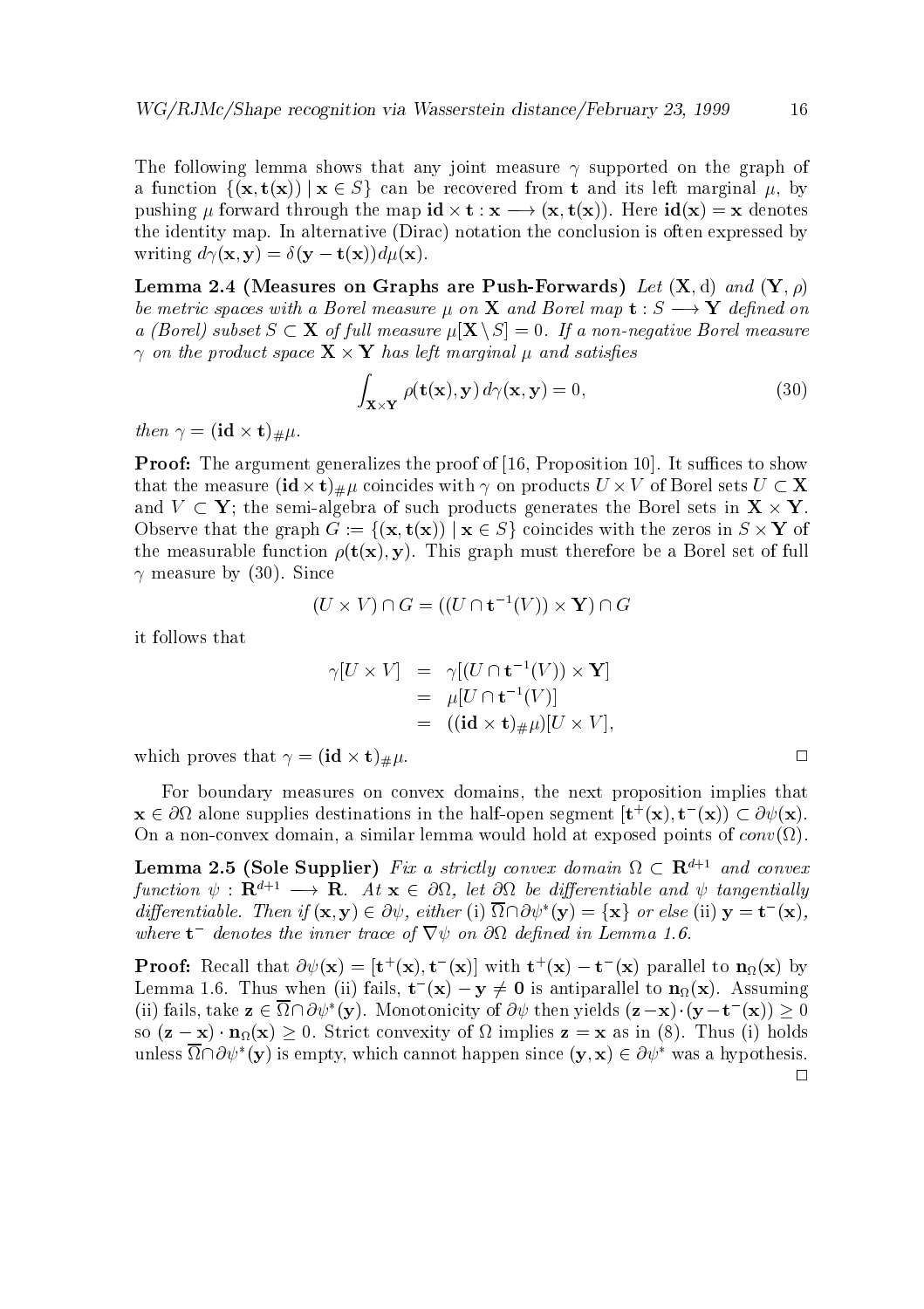The following lemma shows that any joint measure $\gamma$ supported on the graph of a function $\{(\mathbf{x}, \mathbf{t}(\mathbf{x})) \mid \mathbf{x} \in S\}$ can be recovered from $\mathbf{t}$ and its left marginal $\mu$, by pushing $\mu$ forward through the map $\mathbf{id} \times \mathbf{t} : \mathbf{x} \longrightarrow (\mathbf{x}, \mathbf{t}(\mathbf{x}))$. Here $\mathbf{id}(\mathbf{x}) = \mathbf{x}$ denotes the identity map. In alternative (Dirac) notation the conclusion is often expressed by writing $d\gamma(\mathbf{x}, \mathbf{y}) = \delta(\mathbf{y} - \mathbf{t}(\mathbf{x}))d\mu(\mathbf{x})$.

**Lemma 2.4 (Measures on Graphs are Push-Forwards)** *Let $(\mathbf{X}, \mathrm{d})$ and $(\mathbf{Y}, \rho)$ be metric spaces with a Borel measure $\mu$ on $\mathbf{X}$ and Borel map $\mathbf{t} : S \longrightarrow \mathbf{Y}$ defined on a (Borel) subset $S \subset \mathbf{X}$ of full measure $\mu[\mathbf{X} \setminus S] = 0$. If a non-negative Borel measure $\gamma$ on the product space $\mathbf{X} \times \mathbf{Y}$ has left marginal $\mu$ and satisfies*

$$\int_{\mathbf{X} \times \mathbf{Y}} \rho(\mathbf{t}(\mathbf{x}), \mathbf{y}) \, d\gamma(\mathbf{x}, \mathbf{y}) = 0, \tag{30}$$

*then $\gamma = (\mathbf{id} \times \mathbf{t})_{\#}\mu$.*

**Proof:** The argument generalizes the proof of [16, Proposition 10]. It suffices to show that the measure $(\mathbf{id} \times \mathbf{t})_{\#}\mu$ coincides with $\gamma$ on products $U \times V$ of Borel sets $U \subset \mathbf{X}$ and $V \subset \mathbf{Y}$; the semi-algebra of such products generates the Borel sets in $\mathbf{X} \times \mathbf{Y}$. Observe that the graph $G := \{(\mathbf{x}, \mathbf{t}(\mathbf{x})) \mid \mathbf{x} \in S\}$ coincides with the zeros in $S \times \mathbf{Y}$ of the measurable function $\rho(\mathbf{t}(\mathbf{x}), \mathbf{y})$. This graph must therefore be a Borel set of full $\gamma$ measure by (30). Since

$$(U \times V) \cap G = ((U \cap \mathbf{t}^{-1}(V)) \times \mathbf{Y}) \cap G$$

it follows that

$$\begin{aligned}
\gamma[U \times V] &= \gamma[(U \cap \mathbf{t}^{-1}(V)) \times \mathbf{Y}] \\
&= \mu[U \cap \mathbf{t}^{-1}(V)] \\
&= ((\mathbf{id} \times \mathbf{t})_{\#}\mu)[U \times V],
\end{aligned}$$

which proves that $\gamma = (\mathbf{id} \times \mathbf{t})_{\#}\mu$. $\square$

For boundary measures on convex domains, the next proposition implies that $\mathbf{x} \in \partial\Omega$ alone supplies destinations in the half-open segment $[\mathbf{t}^+(\mathbf{x}), \mathbf{t}^-(\mathbf{x})) \subset \partial\psi(\mathbf{x})$. On a non-convex domain, a similar lemma would hold at exposed points of $conv(\Omega)$.

**Lemma 2.5 (Sole Supplier)** *Fix a strictly convex domain $\Omega \subset \mathbf{R}^{d+1}$ and convex function $\psi : \mathbf{R}^{d+1} \longrightarrow \mathbf{R}$. At $\mathbf{x} \in \partial\Omega$, let $\partial\Omega$ be differentiable and $\psi$ tangentially differentiable. Then if $(\mathbf{x}, \mathbf{y}) \in \partial\psi$, either* (i) *$\overline{\Omega} \cap \partial\psi^*(\mathbf{y}) = \{\mathbf{x}\}$ or else* (ii) *$\mathbf{y} = \mathbf{t}^-(\mathbf{x})$, where $\mathbf{t}^-$ denotes the inner trace of $\nabla\psi$ on $\partial\Omega$ defined in Lemma 1.6.*

**Proof:** Recall that $\partial\psi(\mathbf{x}) = [\mathbf{t}^+(\mathbf{x}), \mathbf{t}^-(\mathbf{x})]$ with $\mathbf{t}^+(\mathbf{x}) - \mathbf{t}^-(\mathbf{x})$ parallel to $\mathbf{n}_\Omega(\mathbf{x})$ by Lemma 1.6. Thus when (ii) fails, $\mathbf{t}^-(\mathbf{x}) - \mathbf{y} \neq \mathbf{0}$ is antiparallel to $\mathbf{n}_\Omega(\mathbf{x})$. Assuming (ii) fails, take $\mathbf{z} \in \overline{\Omega} \cap \partial\psi^*(\mathbf{y})$. Monotonicity of $\partial\psi$ then yields $(\mathbf{z} - \mathbf{x}) \cdot (\mathbf{y} - \mathbf{t}^-(\mathbf{x})) \geq 0$ so $(\mathbf{z} - \mathbf{x}) \cdot \mathbf{n}_\Omega(\mathbf{x}) \geq 0$. Strict convexity of $\Omega$ implies $\mathbf{z} = \mathbf{x}$ as in (8). Thus (i) holds unless $\overline{\Omega} \cap \partial\psi^*(\mathbf{y})$ is empty, which cannot happen since $(\mathbf{y}, \mathbf{x}) \in \partial\psi^*$ was a hypothesis. $\square$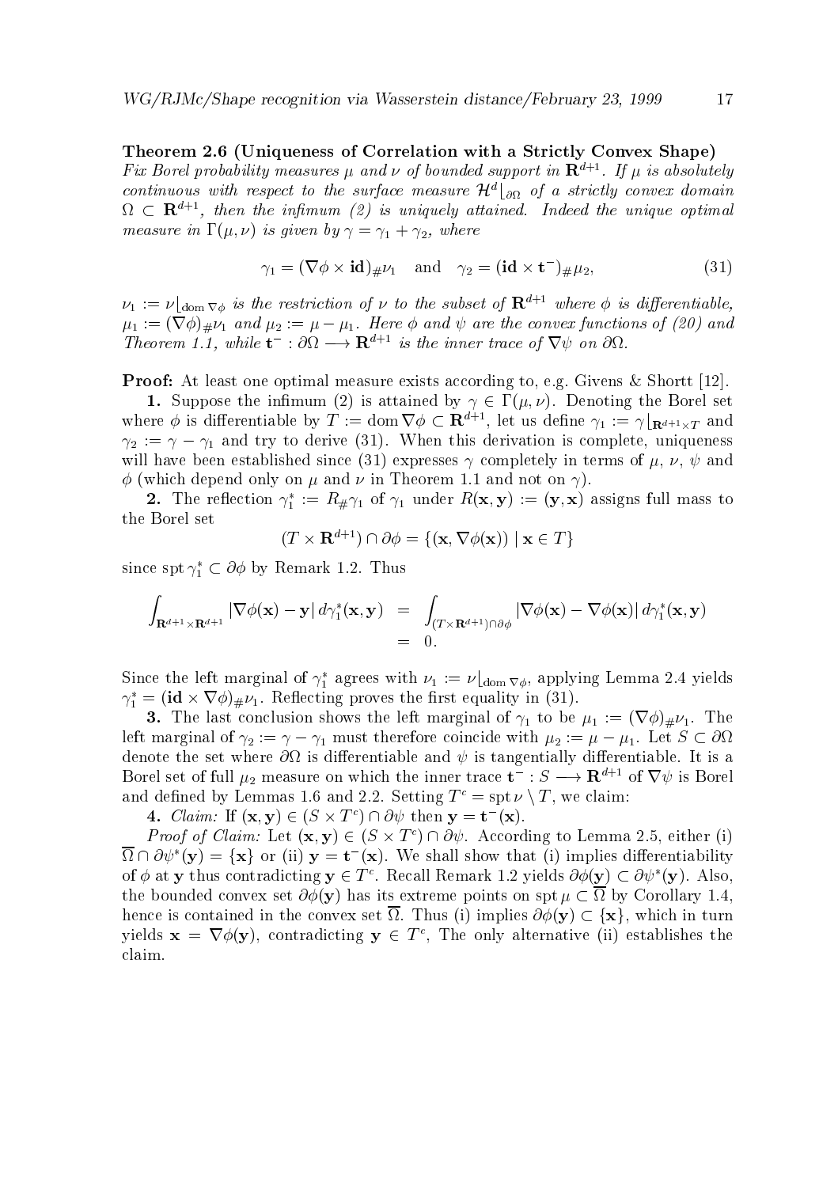**Theorem 2.6 (Uniqueness of Correlation with a Strictly Convex Shape)** *Fix Borel probability measures $\mu$ and $\nu$ of bounded support in $\mathbf{R}^{d+1}$. If $\mu$ is absolutely continuous with respect to the surface measure $\mathcal{H}^d\lfloor_{\partial\Omega}$ of a strictly convex domain $\Omega \subset \mathbf{R}^{d+1}$, then the infimum (2) is uniquely attained. Indeed the unique optimal measure in $\Gamma(\mu,\nu)$ is given by $\gamma = \gamma_1 + \gamma_2$, where*

$$\gamma_1 = (\nabla\phi \times \mathbf{id})_{\#}\nu_1 \quad \text{and} \quad \gamma_2 = (\mathbf{id} \times \mathbf{t}^-)_{\#}\mu_2, \tag{31}$$

*$\nu_1 := \nu\lfloor_{\mathrm{dom}\,\nabla\phi}$ is the restriction of $\nu$ to the subset of $\mathbf{R}^{d+1}$ where $\phi$ is differentiable, $\mu_1 := (\nabla\phi)_{\#}\nu_1$ and $\mu_2 := \mu - \mu_1$. Here $\phi$ and $\psi$ are the convex functions of (20) and Theorem 1.1, while $\mathbf{t}^- : \partial\Omega \longrightarrow \mathbf{R}^{d+1}$ is the inner trace of $\nabla\psi$ on $\partial\Omega$.*

**Proof:** At least one optimal measure exists according to, e.g. Givens & Shortt [12].

**1.** Suppose the infimum (2) is attained by $\gamma \in \Gamma(\mu,\nu)$. Denoting the Borel set where $\phi$ is differentiable by $T := \mathrm{dom}\,\nabla\phi \subset \mathbf{R}^{d+1}$, let us define $\gamma_1 := \gamma\lfloor_{\mathbf{R}^{d+1}\times T}$ and $\gamma_2 := \gamma - \gamma_1$ and try to derive (31). When this derivation is complete, uniqueness will have been established since (31) expresses $\gamma$ completely in terms of $\mu$, $\nu$, $\psi$ and $\phi$ (which depend only on $\mu$ and $\nu$ in Theorem 1.1 and not on $\gamma$).

**2.** The reflection $\gamma_1^* := R_{\#}\gamma_1$ of $\gamma_1$ under $R(\mathbf{x},\mathbf{y}) := (\mathbf{y},\mathbf{x})$ assigns full mass to the Borel set

$$(T \times \mathbf{R}^{d+1}) \cap \partial\phi = \{(\mathbf{x}, \nabla\phi(\mathbf{x})) \mid \mathbf{x} \in T\}$$

since $\mathrm{spt}\,\gamma_1^* \subset \partial\phi$ by Remark 1.2. Thus

$$\begin{aligned}\int_{\mathbf{R}^{d+1}\times\mathbf{R}^{d+1}} |\nabla\phi(\mathbf{x}) - \mathbf{y}|\, d\gamma_1^*(\mathbf{x},\mathbf{y}) &= \int_{(T\times\mathbf{R}^{d+1})\cap\partial\phi} |\nabla\phi(\mathbf{x}) - \nabla\phi(\mathbf{x})|\, d\gamma_1^*(\mathbf{x},\mathbf{y}) \\ &= 0.\end{aligned}$$

Since the left marginal of $\gamma_1^*$ agrees with $\nu_1 := \nu\lfloor_{\mathrm{dom}\,\nabla\phi}$, applying Lemma 2.4 yields $\gamma_1^* = (\mathbf{id} \times \nabla\phi)_{\#}\nu_1$. Reflecting proves the first equality in (31).

**3.** The last conclusion shows the left marginal of $\gamma_1$ to be $\mu_1 := (\nabla\phi)_{\#}\nu_1$. The left marginal of $\gamma_2 := \gamma - \gamma_1$ must therefore coincide with $\mu_2 := \mu - \mu_1$. Let $S \subset \partial\Omega$ denote the set where $\partial\Omega$ is differentiable and $\psi$ is tangentially differentiable. It is a Borel set of full $\mu_2$ measure on which the inner trace $\mathbf{t}^- : S \longrightarrow \mathbf{R}^{d+1}$ of $\nabla\psi$ is Borel and defined by Lemmas 1.6 and 2.2. Setting $T^c = \mathrm{spt}\,\nu \setminus T$, we claim:

**4.** *Claim:* If $(\mathbf{x},\mathbf{y}) \in (S \times T^c) \cap \partial\psi$ then $\mathbf{y} = \mathbf{t}^-(\mathbf{x})$.

*Proof of Claim:* Let $(\mathbf{x},\mathbf{y}) \in (S \times T^c) \cap \partial\psi$. According to Lemma 2.5, either (i) $\overline{\Omega} \cap \partial\psi^*(\mathbf{y}) = \{\mathbf{x}\}$ or (ii) $\mathbf{y} = \mathbf{t}^-(\mathbf{x})$. We shall show that (i) implies differentiability of $\phi$ at $\mathbf{y}$ thus contradicting $\mathbf{y} \in T^c$. Recall Remark 1.2 yields $\partial\phi(\mathbf{y}) \subset \partial\psi^*(\mathbf{y})$. Also, the bounded convex set $\partial\phi(\mathbf{y})$ has its extreme points on $\mathrm{spt}\,\mu \subset \overline{\Omega}$ by Corollary 1.4, hence is contained in the convex set $\overline{\Omega}$. Thus (i) implies $\partial\phi(\mathbf{y}) \subset \{\mathbf{x}\}$, which in turn yields $\mathbf{x} = \nabla\phi(\mathbf{y})$, contradicting $\mathbf{y} \in T^c$, The only alternative (ii) establishes the claim.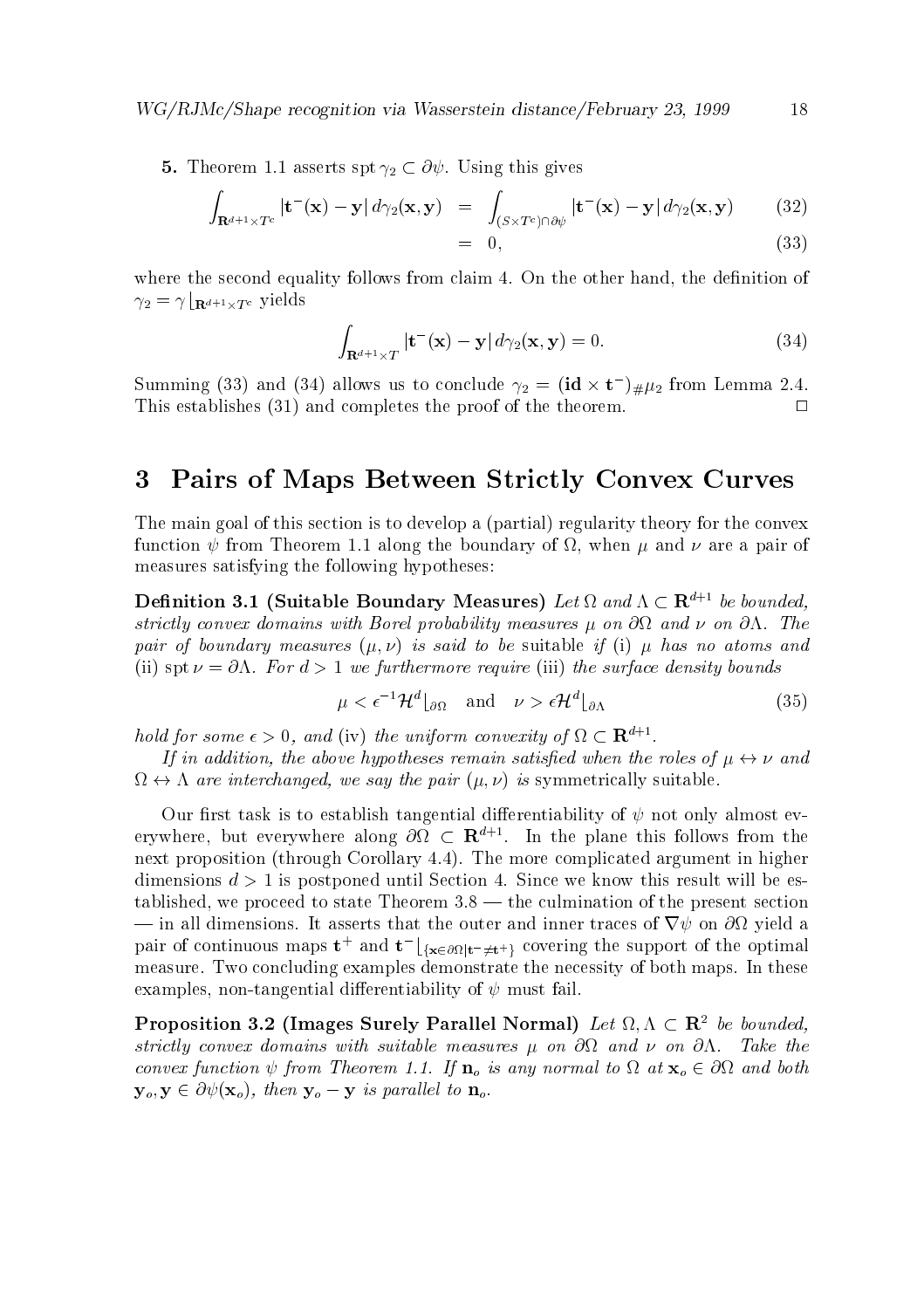**5.** Theorem 1.1 asserts $\operatorname{spt} \gamma_2 \subset \partial\psi$. Using this gives

$$\int_{\mathbf{R}^{d+1} \times T^c} |\mathbf{t}^-(\mathbf{x}) - \mathbf{y}| \, d\gamma_2(\mathbf{x}, \mathbf{y}) = \int_{(S \times T^c) \cap \partial\psi} |\mathbf{t}^-(\mathbf{x}) - \mathbf{y}| \, d\gamma_2(\mathbf{x}, \mathbf{y}) \tag{32}$$

$$= 0, \tag{33}$$

where the second equality follows from claim 4. On the other hand, the definition of $\gamma_2 = \gamma \lfloor_{\mathbf{R}^{d+1} \times T^c}$ yields

$$\int_{\mathbf{R}^{d+1} \times T} |\mathbf{t}^-(\mathbf{x}) - \mathbf{y}| \, d\gamma_2(\mathbf{x}, \mathbf{y}) = 0. \tag{34}$$

Summing (33) and (34) allows us to conclude $\gamma_2 = (\mathbf{id} \times \mathbf{t}^-)_{\#}\mu_2$ from Lemma 2.4. This establishes (31) and completes the proof of the theorem. $\square$

# 3 Pairs of Maps Between Strictly Convex Curves

The main goal of this section is to develop a (partial) regularity theory for the convex function $\psi$ from Theorem 1.1 along the boundary of $\Omega$, when $\mu$ and $\nu$ are a pair of measures satisfying the following hypotheses:

**Definition 3.1 (Suitable Boundary Measures)** *Let $\Omega$ and $\Lambda \subset \mathbf{R}^{d+1}$ be bounded, strictly convex domains with Borel probability measures $\mu$ on $\partial\Omega$ and $\nu$ on $\partial\Lambda$. The pair of boundary measures $(\mu, \nu)$ is said to be* suitable *if* (i) *$\mu$ has no atoms and* (ii) *$\operatorname{spt} \nu = \partial\Lambda$. For $d > 1$ we furthermore require* (iii) *the surface density bounds*

$$\mu < \epsilon^{-1} \mathcal{H}^d \lfloor_{\partial\Omega} \quad \text{and} \quad \nu > \epsilon \mathcal{H}^d \lfloor_{\partial\Lambda} \tag{35}$$

*hold for some $\epsilon > 0$, and* (iv) *the uniform convexity of $\Omega \subset \mathbf{R}^{d+1}$.*

*If in addition, the above hypotheses remain satisfied when the roles of $\mu \leftrightarrow \nu$ and $\Omega \leftrightarrow \Lambda$ are interchanged, we say the pair $(\mu, \nu)$ is* symmetrically suitable.

Our first task is to establish tangential differentiability of $\psi$ not only almost everywhere, but everywhere along $\partial\Omega \subset \mathbf{R}^{d+1}$. In the plane this follows from the next proposition (through Corollary 4.4). The more complicated argument in higher dimensions $d > 1$ is postponed until Section 4. Since we know this result will be established, we proceed to state Theorem 3.8 — the culmination of the present section — in all dimensions. It asserts that the outer and inner traces of $\nabla\psi$ on $\partial\Omega$ yield a pair of continuous maps $\mathbf{t}^+$ and $\mathbf{t}^- \lfloor_{\{\mathbf{x} \in \partial\Omega | \mathbf{t}^- \neq \mathbf{t}^+\}}$ covering the support of the optimal measure. Two concluding examples demonstrate the necessity of both maps. In these examples, non-tangential differentiability of $\psi$ must fail.

**Proposition 3.2 (Images Surely Parallel Normal)** *Let $\Omega, \Lambda \subset \mathbf{R}^2$ be bounded, strictly convex domains with suitable measures $\mu$ on $\partial\Omega$ and $\nu$ on $\partial\Lambda$. Take the convex function $\psi$ from Theorem 1.1. If $\mathbf{n}_o$ is any normal to $\Omega$ at $\mathbf{x}_o \in \partial\Omega$ and both $\mathbf{y}_o, \mathbf{y} \in \partial\psi(\mathbf{x}_o)$, then $\mathbf{y}_o - \mathbf{y}$ is parallel to $\mathbf{n}_o$.*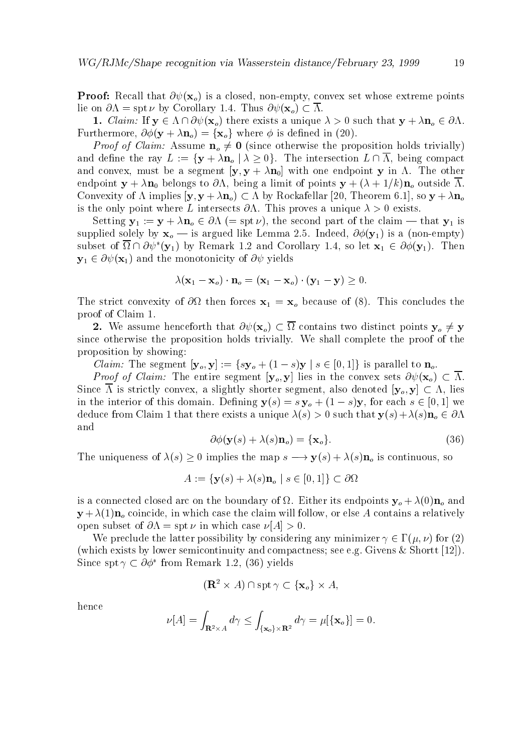**Proof:** Recall that $\partial\psi(\mathbf{x}_o)$ is a closed, non-empty, convex set whose extreme points lie on $\partial\Lambda = \operatorname{spt}\nu$ by Corollary 1.4. Thus $\partial\psi(\mathbf{x}_o) \subset \overline{\Lambda}$.

**1.** *Claim:* If $\mathbf{y} \in \Lambda \cap \partial\psi(\mathbf{x}_o)$ there exists a unique $\lambda > 0$ such that $\mathbf{y} + \lambda\mathbf{n}_o \in \partial\Lambda$. Furthermore, $\partial\phi(\mathbf{y} + \lambda\mathbf{n}_o) = \{\mathbf{x}_o\}$ where $\phi$ is defined in (20).

*Proof of Claim:* Assume $\mathbf{n}_o \neq \mathbf{0}$ (since otherwise the proposition holds trivially) and define the ray $L := \{\mathbf{y} + \lambda\mathbf{n}_o \mid \lambda \geq 0\}$. The intersection $L \cap \overline{\Lambda}$, being compact and convex, must be a segment $[\mathbf{y}, \mathbf{y} + \lambda\mathbf{n}_0]$ with one endpoint $\mathbf{y}$ in $\Lambda$. The other endpoint $\mathbf{y} + \lambda\mathbf{n}_0$ belongs to $\partial\Lambda$, being a limit of points $\mathbf{y} + (\lambda + 1/k)\mathbf{n}_o$ outside $\overline{\Lambda}$. Convexity of $\Lambda$ implies $[\mathbf{y}, \mathbf{y} + \lambda\mathbf{n}_o) \subset \Lambda$ by Rockafellar [20, Theorem 6.1], so $\mathbf{y} + \lambda\mathbf{n}_o$ is the only point where $L$ intersects $\partial\Lambda$. This proves a unique $\lambda > 0$ exists.

Setting $\mathbf{y}_1 := \mathbf{y} + \lambda\mathbf{n}_o \in \partial\Lambda$ $(= \operatorname{spt}\nu)$, the second part of the claim — that $\mathbf{y}_1$ is supplied solely by $\mathbf{x}_o$ — is argued like Lemma 2.5. Indeed, $\partial\phi(\mathbf{y}_1)$ is a (non-empty) subset of $\overline{\Omega} \cap \partial\psi^*(\mathbf{y}_1)$ by Remark 1.2 and Corollary 1.4, so let $\mathbf{x}_1 \in \partial\phi(\mathbf{y}_1)$. Then $\mathbf{y}_1 \in \partial\psi(\mathbf{x}_1)$ and the monotonicity of $\partial\psi$ yields

$$\lambda(\mathbf{x}_1 - \mathbf{x}_o) \cdot \mathbf{n}_o = (\mathbf{x}_1 - \mathbf{x}_o) \cdot (\mathbf{y}_1 - \mathbf{y}) \geq 0.$$

The strict convexity of $\partial\Omega$ then forces $\mathbf{x}_1 = \mathbf{x}_o$ because of (8). This concludes the proof of Claim 1.

**2.** We assume henceforth that $\partial\psi(\mathbf{x}_o) \subset \overline{\Omega}$ contains two distinct points $\mathbf{y}_o \neq \mathbf{y}$ since otherwise the proposition holds trivially. We shall complete the proof of the proposition by showing:

*Claim:* The segment $[\mathbf{y}_o, \mathbf{y}] := \{s\mathbf{y}_o + (1-s)\mathbf{y} \mid s \in [0,1]\}$ is parallel to $\mathbf{n}_o$.

*Proof of Claim:* The entire segment $[\mathbf{y}_o, \mathbf{y}]$ lies in the convex sets $\partial\psi(\mathbf{x}_o) \subset \overline{\Lambda}$. Since $\overline{\Lambda}$ is strictly convex, a slightly shorter segment, also denoted $[\mathbf{y}_o, \mathbf{y}] \subset \Lambda$, lies in the interior of this domain. Defining $\mathbf{y}(s) = s\,\mathbf{y}_o + (1-s)\mathbf{y}$, for each $s \in [0,1]$ we deduce from Claim 1 that there exists a unique $\lambda(s) > 0$ such that $\mathbf{y}(s) + \lambda(s)\mathbf{n}_o \in \partial\Lambda$ and

$$\partial\phi(\mathbf{y}(s) + \lambda(s)\mathbf{n}_o) = \{\mathbf{x}_o\}. \tag{36}$$

The uniqueness of $\lambda(s) \geq 0$ implies the map $s \longrightarrow \mathbf{y}(s) + \lambda(s)\mathbf{n}_o$ is continuous, so

$$A := \{\mathbf{y}(s) + \lambda(s)\mathbf{n}_o \mid s \in [0,1]\} \subset \partial\Omega$$

is a connected closed arc on the boundary of $\Omega$. Either its endpoints $\mathbf{y}_o + \lambda(0)\mathbf{n}_o$ and $\mathbf{y} + \lambda(1)\mathbf{n}_o$ coincide, in which case the claim will follow, or else $A$ contains a relatively open subset of $\partial\Lambda = \operatorname{spt}\nu$ in which case $\nu[A] > 0$.

We preclude the latter possibility by considering any minimizer $\gamma \in \Gamma(\mu, \nu)$ for (2) (which exists by lower semicontinuity and compactness; see e.g. Givens & Shortt [12]). Since $\operatorname{spt}\gamma \subset \partial\phi^*$ from Remark 1.2, (36) yields

$$(\mathbf{R}^2 \times A) \cap \operatorname{spt}\gamma \subset \{\mathbf{x}_o\} \times A,$$

hence

$$\nu[A] = \int_{\mathbf{R}^2 \times A} d\gamma \leq \int_{\{\mathbf{x}_o\} \times \mathbf{R}^2} d\gamma = \mu[\{\mathbf{x}_o\}] = 0.$$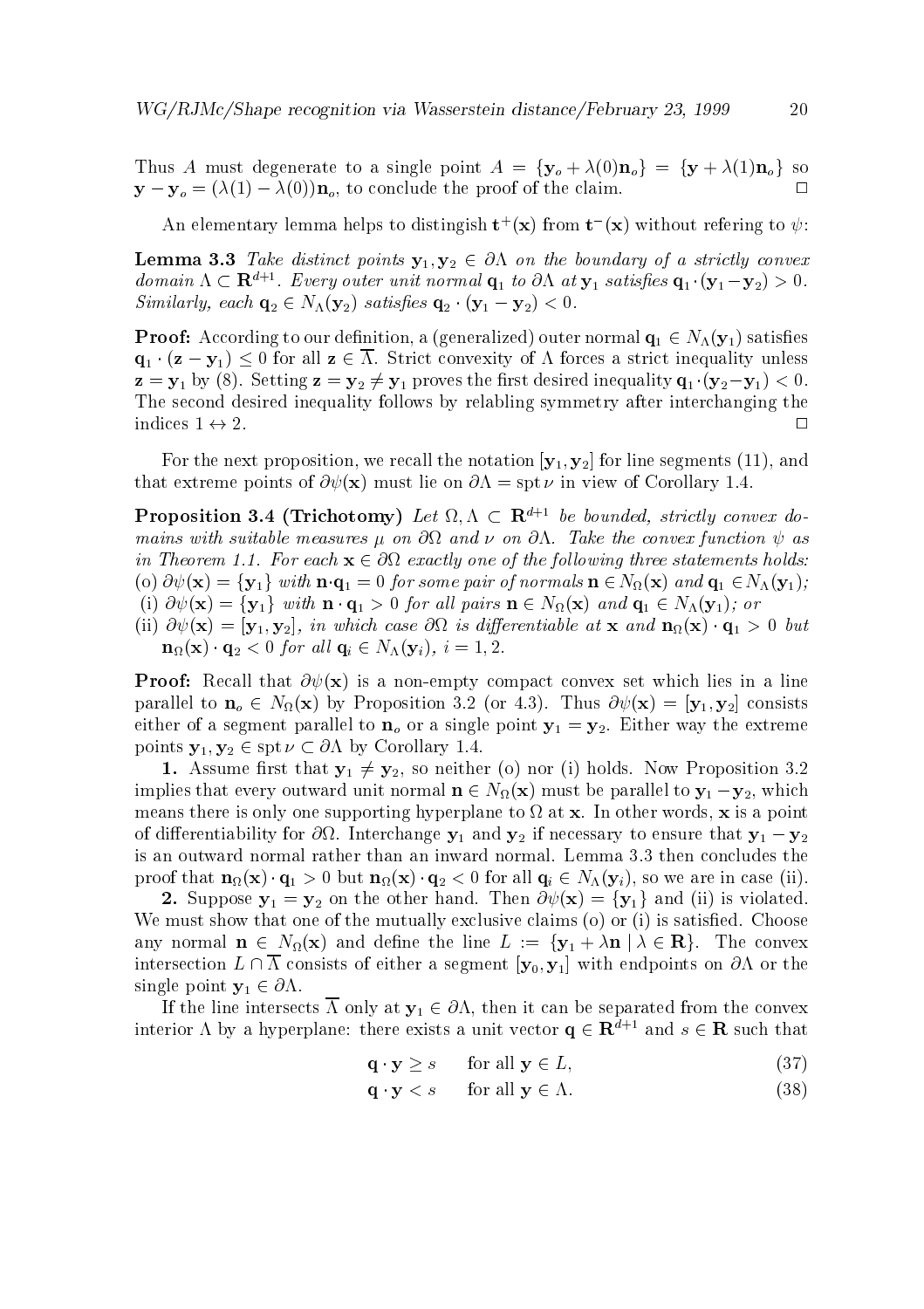Thus $A$ must degenerate to a single point $A = \{\mathbf{y}_o + \lambda(0)\mathbf{n}_o\} = \{\mathbf{y} + \lambda(1)\mathbf{n}_o\}$ so $\mathbf{y} - \mathbf{y}_o = (\lambda(1) - \lambda(0))\mathbf{n}_o$, to conclude the proof of the claim. $\square$

An elementary lemma helps to distingish $\mathbf{t}^+(\mathbf{x})$ from $\mathbf{t}^-(\mathbf{x})$ without refering to $\psi$:

**Lemma 3.3** *Take distinct points $\mathbf{y}_1, \mathbf{y}_2 \in \partial\Lambda$ on the boundary of a strictly convex domain $\Lambda \subset \mathbf{R}^{d+1}$. Every outer unit normal $\mathbf{q}_1$ to $\partial\Lambda$ at $\mathbf{y}_1$ satisfies $\mathbf{q}_1 \cdot (\mathbf{y}_1 - \mathbf{y}_2) > 0$. Similarly, each $\mathbf{q}_2 \in N_\Lambda(\mathbf{y}_2)$ satisfies $\mathbf{q}_2 \cdot (\mathbf{y}_1 - \mathbf{y}_2) < 0$.*

**Proof:** According to our definition, a (generalized) outer normal $\mathbf{q}_1 \in N_\Lambda(\mathbf{y}_1)$ satisfies $\mathbf{q}_1 \cdot (\mathbf{z} - \mathbf{y}_1) \leq 0$ for all $\mathbf{z} \in \overline{\Lambda}$. Strict convexity of $\Lambda$ forces a strict inequality unless $\mathbf{z} = \mathbf{y}_1$ by (8). Setting $\mathbf{z} = \mathbf{y}_2 \neq \mathbf{y}_1$ proves the first desired inequality $\mathbf{q}_1 \cdot (\mathbf{y}_2 - \mathbf{y}_1) < 0$. The second desired inequality follows by relabling symmetry after interchanging the indices $1 \leftrightarrow 2$. $\square$

For the next proposition, we recall the notation $[\mathbf{y}_1, \mathbf{y}_2]$ for line segments (11), and that extreme points of $\partial\psi(\mathbf{x})$ must lie on $\partial\Lambda = \operatorname{spt}\nu$ in view of Corollary 1.4.

**Proposition 3.4 (Trichotomy)** *Let $\Omega, \Lambda \subset \mathbf{R}^{d+1}$ be bounded, strictly convex domains with suitable measures $\mu$ on $\partial\Omega$ and $\nu$ on $\partial\Lambda$. Take the convex function $\psi$ as in Theorem 1.1. For each $\mathbf{x} \in \partial\Omega$ exactly one of the following three statements holds:*
*(o) $\partial\psi(\mathbf{x}) = \{\mathbf{y}_1\}$ with $\mathbf{n} \cdot \mathbf{q}_1 = 0$ for some pair of normals $\mathbf{n} \in N_\Omega(\mathbf{x})$ and $\mathbf{q}_1 \in N_\Lambda(\mathbf{y}_1)$;*
*(i) $\partial\psi(\mathbf{x}) = \{\mathbf{y}_1\}$ with $\mathbf{n} \cdot \mathbf{q}_1 > 0$ for all pairs $\mathbf{n} \in N_\Omega(\mathbf{x})$ and $\mathbf{q}_1 \in N_\Lambda(\mathbf{y}_1)$; or*
*(ii) $\partial\psi(\mathbf{x}) = [\mathbf{y}_1, \mathbf{y}_2]$, in which case $\partial\Omega$ is differentiable at $\mathbf{x}$ and $\mathbf{n}_\Omega(\mathbf{x}) \cdot \mathbf{q}_1 > 0$ but $\mathbf{n}_\Omega(\mathbf{x}) \cdot \mathbf{q}_2 < 0$ for all $\mathbf{q}_i \in N_\Lambda(\mathbf{y}_i)$, $i = 1, 2$.*

**Proof:** Recall that $\partial\psi(\mathbf{x})$ is a non-empty compact convex set which lies in a line parallel to $\mathbf{n}_o \in N_\Omega(\mathbf{x})$ by Proposition 3.2 (or 4.3). Thus $\partial\psi(\mathbf{x}) = [\mathbf{y}_1, \mathbf{y}_2]$ consists either of a segment parallel to $\mathbf{n}_o$ or a single point $\mathbf{y}_1 = \mathbf{y}_2$. Either way the extreme points $\mathbf{y}_1, \mathbf{y}_2 \in \operatorname{spt}\nu \subset \partial\Lambda$ by Corollary 1.4.

**1.** Assume first that $\mathbf{y}_1 \neq \mathbf{y}_2$, so neither (o) nor (i) holds. Now Proposition 3.2 implies that every outward unit normal $\mathbf{n} \in N_\Omega(\mathbf{x})$ must be parallel to $\mathbf{y}_1 - \mathbf{y}_2$, which means there is only one supporting hyperplane to $\Omega$ at $\mathbf{x}$. In other words, $\mathbf{x}$ is a point of differentiability for $\partial\Omega$. Interchange $\mathbf{y}_1$ and $\mathbf{y}_2$ if necessary to ensure that $\mathbf{y}_1 - \mathbf{y}_2$ is an outward normal rather than an inward normal. Lemma 3.3 then concludes the proof that $\mathbf{n}_\Omega(\mathbf{x}) \cdot \mathbf{q}_1 > 0$ but $\mathbf{n}_\Omega(\mathbf{x}) \cdot \mathbf{q}_2 < 0$ for all $\mathbf{q}_i \in N_\Lambda(\mathbf{y}_i)$, so we are in case (ii).

**2.** Suppose $\mathbf{y}_1 = \mathbf{y}_2$ on the other hand. Then $\partial\psi(\mathbf{x}) = \{\mathbf{y}_1\}$ and (ii) is violated. We must show that one of the mutually exclusive claims (o) or (i) is satisfied. Choose any normal $\mathbf{n} \in N_\Omega(\mathbf{x})$ and define the line $L := \{\mathbf{y}_1 + \lambda\mathbf{n} \mid \lambda \in \mathbf{R}\}$. The convex intersection $L \cap \overline{\Lambda}$ consists of either a segment $[\mathbf{y}_0, \mathbf{y}_1]$ with endpoints on $\partial\Lambda$ or the single point $\mathbf{y}_1 \in \partial\Lambda$.

If the line intersects $\overline{\Lambda}$ only at $\mathbf{y}_1 \in \partial\Lambda$, then it can be separated from the convex interior $\Lambda$ by a hyperplane: there exists a unit vector $\mathbf{q} \in \mathbf{R}^{d+1}$ and $s \in \mathbf{R}$ such that

$$\mathbf{q} \cdot \mathbf{y} \geq s \qquad \text{for all } \mathbf{y} \in L, \tag{37}$$

$$\mathbf{q} \cdot \mathbf{y} < s \qquad \text{for all } \mathbf{y} \in \Lambda. \tag{38}$$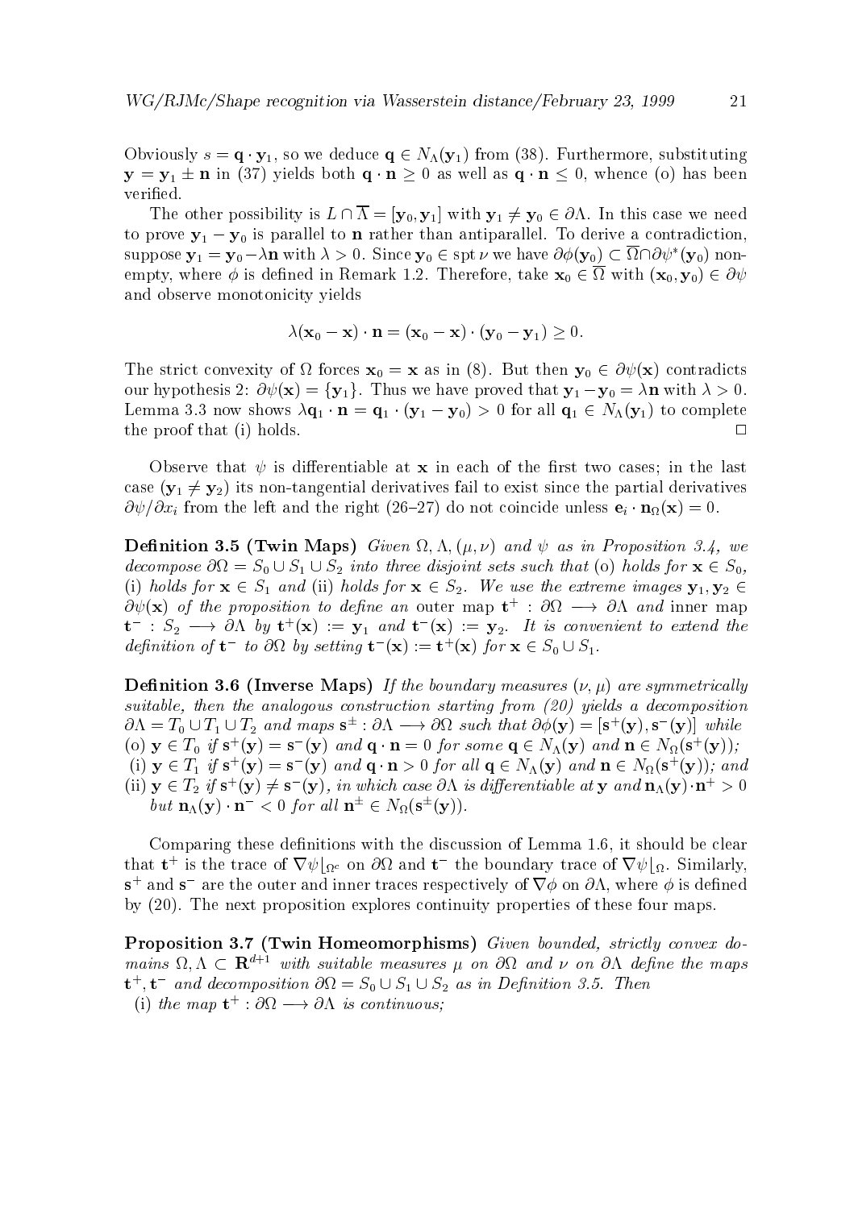Obviously $s = \mathbf{q} \cdot \mathbf{y}_1$, so we deduce $\mathbf{q} \in N_\Lambda(\mathbf{y}_1)$ from (38). Furthermore, substituting $\mathbf{y} = \mathbf{y}_1 \pm \mathbf{n}$ in (37) yields both $\mathbf{q} \cdot \mathbf{n} \geq 0$ as well as $\mathbf{q} \cdot \mathbf{n} \leq 0$, whence (o) has been verified.

The other possibility is $L \cap \overline{\Lambda} = [\mathbf{y}_0, \mathbf{y}_1]$ with $\mathbf{y}_1 \neq \mathbf{y}_0 \in \partial\Lambda$. In this case we need to prove $\mathbf{y}_1 - \mathbf{y}_0$ is parallel to $\mathbf{n}$ rather than antiparallel. To derive a contradiction, suppose $\mathbf{y}_1 = \mathbf{y}_0 - \lambda\mathbf{n}$ with $\lambda > 0$. Since $\mathbf{y}_0 \in \operatorname{spt} \nu$ we have $\partial\phi(\mathbf{y}_0) \subset \overline{\Omega} \cap \partial\psi^*(\mathbf{y}_0)$ non-empty, where $\phi$ is defined in Remark 1.2. Therefore, take $\mathbf{x}_0 \in \overline{\Omega}$ with $(\mathbf{x}_0, \mathbf{y}_0) \in \partial\psi$ and observe monotonicity yields

$$\lambda(\mathbf{x}_0 - \mathbf{x}) \cdot \mathbf{n} = (\mathbf{x}_0 - \mathbf{x}) \cdot (\mathbf{y}_0 - \mathbf{y}_1) \geq 0.$$

The strict convexity of $\Omega$ forces $\mathbf{x}_0 = \mathbf{x}$ as in (8). But then $\mathbf{y}_0 \in \partial\psi(\mathbf{x})$ contradicts our hypothesis 2: $\partial\psi(\mathbf{x}) = \{\mathbf{y}_1\}$. Thus we have proved that $\mathbf{y}_1 - \mathbf{y}_0 = \lambda\mathbf{n}$ with $\lambda > 0$. Lemma 3.3 now shows $\lambda\mathbf{q}_1 \cdot \mathbf{n} = \mathbf{q}_1 \cdot (\mathbf{y}_1 - \mathbf{y}_0) > 0$ for all $\mathbf{q}_1 \in N_\Lambda(\mathbf{y}_1)$ to complete the proof that (i) holds. □

Observe that $\psi$ is differentiable at $\mathbf{x}$ in each of the first two cases; in the last case ($\mathbf{y}_1 \neq \mathbf{y}_2$) its non-tangential derivatives fail to exist since the partial derivatives $\partial\psi/\partial x_i$ from the left and the right (26–27) do not coincide unless $\mathbf{e}_i \cdot \mathbf{n}_\Omega(\mathbf{x}) = 0$.

**Definition 3.5 (Twin Maps)** *Given $\Omega, \Lambda, (\mu, \nu)$ and $\psi$ as in Proposition 3.4, we decompose $\partial\Omega = S_0 \cup S_1 \cup S_2$ into three disjoint sets such that* (o) *holds for $\mathbf{x} \in S_0$,* (i) *holds for $\mathbf{x} \in S_1$ and* (ii) *holds for $\mathbf{x} \in S_2$. We use the extreme images $\mathbf{y}_1, \mathbf{y}_2 \in \partial\psi(\mathbf{x})$ of the proposition to define an* outer map *$\mathbf{t}^+ : \partial\Omega \longrightarrow \partial\Lambda$ and* inner map *$\mathbf{t}^- : S_2 \longrightarrow \partial\Lambda$ by $\mathbf{t}^+(\mathbf{x}) := \mathbf{y}_1$ and $\mathbf{t}^-(\mathbf{x}) := \mathbf{y}_2$. It is convenient to extend the definition of $\mathbf{t}^-$ to $\partial\Omega$ by setting $\mathbf{t}^-(\mathbf{x}) := \mathbf{t}^+(\mathbf{x})$ for $\mathbf{x} \in S_0 \cup S_1$.*

**Definition 3.6 (Inverse Maps)** *If the boundary measures $(\nu, \mu)$ are symmetrically suitable, then the analogous construction starting from* (20) *yields a decomposition $\partial\Lambda = T_0 \cup T_1 \cup T_2$ and maps $\mathbf{s}^\pm : \partial\Lambda \longrightarrow \partial\Omega$ such that $\partial\phi(\mathbf{y}) = [\mathbf{s}^+(\mathbf{y}), \mathbf{s}^-(\mathbf{y})]$ while*
(o) *$\mathbf{y} \in T_0$ if $\mathbf{s}^+(\mathbf{y}) = \mathbf{s}^-(\mathbf{y})$ and $\mathbf{q} \cdot \mathbf{n} = 0$ for some $\mathbf{q} \in N_\Lambda(\mathbf{y})$ and $\mathbf{n} \in N_\Omega(\mathbf{s}^+(\mathbf{y}))$;*
(i) *$\mathbf{y} \in T_1$ if $\mathbf{s}^+(\mathbf{y}) = \mathbf{s}^-(\mathbf{y})$ and $\mathbf{q} \cdot \mathbf{n} > 0$ for all $\mathbf{q} \in N_\Lambda(\mathbf{y})$ and $\mathbf{n} \in N_\Omega(\mathbf{s}^+(\mathbf{y}))$; and*
(ii) *$\mathbf{y} \in T_2$ if $\mathbf{s}^+(\mathbf{y}) \neq \mathbf{s}^-(\mathbf{y})$, in which case $\partial\Lambda$ is differentiable at $\mathbf{y}$ and $\mathbf{n}_\Lambda(\mathbf{y}) \cdot \mathbf{n}^+ > 0$ but $\mathbf{n}_\Lambda(\mathbf{y}) \cdot \mathbf{n}^- < 0$ for all $\mathbf{n}^\pm \in N_\Omega(\mathbf{s}^\pm(\mathbf{y}))$.*

Comparing these definitions with the discussion of Lemma 1.6, it should be clear that $\mathbf{t}^+$ is the trace of $\nabla\psi\lfloor_{\Omega^c}$ on $\partial\Omega$ and $\mathbf{t}^-$ the boundary trace of $\nabla\psi\lfloor_\Omega$. Similarly, $\mathbf{s}^+$ and $\mathbf{s}^-$ are the outer and inner traces respectively of $\nabla\phi$ on $\partial\Lambda$, where $\phi$ is defined by (20). The next proposition explores continuity properties of these four maps.

**Proposition 3.7 (Twin Homeomorphisms)** *Given bounded, strictly convex domains $\Omega, \Lambda \subset \mathbf{R}^{d+1}$ with suitable measures $\mu$ on $\partial\Omega$ and $\nu$ on $\partial\Lambda$ define the maps $\mathbf{t}^+, \mathbf{t}^-$ and decomposition $\partial\Omega = S_0 \cup S_1 \cup S_2$ as in Definition 3.5. Then*
(i) *the map $\mathbf{t}^+ : \partial\Omega \longrightarrow \partial\Lambda$ is continuous;*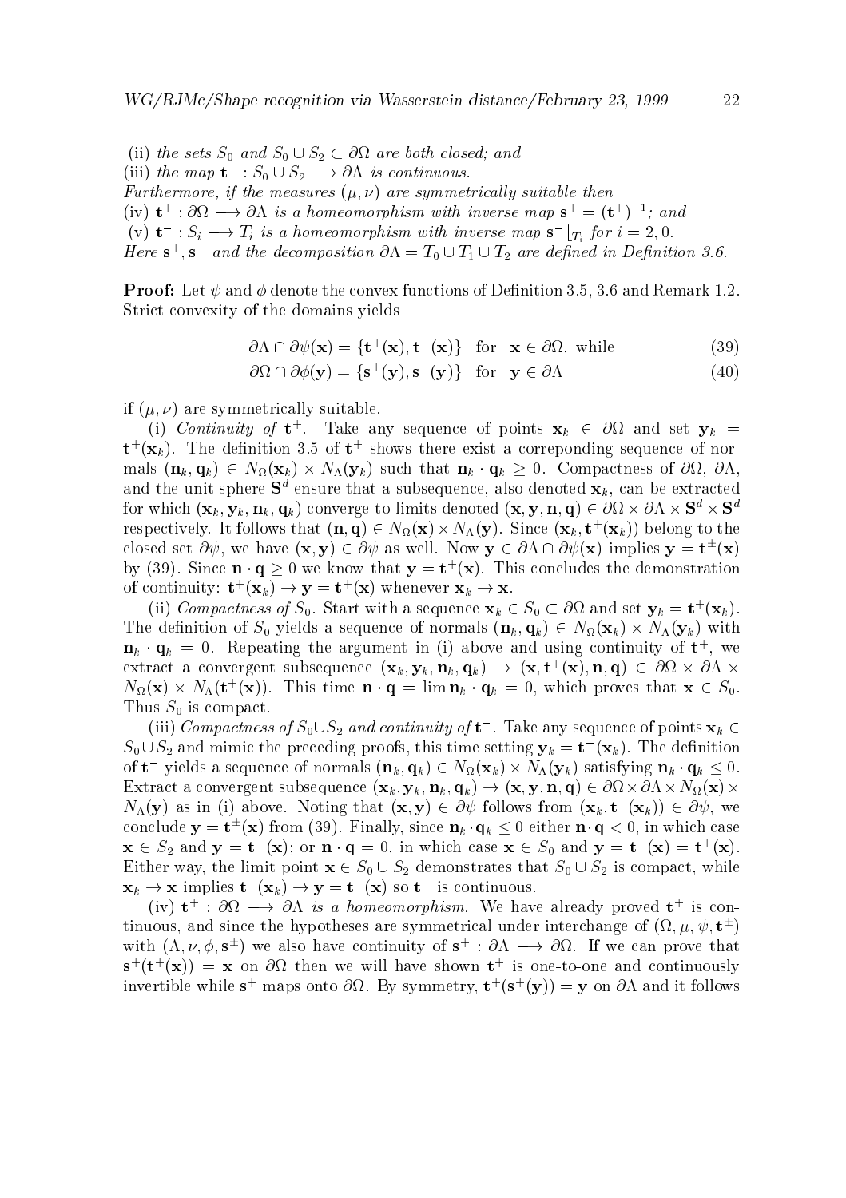(ii) *the sets* $S_0$ *and* $S_0 \cup S_2 \subset \partial\Omega$ *are both closed; and*
(iii) *the map* $\mathbf{t}^- : S_0 \cup S_2 \longrightarrow \partial\Lambda$ *is continuous.*
*Furthermore, if the measures* $(\mu, \nu)$ *are symmetrically suitable then*
(iv) $\mathbf{t}^+ : \partial\Omega \longrightarrow \partial\Lambda$ *is a homeomorphism with inverse map* $\mathbf{s}^+ = (\mathbf{t}^+)^{-1}$*; and*
(v) $\mathbf{t}^- : S_i \longrightarrow T_i$ *is a homeomorphism with inverse map* $\mathbf{s}^- \lfloor_{T_i}$ *for* $i = 2, 0$.
*Here* $\mathbf{s}^+, \mathbf{s}^-$ *and the decomposition* $\partial\Lambda = T_0 \cup T_1 \cup T_2$ *are defined in Definition 3.6.*

**Proof:** Let $\psi$ and $\phi$ denote the convex functions of Definition 3.5, 3.6 and Remark 1.2. Strict convexity of the domains yields

$$\partial\Lambda \cap \partial\psi(\mathbf{x}) = \{\mathbf{t}^+(\mathbf{x}), \mathbf{t}^-(\mathbf{x})\} \quad \text{for} \quad \mathbf{x} \in \partial\Omega, \text{ while} \tag{39}$$

$$\partial\Omega \cap \partial\phi(\mathbf{y}) = \{\mathbf{s}^+(\mathbf{y}), \mathbf{s}^-(\mathbf{y})\} \quad \text{for} \quad \mathbf{y} \in \partial\Lambda \tag{40}$$

if $(\mu, \nu)$ are symmetrically suitable.

(i) *Continuity of* $\mathbf{t}^+$. Take any sequence of points $\mathbf{x}_k \in \partial\Omega$ and set $\mathbf{y}_k = \mathbf{t}^+(\mathbf{x}_k)$. The definition 3.5 of $\mathbf{t}^+$ shows there exist a correponding sequence of normals $(\mathbf{n}_k, \mathbf{q}_k) \in N_\Omega(\mathbf{x}_k) \times N_\Lambda(\mathbf{y}_k)$ such that $\mathbf{n}_k \cdot \mathbf{q}_k \geq 0$. Compactness of $\partial\Omega$, $\partial\Lambda$, and the unit sphere $\mathbf{S}^d$ ensure that a subsequence, also denoted $\mathbf{x}_k$, can be extracted for which $(\mathbf{x}_k, \mathbf{y}_k, \mathbf{n}_k, \mathbf{q}_k)$ converge to limits denoted $(\mathbf{x}, \mathbf{y}, \mathbf{n}, \mathbf{q}) \in \partial\Omega \times \partial\Lambda \times \mathbf{S}^d \times \mathbf{S}^d$ respectively. It follows that $(\mathbf{n}, \mathbf{q}) \in N_\Omega(\mathbf{x}) \times N_\Lambda(\mathbf{y})$. Since $(\mathbf{x}_k, \mathbf{t}^+(\mathbf{x}_k))$ belong to the closed set $\partial\psi$, we have $(\mathbf{x}, \mathbf{y}) \in \partial\psi$ as well. Now $\mathbf{y} \in \partial\Lambda \cap \partial\psi(\mathbf{x})$ implies $\mathbf{y} = \mathbf{t}^\pm(\mathbf{x})$ by (39). Since $\mathbf{n} \cdot \mathbf{q} \geq 0$ we know that $\mathbf{y} = \mathbf{t}^+(\mathbf{x})$. This concludes the demonstration of continuity: $\mathbf{t}^+(\mathbf{x}_k) \to \mathbf{y} = \mathbf{t}^+(\mathbf{x})$ whenever $\mathbf{x}_k \to \mathbf{x}$.

(ii) *Compactness of* $S_0$. Start with a sequence $\mathbf{x}_k \in S_0 \subset \partial\Omega$ and set $\mathbf{y}_k = \mathbf{t}^+(\mathbf{x}_k)$. The definition of $S_0$ yields a sequence of normals $(\mathbf{n}_k, \mathbf{q}_k) \in N_\Omega(\mathbf{x}_k) \times N_\Lambda(\mathbf{y}_k)$ with $\mathbf{n}_k \cdot \mathbf{q}_k = 0$. Repeating the argument in (i) above and using continuity of $\mathbf{t}^+$, we extract a convergent subsequence $(\mathbf{x}_k, \mathbf{y}_k, \mathbf{n}_k, \mathbf{q}_k) \to (\mathbf{x}, \mathbf{t}^+(\mathbf{x}), \mathbf{n}, \mathbf{q}) \in \partial\Omega \times \partial\Lambda \times N_\Omega(\mathbf{x}) \times N_\Lambda(\mathbf{t}^+(\mathbf{x}))$. This time $\mathbf{n} \cdot \mathbf{q} = \lim \mathbf{n}_k \cdot \mathbf{q}_k = 0$, which proves that $\mathbf{x} \in S_0$. Thus $S_0$ is compact.

(iii) *Compactness of* $S_0 \cup S_2$ *and continuity of* $\mathbf{t}^-$. Take any sequence of points $\mathbf{x}_k \in S_0 \cup S_2$ and mimic the preceding proofs, this time setting $\mathbf{y}_k = \mathbf{t}^-(\mathbf{x}_k)$. The definition of $\mathbf{t}^-$ yields a sequence of normals $(\mathbf{n}_k, \mathbf{q}_k) \in N_\Omega(\mathbf{x}_k) \times N_\Lambda(\mathbf{y}_k)$ satisfying $\mathbf{n}_k \cdot \mathbf{q}_k \leq 0$. Extract a convergent subsequence $(\mathbf{x}_k, \mathbf{y}_k, \mathbf{n}_k, \mathbf{q}_k) \to (\mathbf{x}, \mathbf{y}, \mathbf{n}, \mathbf{q}) \in \partial\Omega \times \partial\Lambda \times N_\Omega(\mathbf{x}) \times N_\Lambda(\mathbf{y})$ as in (i) above. Noting that $(\mathbf{x}, \mathbf{y}) \in \partial\psi$ follows from $(\mathbf{x}_k, \mathbf{t}^-(\mathbf{x}_k)) \in \partial\psi$, we conclude $\mathbf{y} = \mathbf{t}^\pm(\mathbf{x})$ from (39). Finally, since $\mathbf{n}_k \cdot \mathbf{q}_k \leq 0$ either $\mathbf{n} \cdot \mathbf{q} < 0$, in which case $\mathbf{x} \in S_2$ and $\mathbf{y} = \mathbf{t}^-(\mathbf{x})$; or $\mathbf{n} \cdot \mathbf{q} = 0$, in which case $\mathbf{x} \in S_0$ and $\mathbf{y} = \mathbf{t}^-(\mathbf{x}) = \mathbf{t}^+(\mathbf{x})$. Either way, the limit point $\mathbf{x} \in S_0 \cup S_2$ demonstrates that $S_0 \cup S_2$ is compact, while $\mathbf{x}_k \to \mathbf{x}$ implies $\mathbf{t}^-(\mathbf{x}_k) \to \mathbf{y} = \mathbf{t}^-(\mathbf{x})$ so $\mathbf{t}^-$ is continuous.

(iv) $\mathbf{t}^+ : \partial\Omega \longrightarrow \partial\Lambda$ *is a homeomorphism.* We have already proved $\mathbf{t}^+$ is continuous, and since the hypotheses are symmetrical under interchange of $(\Omega, \mu, \psi, \mathbf{t}^\pm)$ with $(\Lambda, \nu, \phi, \mathbf{s}^\pm)$ we also have continuity of $\mathbf{s}^+ : \partial\Lambda \longrightarrow \partial\Omega$. If we can prove that $\mathbf{s}^+(\mathbf{t}^+(\mathbf{x})) = \mathbf{x}$ on $\partial\Omega$ then we will have shown $\mathbf{t}^+$ is one-to-one and continuously invertible while $\mathbf{s}^+$ maps onto $\partial\Omega$. By symmetry, $\mathbf{t}^+(\mathbf{s}^+(\mathbf{y})) = \mathbf{y}$ on $\partial\Lambda$ and it follows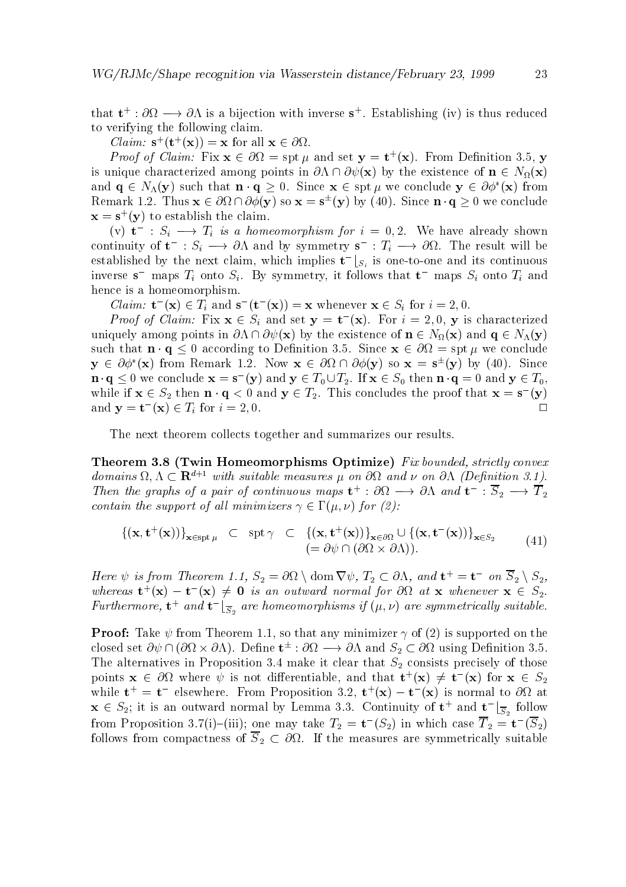that $\mathbf{t}^+ : \partial\Omega \longrightarrow \partial\Lambda$ is a bijection with inverse $\mathbf{s}^+$. Establishing (iv) is thus reduced to verifying the following claim.

*Claim:* $\mathbf{s}^+(\mathbf{t}^+(\mathbf{x})) = \mathbf{x}$ for all $\mathbf{x} \in \partial\Omega$.

*Proof of Claim:* Fix $\mathbf{x} \in \partial\Omega = \operatorname{spt}\mu$ and set $\mathbf{y} = \mathbf{t}^+(\mathbf{x})$. From Definition 3.5, $\mathbf{y}$ is unique characterized among points in $\partial\Lambda \cap \partial\psi(\mathbf{x})$ by the existence of $\mathbf{n} \in N_\Omega(\mathbf{x})$ and $\mathbf{q} \in N_\Lambda(\mathbf{y})$ such that $\mathbf{n} \cdot \mathbf{q} \geq 0$. Since $\mathbf{x} \in \operatorname{spt}\mu$ we conclude $\mathbf{y} \in \partial\phi^*(\mathbf{x})$ from Remark 1.2. Thus $\mathbf{x} \in \partial\Omega \cap \partial\phi(\mathbf{y})$ so $\mathbf{x} = \mathbf{s}^\pm(\mathbf{y})$ by (40). Since $\mathbf{n} \cdot \mathbf{q} \geq 0$ we conclude $\mathbf{x} = \mathbf{s}^+(\mathbf{y})$ to establish the claim.

(v) $\mathbf{t}^- : S_i \longrightarrow T_i$ *is a homeomorphism for* $i = 0, 2$. We have already shown continuity of $\mathbf{t}^- : S_i \longrightarrow \partial\Lambda$ and by symmetry $\mathbf{s}^- : T_i \longrightarrow \partial\Omega$. The result will be established by the next claim, which implies $\mathbf{t}^-\lfloor_{S_i}$ is one-to-one and its continuous inverse $\mathbf{s}^-$ maps $T_i$ onto $S_i$. By symmetry, it follows that $\mathbf{t}^-$ maps $S_i$ onto $T_i$ and hence is a homeomorphism.

*Claim:* $\mathbf{t}^-(\mathbf{x}) \in T_i$ and $\mathbf{s}^-(\mathbf{t}^-(\mathbf{x})) = \mathbf{x}$ whenever $\mathbf{x} \in S_i$ for $i = 2, 0$.

*Proof of Claim:* Fix $\mathbf{x} \in S_i$ and set $\mathbf{y} = \mathbf{t}^-(\mathbf{x})$. For $i = 2, 0$, $\mathbf{y}$ is characterized uniquely among points in $\partial\Lambda \cap \partial\psi(\mathbf{x})$ by the existence of $\mathbf{n} \in N_\Omega(\mathbf{x})$ and $\mathbf{q} \in N_\Lambda(\mathbf{y})$ such that $\mathbf{n} \cdot \mathbf{q} \leq 0$ according to Definition 3.5. Since $\mathbf{x} \in \partial\Omega = \operatorname{spt}\mu$ we conclude $\mathbf{y} \in \partial\phi^*(\mathbf{x})$ from Remark 1.2. Now $\mathbf{x} \in \partial\Omega \cap \partial\phi(\mathbf{y})$ so $\mathbf{x} = \mathbf{s}^\pm(\mathbf{y})$ by (40). Since $\mathbf{n} \cdot \mathbf{q} \leq 0$ we conclude $\mathbf{x} = \mathbf{s}^-(\mathbf{y})$ and $\mathbf{y} \in T_0 \cup T_2$. If $\mathbf{x} \in S_0$ then $\mathbf{n} \cdot \mathbf{q} = 0$ and $\mathbf{y} \in T_0$, while if $\mathbf{x} \in S_2$ then $\mathbf{n} \cdot \mathbf{q} < 0$ and $\mathbf{y} \in T_2$. This concludes the proof that $\mathbf{x} = \mathbf{s}^-(\mathbf{y})$ and $\mathbf{y} = \mathbf{t}^-(\mathbf{x}) \in T_i$ for $i = 2, 0$. $\square$

The next theorem collects together and summarizes our results.

**Theorem 3.8 (Twin Homeomorphisms Optimize)** *Fix bounded, strictly convex domains $\Omega, \Lambda \subset \mathbf{R}^{d+1}$ with suitable measures $\mu$ on $\partial\Omega$ and $\nu$ on $\partial\Lambda$ (Definition 3.1). Then the graphs of a pair of continuous maps $\mathbf{t}^+ : \partial\Omega \longrightarrow \partial\Lambda$ and $\mathbf{t}^- : \overline{S}_2 \longrightarrow \overline{T}_2$ contain the support of all minimizers $\gamma \in \Gamma(\mu, \nu)$ for (2):*

$$
\{(\mathbf{x}, \mathbf{t}^+(\mathbf{x}))\}_{\mathbf{x} \in \operatorname{spt}\mu} \subset \operatorname{spt}\gamma \subset \begin{array}{l} \{(\mathbf{x}, \mathbf{t}^+(\mathbf{x}))\}_{\mathbf{x} \in \partial\Omega} \cup \{(\mathbf{x}, \mathbf{t}^-(\mathbf{x}))\}_{\mathbf{x} \in S_2} \\ (= \partial\psi \cap (\partial\Omega \times \partial\Lambda)). \end{array} \tag{41}
$$

*Here $\psi$ is from Theorem 1.1, $S_2 = \partial\Omega \setminus \operatorname{dom} \nabla\psi$, $T_2 \subset \partial\Lambda$, and $\mathbf{t}^+ = \mathbf{t}^-$ on $\overline{S}_2 \setminus S_2$, whereas $\mathbf{t}^+(\mathbf{x}) - \mathbf{t}^-(\mathbf{x}) \neq \mathbf{0}$ is an outward normal for $\partial\Omega$ at $\mathbf{x}$ whenever $\mathbf{x} \in S_2$. Furthermore, $\mathbf{t}^+$ and $\mathbf{t}^-\lfloor_{\overline{S}_2}$ are homeomorphisms if $(\mu, \nu)$ are symmetrically suitable.*

**Proof:** Take $\psi$ from Theorem 1.1, so that any minimizer $\gamma$ of (2) is supported on the closed set $\partial\psi \cap (\partial\Omega \times \partial\Lambda)$. Define $\mathbf{t}^\pm : \partial\Omega \longrightarrow \partial\Lambda$ and $S_2 \subset \partial\Omega$ using Definition 3.5. The alternatives in Proposition 3.4 make it clear that $S_2$ consists precisely of those points $\mathbf{x} \in \partial\Omega$ where $\psi$ is not differentiable, and that $\mathbf{t}^+(\mathbf{x}) \neq \mathbf{t}^-(\mathbf{x})$ for $\mathbf{x} \in S_2$ while $\mathbf{t}^+ = \mathbf{t}^-$ elsewhere. From Proposition 3.2, $\mathbf{t}^+(\mathbf{x}) - \mathbf{t}^-(\mathbf{x})$ is normal to $\partial\Omega$ at $\mathbf{x} \in S_2$; it is an outward normal by Lemma 3.3. Continuity of $\mathbf{t}^+$ and $\mathbf{t}^-\lfloor_{\overline{S}_2}$ follow from Proposition 3.7(i)–(iii); one may take $T_2 = \mathbf{t}^-(S_2)$ in which case $\overline{T}_2 = \mathbf{t}^-(\overline{S}_2)$ follows from compactness of $\overline{S}_2 \subset \partial\Omega$. If the measures are symmetrically suitable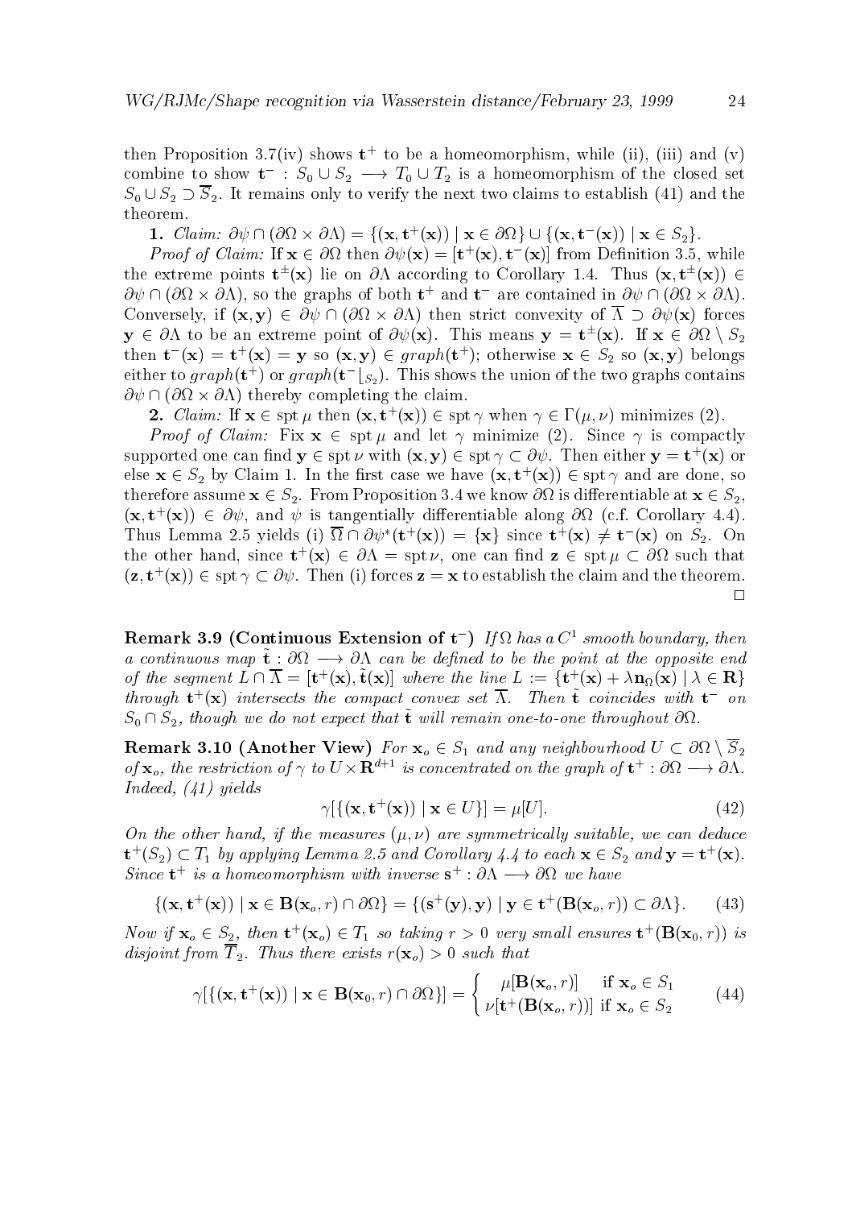then Proposition 3.7(iv) shows $\mathbf{t}^+$ to be a homeomorphism, while (ii), (iii) and (v) combine to show $\mathbf{t}^- : S_0 \cup S_2 \longrightarrow T_0 \cup T_2$ is a homeomorphism of the closed set $S_0 \cup S_2 \supset \overline{S}_2$. It remains only to verify the next two claims to establish (41) and the theorem.

**1.** *Claim:* $\partial\psi \cap (\partial\Omega \times \partial\Lambda) = \{(\mathbf{x}, \mathbf{t}^+(\mathbf{x})) \mid \mathbf{x} \in \partial\Omega\} \cup \{(\mathbf{x}, \mathbf{t}^-(\mathbf{x})) \mid \mathbf{x} \in S_2\}$.

*Proof of Claim:* If $\mathbf{x} \in \partial\Omega$ then $\partial\psi(\mathbf{x}) = [\mathbf{t}^+(\mathbf{x}), \mathbf{t}^-(\mathbf{x})]$ from Definition 3.5, while the extreme points $\mathbf{t}^\pm(\mathbf{x})$ lie on $\partial\Lambda$ according to Corollary 1.4. Thus $(\mathbf{x}, \mathbf{t}^\pm(\mathbf{x})) \in \partial\psi \cap (\partial\Omega \times \partial\Lambda)$, so the graphs of both $\mathbf{t}^+$ and $\mathbf{t}^-$ are contained in $\partial\psi \cap (\partial\Omega \times \partial\Lambda)$. Conversely, if $(\mathbf{x}, \mathbf{y}) \in \partial\psi \cap (\partial\Omega \times \partial\Lambda)$ then strict convexity of $\overline{\Lambda} \supset \partial\psi(\mathbf{x})$ forces $\mathbf{y} \in \partial\Lambda$ to be an extreme point of $\partial\psi(\mathbf{x})$. This means $\mathbf{y} = \mathbf{t}^\pm(\mathbf{x})$. If $\mathbf{x} \in \partial\Omega \setminus S_2$ then $\mathbf{t}^-(\mathbf{x}) = \mathbf{t}^+(\mathbf{x}) = \mathbf{y}$ so $(\mathbf{x}, \mathbf{y}) \in graph(\mathbf{t}^+)$; otherwise $\mathbf{x} \in S_2$ so $(\mathbf{x}, \mathbf{y})$ belongs either to $graph(\mathbf{t}^+)$ or $graph(\mathbf{t}^-\lfloor_{S_2})$. This shows the union of the two graphs contains $\partial\psi \cap (\partial\Omega \times \partial\Lambda)$ thereby completing the claim.

**2.** *Claim:* If $\mathbf{x} \in \operatorname{spt}\mu$ then $(\mathbf{x}, \mathbf{t}^+(\mathbf{x})) \in \operatorname{spt}\gamma$ when $\gamma \in \Gamma(\mu, \nu)$ minimizes (2).

*Proof of Claim:* Fix $\mathbf{x} \in \operatorname{spt}\mu$ and let $\gamma$ minimize (2). Since $\gamma$ is compactly supported one can find $\mathbf{y} \in \operatorname{spt}\nu$ with $(\mathbf{x}, \mathbf{y}) \in \operatorname{spt}\gamma \subset \partial\psi$. Then either $\mathbf{y} = \mathbf{t}^+(\mathbf{x})$ or else $\mathbf{x} \in S_2$ by Claim 1. In the first case we have $(\mathbf{x}, \mathbf{t}^+(\mathbf{x})) \in \operatorname{spt}\gamma$ and are done, so therefore assume $\mathbf{x} \in S_2$. From Proposition 3.4 we know $\partial\Omega$ is differentiable at $\mathbf{x} \in S_2$, $(\mathbf{x}, \mathbf{t}^+(\mathbf{x})) \in \partial\psi$, and $\psi$ is tangentially differentiable along $\partial\Omega$ (c.f. Corollary 4.4). Thus Lemma 2.5 yields (i) $\overline{\Omega} \cap \partial\psi^*(\mathbf{t}^+(\mathbf{x})) = \{\mathbf{x}\}$ since $\mathbf{t}^+(\mathbf{x}) \neq \mathbf{t}^-(\mathbf{x})$ on $S_2$. On the other hand, since $\mathbf{t}^+(\mathbf{x}) \in \partial\Lambda = \operatorname{spt}\nu$, one can find $\mathbf{z} \in \operatorname{spt}\mu \subset \partial\Omega$ such that $(\mathbf{z}, \mathbf{t}^+(\mathbf{x})) \in \operatorname{spt}\gamma \subset \partial\psi$. Then (i) forces $\mathbf{z} = \mathbf{x}$ to establish the claim and the theorem. □

**Remark 3.9 (Continuous Extension of $\mathbf{t}^-$)** *If $\Omega$ has a $C^1$ smooth boundary, then a continuous map $\tilde{\mathbf{t}} : \partial\Omega \longrightarrow \partial\Lambda$ can be defined to be the point at the opposite end of the segment $L \cap \overline{\Lambda} = [\mathbf{t}^+(\mathbf{x}), \tilde{\mathbf{t}}(\mathbf{x})]$ where the line $L := \{\mathbf{t}^+(\mathbf{x}) + \lambda \mathbf{n}_\Omega(\mathbf{x}) \mid \lambda \in \mathbf{R}\}$ through $\mathbf{t}^+(\mathbf{x})$ intersects the compact convex set $\overline{\Lambda}$. Then $\tilde{\mathbf{t}}$ coincides with $\mathbf{t}^-$ on $S_0 \cap S_2$, though we do not expect that $\tilde{\mathbf{t}}$ will remain one-to-one throughout $\partial\Omega$.*

**Remark 3.10 (Another View)** *For $\mathbf{x}_o \in S_1$ and any neighbourhood $U \subset \partial\Omega \setminus \overline{S}_2$ of $\mathbf{x}_o$, the restriction of $\gamma$ to $U \times \mathbf{R}^{d+1}$ is concentrated on the graph of $\mathbf{t}^+ : \partial\Omega \longrightarrow \partial\Lambda$. Indeed, (41) yields*

$$\gamma[\{(\mathbf{x}, \mathbf{t}^+(\mathbf{x})) \mid \mathbf{x} \in U\}] = \mu[U]. \tag{42}$$

*On the other hand, if the measures $(\mu, \nu)$ are symmetrically suitable, we can deduce $\mathbf{t}^+(S_2) \subset T_1$ by applying Lemma 2.5 and Corollary 4.4 to each $\mathbf{x} \in S_2$ and $\mathbf{y} = \mathbf{t}^+(\mathbf{x})$. Since $\mathbf{t}^+$ is a homeomorphism with inverse $\mathbf{s}^+ : \partial\Lambda \longrightarrow \partial\Omega$ we have*

$$\{(\mathbf{x}, \mathbf{t}^+(\mathbf{x})) \mid \mathbf{x} \in \mathbf{B}(\mathbf{x}_o, r) \cap \partial\Omega\} = \{(\mathbf{s}^+(\mathbf{y}), \mathbf{y}) \mid \mathbf{y} \in \mathbf{t}^+(\mathbf{B}(\mathbf{x}_o, r)) \subset \partial\Lambda\}. \tag{43}$$

*Now if $\mathbf{x}_o \in S_2$, then $\mathbf{t}^+(\mathbf{x}_o) \in T_1$ so taking $r > 0$ very small ensures $\mathbf{t}^+(\mathbf{B}(\mathbf{x}_0, r))$ is disjoint from $\overline{T}_2$. Thus there exists $r(\mathbf{x}_o) > 0$ such that*

$$\gamma[\{(\mathbf{x}, \mathbf{t}^+(\mathbf{x})) \mid \mathbf{x} \in \mathbf{B}(\mathbf{x}_0, r) \cap \partial\Omega\}] = \begin{cases} \mu[\mathbf{B}(\mathbf{x}_o, r)] & \text{if } \mathbf{x}_o \in S_1 \\ \nu[\mathbf{t}^+(\mathbf{B}(\mathbf{x}_o, r))] & \text{if } \mathbf{x}_o \in S_2 \end{cases} \tag{44}$$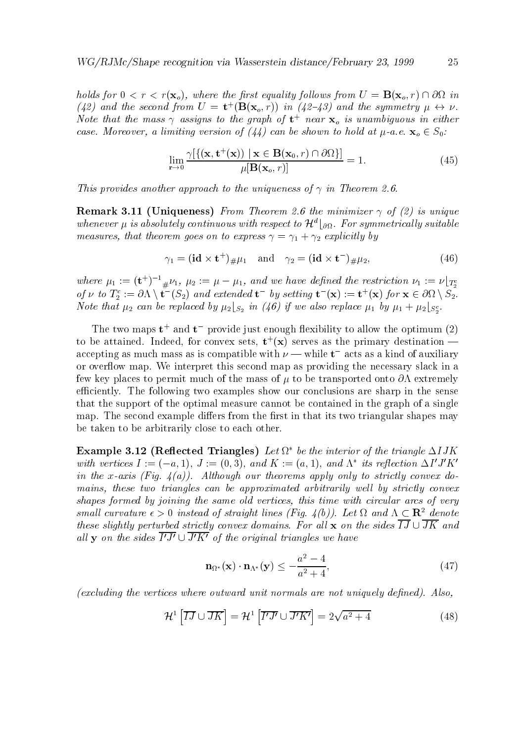*holds for $0 < r < r(\mathbf{x}_o)$, where the first equality follows from $U = \mathbf{B}(\mathbf{x}_o, r) \cap \partial\Omega$ in (42) and the second from $U = \mathbf{t}^+(\mathbf{B}(\mathbf{x}_o, r))$ in (42–43) and the symmetry $\mu \leftrightarrow \nu$. Note that the mass $\gamma$ assigns to the graph of $\mathbf{t}^+$ near $\mathbf{x}_o$ is unambiguous in either case. Moreover, a limiting version of (44) can be shown to hold at $\mu$-a.e. $\mathbf{x}_o \in S_0$:*

$$\lim_{\mathbf{r}\to 0} \frac{\gamma[\{(\mathbf{x}, \mathbf{t}^+(\mathbf{x})) \mid \mathbf{x} \in \mathbf{B}(\mathbf{x}_0, r) \cap \partial\Omega\}]}{\mu[\mathbf{B}(\mathbf{x}_o, r)]} = 1. \tag{45}$$

*This provides another approach to the uniqueness of $\gamma$ in Theorem 2.6.*

**Remark 3.11 (Uniqueness)** *From Theorem 2.6 the minimizer $\gamma$ of (2) is unique whenever $\mu$ is absolutely continuous with respect to $\mathcal{H}^d\lfloor_{\partial\Omega}$. For symmetrically suitable measures, that theorem goes on to express $\gamma = \gamma_1 + \gamma_2$ explicitly by*

$$\gamma_1 = (\mathbf{id} \times \mathbf{t}^+)_{\#}\mu_1 \quad \text{and} \quad \gamma_2 = (\mathbf{id} \times \mathbf{t}^-)_{\#}\mu_2, \tag{46}$$

*where $\mu_1 := (\mathbf{t}^+)^{-1}{}_{\#}\nu_1$, $\mu_2 := \mu - \mu_1$, and we have defined the restriction $\nu_1 := \nu\lfloor_{T_2^c}$ of $\nu$ to $T_2^c := \partial\Lambda \setminus \mathbf{t}^-(S_2)$ and extended $\mathbf{t}^-$ by setting $\mathbf{t}^-(\mathbf{x}) := \mathbf{t}^+(\mathbf{x})$ for $\mathbf{x} \in \partial\Omega \setminus S_2$. Note that $\mu_2$ can be replaced by $\mu_2\lfloor_{S_2}$ in (46) if we also replace $\mu_1$ by $\mu_1 + \mu_2\lfloor_{S_2^c}$.*

The two maps $\mathbf{t}^+$ and $\mathbf{t}^-$ provide just enough flexibility to allow the optimum (2) to be attained. Indeed, for convex sets, $\mathbf{t}^+(\mathbf{x})$ serves as the primary destination — accepting as much mass as is compatible with $\nu$ — while $\mathbf{t}^-$ acts as a kind of auxiliary or overflow map. We interpret this second map as providing the necessary slack in a few key places to permit much of the mass of $\mu$ to be transported onto $\partial\Lambda$ extremely efficiently. The following two examples show our conclusions are sharp in the sense that the support of the optimal measure cannot be contained in the graph of a single map. The second example differs from the first in that its two triangular shapes may be taken to be arbitrarily close to each other.

**Example 3.12 (Reflected Triangles)** *Let $\Omega^*$ be the interior of the triangle $\Delta IJK$ with vertices $I := (-a, 1)$, $J := (0, 3)$, and $K := (a, 1)$, and $\Lambda^*$ its reflection $\Delta I'J'K'$ in the $x$-axis (Fig. 4(a)). Although our theorems apply only to strictly convex domains, these two triangles can be approximated arbitrarily well by strictly convex shapes formed by joining the same old vertices, this time with circular arcs of very small curvature $\epsilon > 0$ instead of straight lines (Fig. 4(b)). Let $\Omega$ and $\Lambda \subset \mathbf{R}^2$ denote these slightly perturbed strictly convex domains. For all $\mathbf{x}$ on the sides $\overline{IJ} \cup \overline{JK}$ and all $\mathbf{y}$ on the sides $\overline{I'J'} \cup \overline{J'K'}$ of the original triangles we have*

$$\mathbf{n}_{\Omega^*}(\mathbf{x}) \cdot \mathbf{n}_{\Lambda^*}(\mathbf{y}) \le -\frac{a^2 - 4}{a^2 + 4}, \tag{47}$$

*(excluding the vertices where outward unit normals are not uniquely defined). Also,*

$$\mathcal{H}^1\left[\overline{IJ} \cup \overline{JK}\right] = \mathcal{H}^1\left[\overline{I'J'} \cup \overline{J'K'}\right] = 2\sqrt{a^2 + 4} \tag{48}$$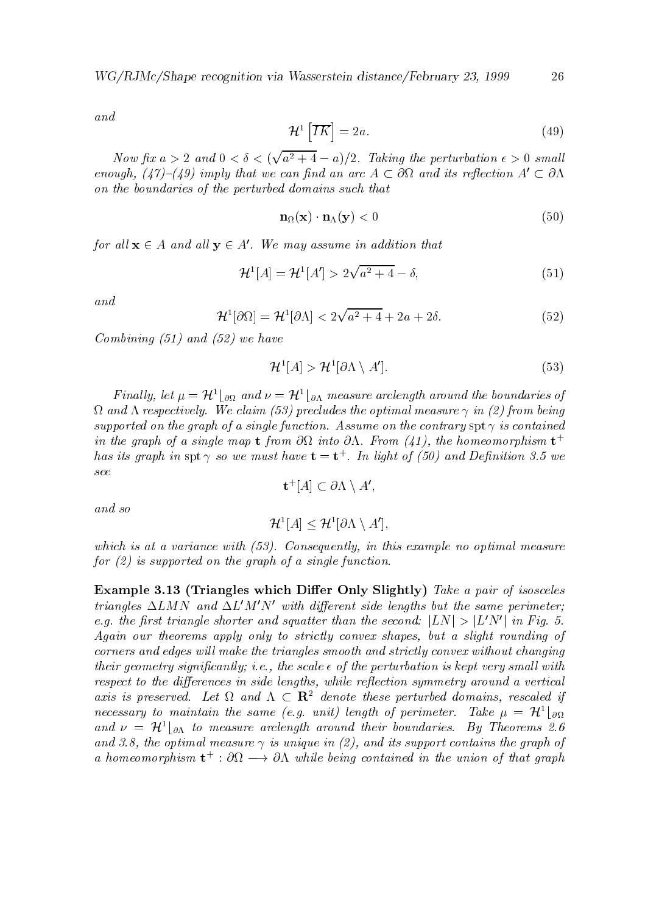and

$$\mathcal{H}^1\left[\overline{TK}\right] = 2a. \tag{49}$$

*Now fix $a > 2$ and $0 < \delta < (\sqrt{a^2+4} - a)/2$. Taking the perturbation $\epsilon > 0$ small enough, (47)–(49) imply that we can find an arc $A \subset \partial\Omega$ and its reflection $A' \subset \partial\Lambda$ on the boundaries of the perturbed domains such that*

$$\mathbf{n}_\Omega(\mathbf{x}) \cdot \mathbf{n}_\Lambda(\mathbf{y}) < 0 \tag{50}$$

*for all $\mathbf{x} \in A$ and all $\mathbf{y} \in A'$. We may assume in addition that*

$$\mathcal{H}^1[A] = \mathcal{H}^1[A'] > 2\sqrt{a^2+4} - \delta, \tag{51}$$

*and*

$$\mathcal{H}^1[\partial\Omega] = \mathcal{H}^1[\partial\Lambda] < 2\sqrt{a^2+4} + 2a + 2\delta. \tag{52}$$

*Combining (51) and (52) we have*

$$\mathcal{H}^1[A] > \mathcal{H}^1[\partial\Lambda \setminus A']. \tag{53}$$

*Finally, let $\mu = \mathcal{H}^1\lfloor_{\partial\Omega}$ and $\nu = \mathcal{H}^1\lfloor_{\partial\Lambda}$ measure arclength around the boundaries of $\Omega$ and $\Lambda$ respectively. We claim (53) precludes the optimal measure $\gamma$ in (2) from being supported on the graph of a single function. Assume on the contrary $\operatorname{spt}\gamma$ is contained in the graph of a single map $\mathbf{t}$ from $\partial\Omega$ into $\partial\Lambda$. From (41), the homeomorphism $\mathbf{t}^+$ has its graph in $\operatorname{spt}\gamma$ so we must have $\mathbf{t} = \mathbf{t}^+$. In light of (50) and Definition 3.5 we see*

$$\mathbf{t}^+[A] \subset \partial\Lambda \setminus A',$$

*and so*

$$\mathcal{H}^1[A] \leq \mathcal{H}^1[\partial\Lambda \setminus A'],$$

*which is at a variance with (53). Consequently, in this example no optimal measure for (2) is supported on the graph of a single function.*

**Example 3.13 (Triangles which Differ Only Slightly)** *Take a pair of isosceles triangles $\Delta LMN$ and $\Delta L'M'N'$ with different side lengths but the same perimeter; e.g. the first triangle shorter and squatter than the second: $|LN| > |L'N'|$ in Fig. 5. Again our theorems apply only to strictly convex shapes, but a slight rounding of corners and edges will make the triangles smooth and strictly convex without changing their geometry significantly; i.e., the scale $\epsilon$ of the perturbation is kept very small with respect to the differences in side lengths, while reflection symmetry around a vertical axis is preserved. Let $\Omega$ and $\Lambda \subset \mathbf{R}^2$ denote these perturbed domains, rescaled if necessary to maintain the same (e.g. unit) length of perimeter. Take $\mu = \mathcal{H}^1\lfloor_{\partial\Omega}$ and $\nu = \mathcal{H}^1\lfloor_{\partial\Lambda}$ to measure arclength around their boundaries. By Theorems 2.6 and 3.8, the optimal measure $\gamma$ is unique in (2), and its support contains the graph of a homeomorphism $\mathbf{t}^+ : \partial\Omega \longrightarrow \partial\Lambda$ while being contained in the union of that graph*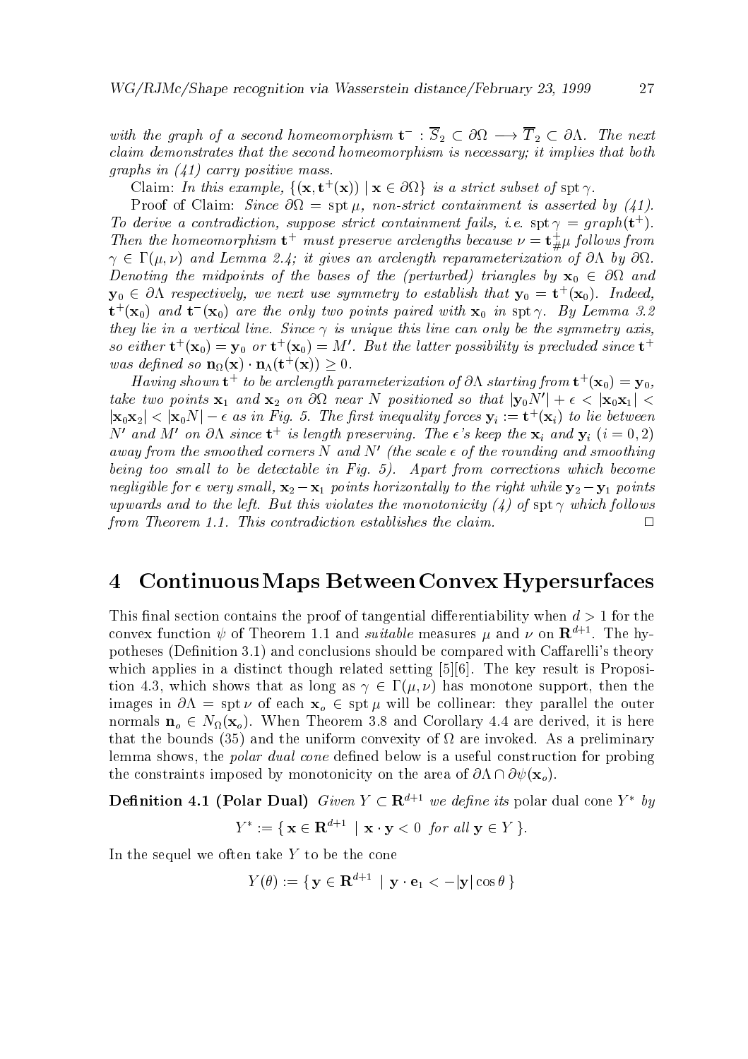*with the graph of a second homeomorphism* $\mathbf{t}^- : \overline{S}_2 \subset \partial\Omega \longrightarrow \overline{T}_2 \subset \partial\Lambda$. *The next claim demonstrates that the second homeomorphism is necessary; it implies that both graphs in (41) carry positive mass.*

Claim: *In this example,* $\{(\mathbf{x}, \mathbf{t}^+(\mathbf{x})) \mid \mathbf{x} \in \partial\Omega\}$ *is a strict subset of* $\operatorname{spt}\gamma$.

Proof of Claim: *Since* $\partial\Omega = \operatorname{spt}\mu$, *non-strict containment is asserted by (41). To derive a contradiction, suppose strict containment fails, i.e.* $\operatorname{spt}\gamma = graph(\mathbf{t}^+)$. *Then the homeomorphism* $\mathbf{t}^+$ *must preserve arclengths because* $\nu = \mathbf{t}^+_{\#}\mu$ *follows from* $\gamma \in \Gamma(\mu,\nu)$ *and Lemma 2.4; it gives an arclength reparameterization of* $\partial\Lambda$ *by* $\partial\Omega$. *Denoting the midpoints of the bases of the (perturbed) triangles by* $\mathbf{x}_0 \in \partial\Omega$ *and* $\mathbf{y}_0 \in \partial\Lambda$ *respectively, we next use symmetry to establish that* $\mathbf{y}_0 = \mathbf{t}^+(\mathbf{x}_0)$. *Indeed,* $\mathbf{t}^+(\mathbf{x}_0)$ *and* $\mathbf{t}^-(\mathbf{x}_0)$ *are the only two points paired with* $\mathbf{x}_0$ *in* $\operatorname{spt}\gamma$. *By Lemma 3.2 they lie in a vertical line. Since* $\gamma$ *is unique this line can only be the symmetry axis, so either* $\mathbf{t}^+(\mathbf{x}_0) = \mathbf{y}_0$ *or* $\mathbf{t}^+(\mathbf{x}_0) = M'$. *But the latter possibility is precluded since* $\mathbf{t}^+$ *was defined so* $\mathbf{n}_\Omega(\mathbf{x}) \cdot \mathbf{n}_\Lambda(\mathbf{t}^+(\mathbf{x})) \geq 0$.

*Having shown* $\mathbf{t}^+$ *to be arclength parameterization of* $\partial\Lambda$ *starting from* $\mathbf{t}^+(\mathbf{x}_0) = \mathbf{y}_0$, *take two points* $\mathbf{x}_1$ *and* $\mathbf{x}_2$ *on* $\partial\Omega$ *near* $N$ *positioned so that* $|\mathbf{y}_0 N'| + \epsilon < |\mathbf{x}_0\mathbf{x}_1| < |\mathbf{x}_0\mathbf{x}_2| < |\mathbf{x}_0 N| - \epsilon$ *as in Fig. 5. The first inequality forces* $\mathbf{y}_i := \mathbf{t}^+(\mathbf{x}_i)$ *to lie between* $N'$ *and* $M'$ *on* $\partial\Lambda$ *since* $\mathbf{t}^+$ *is length preserving. The* $\epsilon$*'s keep the* $\mathbf{x}_i$ *and* $\mathbf{y}_i$ $(i = 0, 2)$ *away from the smoothed corners* $N$ *and* $N'$ *(the scale* $\epsilon$ *of the rounding and smoothing being too small to be detectable in Fig. 5). Apart from corrections which become negligible for* $\epsilon$ *very small,* $\mathbf{x}_2 - \mathbf{x}_1$ *points horizontally to the right while* $\mathbf{y}_2 - \mathbf{y}_1$ *points upwards and to the left. But this violates the monotonicity (4) of* $\operatorname{spt}\gamma$ *which follows from Theorem 1.1. This contradiction establishes the claim.* $\square$

# 4 Continuous Maps Between Convex Hypersurfaces

This final section contains the proof of tangential differentiability when $d > 1$ for the convex function $\psi$ of Theorem 1.1 and *suitable* measures $\mu$ and $\nu$ on $\mathbf{R}^{d+1}$. The hypotheses (Definition 3.1) and conclusions should be compared with Caffarelli's theory which applies in a distinct though related setting [5][6]. The key result is Proposition 4.3, which shows that as long as $\gamma \in \Gamma(\mu, \nu)$ has monotone support, then the images in $\partial\Lambda = \operatorname{spt}\nu$ of each $\mathbf{x}_o \in \operatorname{spt}\mu$ will be collinear: they parallel the outer normals $\mathbf{n}_o \in N_\Omega(\mathbf{x}_o)$. When Theorem 3.8 and Corollary 4.4 are derived, it is here that the bounds (35) and the uniform convexity of $\Omega$ are invoked. As a preliminary lemma shows, the *polar dual cone* defined below is a useful construction for probing the constraints imposed by monotonicity on the area of $\partial\Lambda \cap \partial\psi(\mathbf{x}_o)$.

**Definition 4.1 (Polar Dual)** *Given* $Y \subset \mathbf{R}^{d+1}$ *we define its* polar dual cone $Y^*$ *by*

$$Y^* := \{\, \mathbf{x} \in \mathbf{R}^{d+1} \mid \mathbf{x} \cdot \mathbf{y} < 0 \ \text{for all}\ \mathbf{y} \in Y \,\}.$$

In the sequel we often take $Y$ to be the cone

$$Y(\theta) := \{\, \mathbf{y} \in \mathbf{R}^{d+1} \mid \mathbf{y} \cdot \mathbf{e}_1 < -|\mathbf{y}| \cos\theta \,\}$$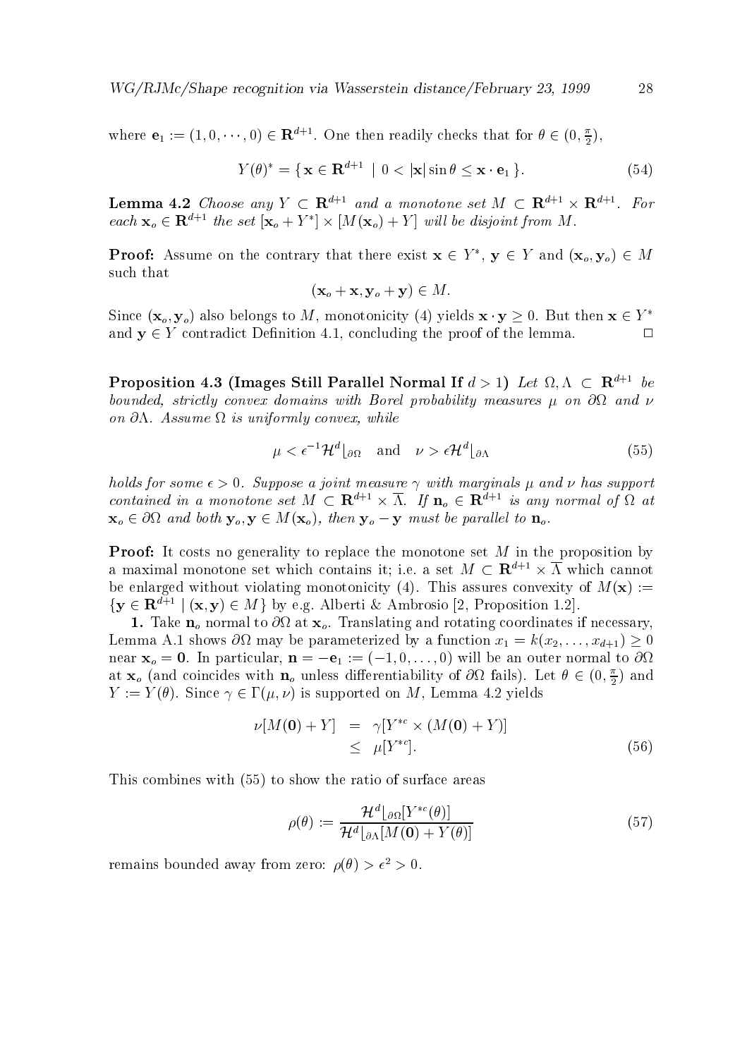where $\mathbf{e}_1 := (1, 0, \cdots, 0) \in \mathbf{R}^{d+1}$. One then readily checks that for $\theta \in (0, \frac{\pi}{2})$,

$$Y(\theta)^* = \{ \mathbf{x} \in \mathbf{R}^{d+1} \mid 0 < |\mathbf{x}| \sin\theta \leq \mathbf{x} \cdot \mathbf{e}_1 \}. \tag{54}$$

**Lemma 4.2** *Choose any $Y \subset \mathbf{R}^{d+1}$ and a monotone set $M \subset \mathbf{R}^{d+1} \times \mathbf{R}^{d+1}$. For each $\mathbf{x}_o \in \mathbf{R}^{d+1}$ the set $[\mathbf{x}_o + Y^*] \times [M(\mathbf{x}_o) + Y]$ will be disjoint from $M$.*

**Proof:** Assume on the contrary that there exist $\mathbf{x} \in Y^*$, $\mathbf{y} \in Y$ and $(\mathbf{x}_o, \mathbf{y}_o) \in M$ such that

$$(\mathbf{x}_o + \mathbf{x}, \mathbf{y}_o + \mathbf{y}) \in M.$$

Since $(\mathbf{x}_o, \mathbf{y}_o)$ also belongs to $M$, monotonicity (4) yields $\mathbf{x} \cdot \mathbf{y} \geq 0$. But then $\mathbf{x} \in Y^*$ and $\mathbf{y} \in Y$ contradict Definition 4.1, concluding the proof of the lemma. $\square$

**Proposition 4.3 (Images Still Parallel Normal If $d > 1$)** *Let $\Omega, \Lambda \subset \mathbf{R}^{d+1}$ be bounded, strictly convex domains with Borel probability measures $\mu$ on $\partial\Omega$ and $\nu$ on $\partial\Lambda$. Assume $\Omega$ is uniformly convex, while*

$$\mu < \epsilon^{-1}\mathcal{H}^d\lfloor_{\partial\Omega} \quad \text{and} \quad \nu > \epsilon\mathcal{H}^d\lfloor_{\partial\Lambda} \tag{55}$$

*holds for some $\epsilon > 0$. Suppose a joint measure $\gamma$ with marginals $\mu$ and $\nu$ has support contained in a monotone set $M \subset \mathbf{R}^{d+1} \times \overline{\Lambda}$. If $\mathbf{n}_o \in \mathbf{R}^{d+1}$ is any normal of $\Omega$ at $\mathbf{x}_o \in \partial\Omega$ and both $\mathbf{y}_o, \mathbf{y} \in M(\mathbf{x}_o)$, then $\mathbf{y}_o - \mathbf{y}$ must be parallel to $\mathbf{n}_o$.*

**Proof:** It costs no generality to replace the monotone set $M$ in the proposition by a maximal monotone set which contains it; i.e. a set $M \subset \mathbf{R}^{d+1} \times \overline{\Lambda}$ which cannot be enlarged without violating monotonicity (4). This assures convexity of $M(\mathbf{x}) := \{\mathbf{y} \in \mathbf{R}^{d+1} \mid (\mathbf{x}, \mathbf{y}) \in M\}$ by e.g. Alberti & Ambrosio [2, Proposition 1.2].

**1.** Take $\mathbf{n}_o$ normal to $\partial\Omega$ at $\mathbf{x}_o$. Translating and rotating coordinates if necessary, Lemma A.1 shows $\partial\Omega$ may be parameterized by a function $x_1 = k(x_2, \ldots, x_{d+1}) \geq 0$ near $\mathbf{x}_o = \mathbf{0}$. In particular, $\mathbf{n} = -\mathbf{e}_1 := (-1, 0, \ldots, 0)$ will be an outer normal to $\partial\Omega$ at $\mathbf{x}_o$ (and coincides with $\mathbf{n}_o$ unless differentiability of $\partial\Omega$ fails). Let $\theta \in (0, \frac{\pi}{2})$ and $Y := Y(\theta)$. Since $\gamma \in \Gamma(\mu, \nu)$ is supported on $M$, Lemma 4.2 yields

$$\begin{aligned} \nu[M(\mathbf{0}) + Y] &= \gamma[Y^{*c} \times (M(\mathbf{0}) + Y)] \\ &\leq \mu[Y^{*c}]. \end{aligned} \tag{56}$$

This combines with (55) to show the ratio of surface areas

$$\rho(\theta) := \frac{\mathcal{H}^d\lfloor_{\partial\Omega}[Y^{*c}(\theta)]}{\mathcal{H}^d\lfloor_{\partial\Lambda}[M(\mathbf{0}) + Y(\theta)]} \tag{57}$$

remains bounded away from zero: $\rho(\theta) > \epsilon^2 > 0$.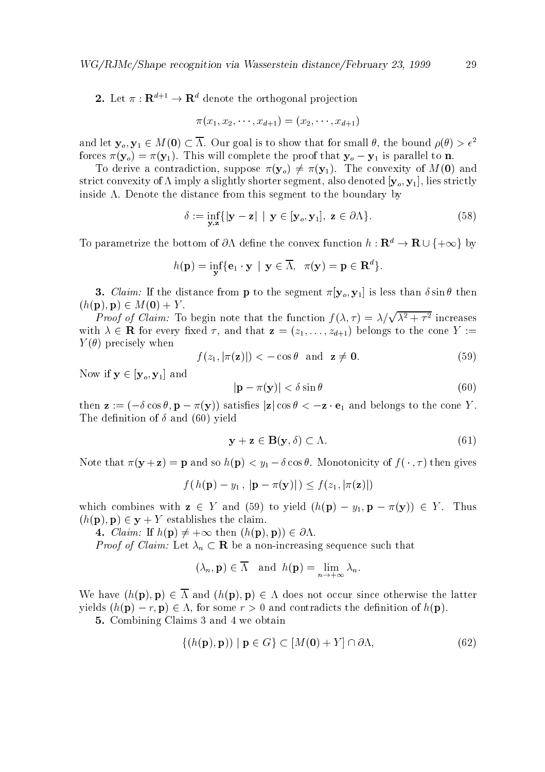**2.** Let $\pi : \mathbf{R}^{d+1} \to \mathbf{R}^d$ denote the orthogonal projection

$$\pi(x_1, x_2, \cdots, x_{d+1}) = (x_2, \cdots, x_{d+1})$$

and let $\mathbf{y}_o, \mathbf{y}_1 \in M(\mathbf{0}) \subset \overline{\Lambda}$. Our goal is to show that for small $\theta$, the bound $\rho(\theta) > \epsilon^2$ forces $\pi(\mathbf{y}_o) = \pi(\mathbf{y}_1)$. This will complete the proof that $\mathbf{y}_o - \mathbf{y}_1$ is parallel to $\mathbf{n}$.

To derive a contradiction, suppose $\pi(\mathbf{y}_o) \neq \pi(\mathbf{y}_1)$. The convexity of $M(\mathbf{0})$ and strict convexity of $\Lambda$ imply a slightly shorter segment, also denoted $[\mathbf{y}_o, \mathbf{y}_1]$, lies strictly inside $\Lambda$. Denote the distance from this segment to the boundary by

$$\delta := \inf_{\mathbf{y},\mathbf{z}}\{|\mathbf{y} - \mathbf{z}| \mid \mathbf{y} \in [\mathbf{y}_o, \mathbf{y}_1],\ \mathbf{z} \in \partial\Lambda\}. \tag{58}$$

To parametrize the bottom of $\partial\Lambda$ define the convex function $h : \mathbf{R}^d \to \mathbf{R} \cup \{+\infty\}$ by

$$h(\mathbf{p}) = \inf_{\mathbf{y}}\{\mathbf{e}_1 \cdot \mathbf{y} \mid \mathbf{y} \in \overline{\Lambda},\ \ \pi(\mathbf{y}) = \mathbf{p} \in \mathbf{R}^d\}.$$

**3.** *Claim:* If the distance from $\mathbf{p}$ to the segment $\pi[\mathbf{y}_o, \mathbf{y}_1]$ is less than $\delta \sin\theta$ then $(h(\mathbf{p}), \mathbf{p}) \in M(\mathbf{0}) + Y$.

*Proof of Claim:* To begin note that the function $f(\lambda, \tau) = \lambda/\sqrt{\lambda^2 + \tau^2}$ increases with $\lambda \in \mathbf{R}$ for every fixed $\tau$, and that $\mathbf{z} = (z_1, \ldots, z_{d+1})$ belongs to the cone $Y := Y(\theta)$ precisely when

$$f(z_1, |\pi(\mathbf{z})|) < -\cos\theta \ \text{ and } \ \mathbf{z} \neq \mathbf{0}. \tag{59}$$

Now if $\mathbf{y} \in [\mathbf{y}_o, \mathbf{y}_1]$ and

$$|\mathbf{p} - \pi(\mathbf{y})| < \delta \sin\theta \tag{60}$$

then $\mathbf{z} := (-\delta\cos\theta, \mathbf{p} - \pi(\mathbf{y}))$ satisfies $|\mathbf{z}|\cos\theta < -\mathbf{z}\cdot\mathbf{e}_1$ and belongs to the cone $Y$. The definition of $\delta$ and (60) yield

$$\mathbf{y} + \mathbf{z} \in \mathbf{B}(\mathbf{y}, \delta) \subset \Lambda. \tag{61}$$

Note that $\pi(\mathbf{y} + \mathbf{z}) = \mathbf{p}$ and so $h(\mathbf{p}) < y_1 - \delta\cos\theta$. Monotonicity of $f(\,\cdot\,, \tau)$ then gives

$$f(\,h(\mathbf{p}) - y_1\,,\ |\mathbf{p} - \pi(\mathbf{y})|\,) \leq f(z_1, |\pi(\mathbf{z})|)$$

which combines with $\mathbf{z} \in Y$ and (59) to yield $(h(\mathbf{p}) - y_1, \mathbf{p} - \pi(\mathbf{y})) \in Y$. Thus $(h(\mathbf{p}), \mathbf{p}) \in \mathbf{y} + Y$ establishes the claim.

**4.** *Claim:* If $h(\mathbf{p}) \neq +\infty$ then $(h(\mathbf{p}), \mathbf{p})) \in \partial\Lambda$.

*Proof of Claim:* Let $\lambda_n \subset \mathbf{R}$ be a non-increasing sequence such that

$$(\lambda_n, \mathbf{p}) \in \overline{\Lambda} \ \ \text{ and } \ h(\mathbf{p}) = \lim_{n\to+\infty} \lambda_n.$$

We have $(h(\mathbf{p}), \mathbf{p}) \in \overline{\Lambda}$ and $(h(\mathbf{p}), \mathbf{p}) \in \Lambda$ does not occur since otherwise the latter yields $(h(\mathbf{p}) - r, \mathbf{p}) \in \Lambda$, for some $r > 0$ and contradicts the definition of $h(\mathbf{p})$.

**5.** Combining Claims 3 and 4 we obtain

$$\{(h(\mathbf{p}), \mathbf{p})) \mid \mathbf{p} \in G\} \subset [M(\mathbf{0}) + Y] \cap \partial\Lambda, \tag{62}$$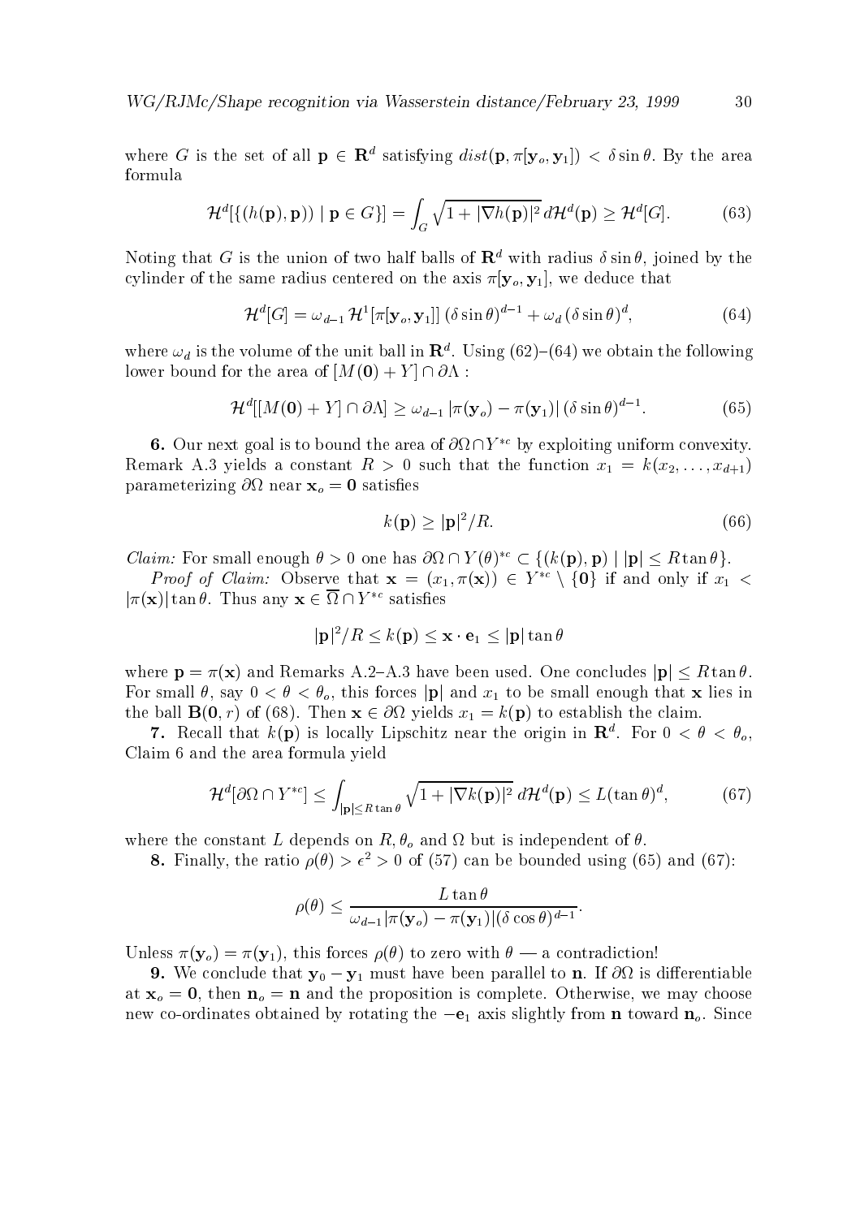where $G$ is the set of all $\mathbf{p} \in \mathbf{R}^d$ satisfying $dist(\mathbf{p}, \pi[\mathbf{y}_o, \mathbf{y}_1]) < \delta \sin\theta$. By the area formula

$$\mathcal{H}^d[\{(h(\mathbf{p}), \mathbf{p})) \mid \mathbf{p} \in G\}] = \int_G \sqrt{1 + |\nabla h(\mathbf{p})|^2}\, d\mathcal{H}^d(\mathbf{p}) \geq \mathcal{H}^d[G]. \tag{63}$$

Noting that $G$ is the union of two half balls of $\mathbf{R}^d$ with radius $\delta \sin\theta$, joined by the cylinder of the same radius centered on the axis $\pi[\mathbf{y}_o, \mathbf{y}_1]$, we deduce that

$$\mathcal{H}^d[G] = \omega_{d-1}\, \mathcal{H}^1[\pi[\mathbf{y}_o, \mathbf{y}_1]]\, (\delta \sin\theta)^{d-1} + \omega_d\, (\delta \sin\theta)^d, \tag{64}$$

where $\omega_d$ is the volume of the unit ball in $\mathbf{R}^d$. Using (62)–(64) we obtain the following lower bound for the area of $[M(\mathbf{0}) + Y] \cap \partial\Lambda$ :

$$\mathcal{H}^d[[M(\mathbf{0}) + Y] \cap \partial\Lambda] \geq \omega_{d-1}\, |\pi(\mathbf{y}_o) - \pi(\mathbf{y}_1)|\, (\delta \sin\theta)^{d-1}. \tag{65}$$

**6.** Our next goal is to bound the area of $\partial\Omega \cap Y^{*c}$ by exploiting uniform convexity. Remark A.3 yields a constant $R > 0$ such that the function $x_1 = k(x_2, \ldots, x_{d+1})$ parameterizing $\partial\Omega$ near $\mathbf{x}_o = \mathbf{0}$ satisfies

$$k(\mathbf{p}) \geq |\mathbf{p}|^2/R. \tag{66}$$

*Claim:* For small enough $\theta > 0$ one has $\partial\Omega \cap Y(\theta)^{*c} \subset \{(k(\mathbf{p}), \mathbf{p}) \mid |\mathbf{p}| \leq R \tan\theta\}$.

*Proof of Claim:* Observe that $\mathbf{x} = (x_1, \pi(\mathbf{x})) \in Y^{*c} \setminus \{\mathbf{0}\}$ if and only if $x_1 < |\pi(\mathbf{x})| \tan\theta$. Thus any $\mathbf{x} \in \overline{\Omega} \cap Y^{*c}$ satisfies

$$|\mathbf{p}|^2/R \leq k(\mathbf{p}) \leq \mathbf{x} \cdot \mathbf{e}_1 \leq |\mathbf{p}| \tan\theta$$

where $\mathbf{p} = \pi(\mathbf{x})$ and Remarks A.2–A.3 have been used. One concludes $|\mathbf{p}| \leq R \tan\theta$. For small $\theta$, say $0 < \theta < \theta_o$, this forces $|\mathbf{p}|$ and $x_1$ to be small enough that $\mathbf{x}$ lies in the ball $\mathbf{B}(\mathbf{0}, r)$ of (68). Then $\mathbf{x} \in \partial\Omega$ yields $x_1 = k(\mathbf{p})$ to establish the claim.

**7.** Recall that $k(\mathbf{p})$ is locally Lipschitz near the origin in $\mathbf{R}^d$. For $0 < \theta < \theta_o$, Claim 6 and the area formula yield

$$\mathcal{H}^d[\partial\Omega \cap Y^{*c}] \leq \int_{|\mathbf{p}| \leq R \tan\theta} \sqrt{1 + |\nabla k(\mathbf{p})|^2}\, d\mathcal{H}^d(\mathbf{p}) \leq L (\tan\theta)^d, \tag{67}$$

where the constant $L$ depends on $R, \theta_o$ and $\Omega$ but is independent of $\theta$.

**8.** Finally, the ratio $\rho(\theta) > \epsilon^2 > 0$ of (57) can be bounded using (65) and (67):

$$\rho(\theta) \leq \frac{L \tan\theta}{\omega_{d-1} |\pi(\mathbf{y}_o) - \pi(\mathbf{y}_1)| (\delta \cos\theta)^{d-1}}.$$

Unless $\pi(\mathbf{y}_o) = \pi(\mathbf{y}_1)$, this forces $\rho(\theta)$ to zero with $\theta$ — a contradiction!

**9.** We conclude that $\mathbf{y}_0 - \mathbf{y}_1$ must have been parallel to $\mathbf{n}$. If $\partial\Omega$ is differentiable at $\mathbf{x}_o = \mathbf{0}$, then $\mathbf{n}_o = \mathbf{n}$ and the proposition is complete. Otherwise, we may choose new co-ordinates obtained by rotating the $-\mathbf{e}_1$ axis slightly from $\mathbf{n}$ toward $\mathbf{n}_o$. Since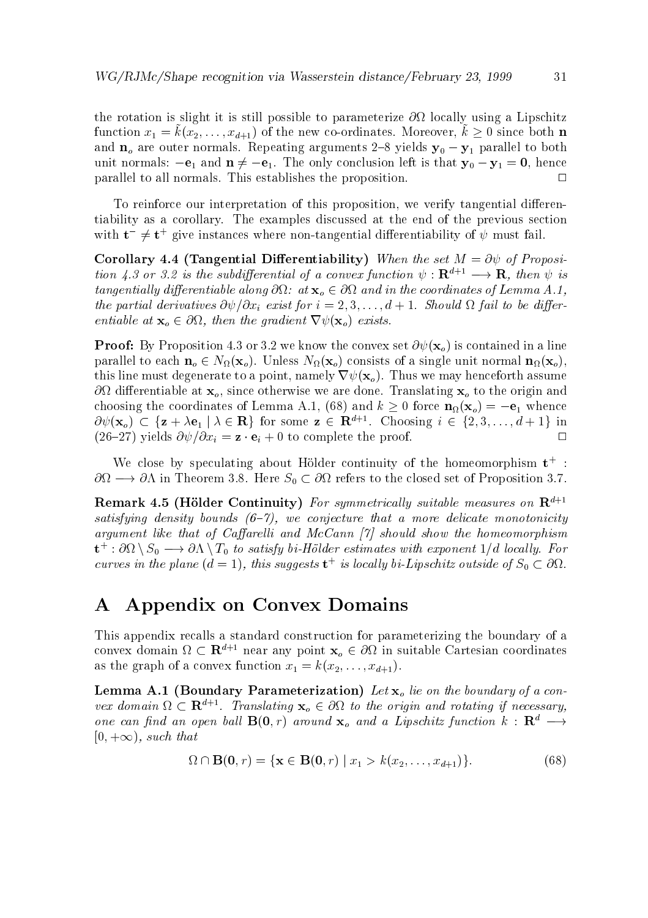the rotation is slight it is still possible to parameterize $\partial\Omega$ locally using a Lipschitz function $x_1 = \tilde{k}(x_2, \ldots, x_{d+1})$ of the new co-ordinates. Moreover, $\tilde{k} \geq 0$ since both $\mathbf{n}$ and $\mathbf{n}_o$ are outer normals. Repeating arguments 2–8 yields $\mathbf{y}_0 - \mathbf{y}_1$ parallel to both unit normals: $-\mathbf{e}_1$ and $\mathbf{n} \neq -\mathbf{e}_1$. The only conclusion left is that $\mathbf{y}_0 - \mathbf{y}_1 = \mathbf{0}$, hence parallel to all normals. This establishes the proposition. $\square$

To reinforce our interpretation of this proposition, we verify tangential differentiability as a corollary. The examples discussed at the end of the previous section with $\mathbf{t}^- \neq \mathbf{t}^+$ give instances where non-tangential differentiability of $\psi$ must fail.

**Corollary 4.4 (Tangential Differentiability)** *When the set $M = \partial\psi$ of Proposition 4.3 or 3.2 is the subdifferential of a convex function $\psi : \mathbf{R}^{d+1} \longrightarrow \mathbf{R}$, then $\psi$ is tangentially differentiable along $\partial\Omega$: at $\mathbf{x}_o \in \partial\Omega$ and in the coordinates of Lemma A.1, the partial derivatives $\partial\psi/\partial x_i$ exist for $i = 2, 3, \ldots, d+1$. Should $\Omega$ fail to be differentiable at $\mathbf{x}_o \in \partial\Omega$, then the gradient $\nabla\psi(\mathbf{x}_o)$ exists.*

**Proof:** By Proposition 4.3 or 3.2 we know the convex set $\partial\psi(\mathbf{x}_o)$ is contained in a line parallel to each $\mathbf{n}_o \in N_\Omega(\mathbf{x}_o)$. Unless $N_\Omega(\mathbf{x}_o)$ consists of a single unit normal $\mathbf{n}_\Omega(\mathbf{x}_o)$, this line must degenerate to a point, namely $\nabla\psi(\mathbf{x}_o)$. Thus we may henceforth assume $\partial\Omega$ differentiable at $\mathbf{x}_o$, since otherwise we are done. Translating $\mathbf{x}_o$ to the origin and choosing the coordinates of Lemma A.1, (68) and $k \geq 0$ force $\mathbf{n}_\Omega(\mathbf{x}_o) = -\mathbf{e}_1$ whence $\partial\psi(\mathbf{x}_o) \subset \{\mathbf{z} + \lambda\mathbf{e}_1 \mid \lambda \in \mathbf{R}\}$ for some $\mathbf{z} \in \mathbf{R}^{d+1}$. Choosing $i \in \{2, 3, \ldots, d+1\}$ in (26–27) yields $\partial\psi/\partial x_i = \mathbf{z} \cdot \mathbf{e}_i + 0$ to complete the proof. $\square$

We close by speculating about Hölder continuity of the homeomorphism $\mathbf{t}^+ : \partial\Omega \longrightarrow \partial\Lambda$ in Theorem 3.8. Here $S_0 \subset \partial\Omega$ refers to the closed set of Proposition 3.7.

**Remark 4.5 (Hölder Continuity)** *For symmetrically suitable measures on $\mathbf{R}^{d+1}$ satisfying density bounds (6–7), we conjecture that a more delicate monotonicity argument like that of Caffarelli and McCann [7] should show the homeomorphism $\mathbf{t}^+ : \partial\Omega \setminus S_0 \longrightarrow \partial\Lambda \setminus T_0$ to satisfy bi-Hölder estimates with exponent $1/d$ locally. For curves in the plane ($d = 1$), this suggests $\mathbf{t}^+$ is locally bi-Lipschitz outside of $S_0 \subset \partial\Omega$.*

# A Appendix on Convex Domains

This appendix recalls a standard construction for parameterizing the boundary of a convex domain $\Omega \subset \mathbf{R}^{d+1}$ near any point $\mathbf{x}_o \in \partial\Omega$ in suitable Cartesian coordinates as the graph of a convex function $x_1 = k(x_2, \ldots, x_{d+1})$.

**Lemma A.1 (Boundary Parameterization)** *Let $\mathbf{x}_o$ lie on the boundary of a convex domain $\Omega \subset \mathbf{R}^{d+1}$. Translating $\mathbf{x}_o \in \partial\Omega$ to the origin and rotating if necessary, one can find an open ball $\mathbf{B}(\mathbf{0}, r)$ around $\mathbf{x}_o$ and a Lipschitz function $k : \mathbf{R}^d \longrightarrow [0, +\infty)$, such that*

$$\Omega \cap \mathbf{B}(\mathbf{0}, r) = \{\mathbf{x} \in \mathbf{B}(\mathbf{0}, r) \mid x_1 > k(x_2, \ldots, x_{d+1})\}. \tag{68}$$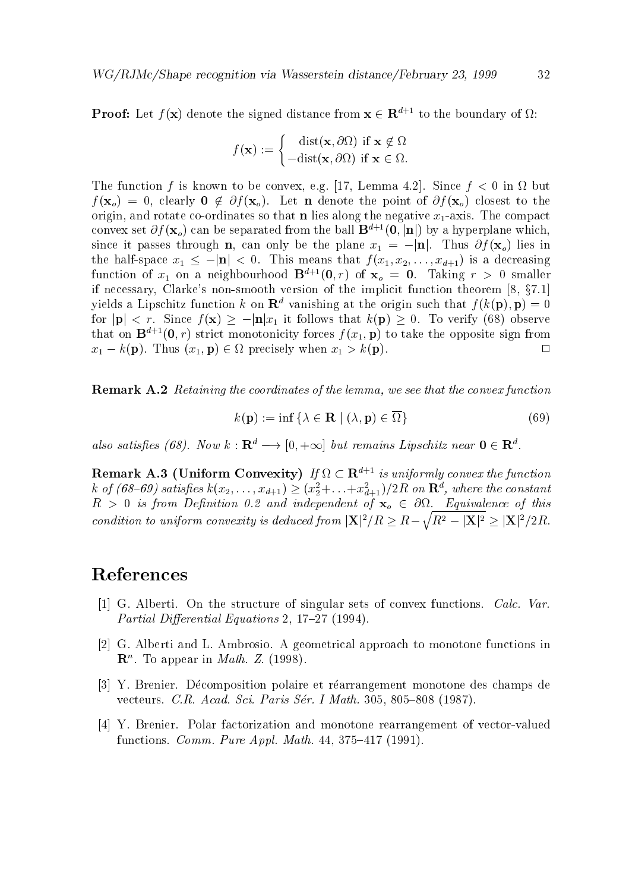**Proof:** Let $f(\mathbf{x})$ denote the signed distance from $\mathbf{x} \in \mathbf{R}^{d+1}$ to the boundary of $\Omega$:

$$f(\mathbf{x}) := \begin{cases} \text{dist}(\mathbf{x}, \partial\Omega) \text{ if } \mathbf{x} \notin \Omega \\ -\text{dist}(\mathbf{x}, \partial\Omega) \text{ if } \mathbf{x} \in \Omega. \end{cases}$$

The function $f$ is known to be convex, e.g. [17, Lemma 4.2]. Since $f < 0$ in $\Omega$ but $f(\mathbf{x}_o) = 0$, clearly $\mathbf{0} \notin \partial f(\mathbf{x}_o)$. Let $\mathbf{n}$ denote the point of $\partial f(\mathbf{x}_o)$ closest to the origin, and rotate co-ordinates so that $\mathbf{n}$ lies along the negative $x_1$-axis. The compact convex set $\partial f(\mathbf{x}_o)$ can be separated from the ball $\mathbf{B}^{d+1}(\mathbf{0}, |\mathbf{n}|)$ by a hyperplane which, since it passes through $\mathbf{n}$, can only be the plane $x_1 = -|\mathbf{n}|$. Thus $\partial f(\mathbf{x}_o)$ lies in the half-space $x_1 \leq -|\mathbf{n}| < 0$. This means that $f(x_1, x_2, \ldots, x_{d+1})$ is a decreasing function of $x_1$ on a neighbourhood $\mathbf{B}^{d+1}(\mathbf{0}, r)$ of $\mathbf{x}_o = \mathbf{0}$. Taking $r > 0$ smaller if necessary, Clarke's non-smooth version of the implicit function theorem [8, §7.1] yields a Lipschitz function $k$ on $\mathbf{R}^d$ vanishing at the origin such that $f(k(\mathbf{p}), \mathbf{p}) = 0$ for $|\mathbf{p}| < r$. Since $f(\mathbf{x}) \geq -|\mathbf{n}|x_1$ it follows that $k(\mathbf{p}) \geq 0$. To verify (68) observe that on $\mathbf{B}^{d+1}(\mathbf{0}, r)$ strict monotonicity forces $f(x_1, \mathbf{p})$ to take the opposite sign from $x_1 - k(\mathbf{p})$. Thus $(x_1, \mathbf{p}) \in \Omega$ precisely when $x_1 > k(\mathbf{p})$. □

**Remark A.2** *Retaining the coordinates of the lemma, we see that the convex function*

$$k(\mathbf{p}) := \inf \{\lambda \in \mathbf{R} \mid (\lambda, \mathbf{p}) \in \overline{\Omega}\} \tag{69}$$

*also satisfies (68). Now $k : \mathbf{R}^d \longrightarrow [0, +\infty]$ but remains Lipschitz near $\mathbf{0} \in \mathbf{R}^d$.*

**Remark A.3 (Uniform Convexity)** *If $\Omega \subset \mathbf{R}^{d+1}$ is uniformly convex the function $k$ of (68–69) satisfies $k(x_2, \ldots, x_{d+1}) \geq (x_2^2 + \ldots + x_{d+1}^2)/2R$ on $\mathbf{R}^d$, where the constant $R > 0$ is from Definition 0.2 and independent of $\mathbf{x}_o \in \partial\Omega$. Equivalence of this condition to uniform convexity is deduced from $|\mathbf{X}|^2/R \geq R - \sqrt{R^2 - |\mathbf{X}|^2} \geq |\mathbf{X}|^2/2R$.*

# References

[1] G. Alberti. On the structure of singular sets of convex functions. *Calc. Var. Partial Differential Equations* 2, 17–27 (1994).

[2] G. Alberti and L. Ambrosio. A geometrical approach to monotone functions in $\mathbf{R}^n$. To appear in *Math. Z.* (1998).

[3] Y. Brenier. Décomposition polaire et réarrangement monotone des champs de vecteurs. *C.R. Acad. Sci. Paris Sér. I Math.* 305, 805–808 (1987).

[4] Y. Brenier. Polar factorization and monotone rearrangement of vector-valued functions. *Comm. Pure Appl. Math.* 44, 375–417 (1991).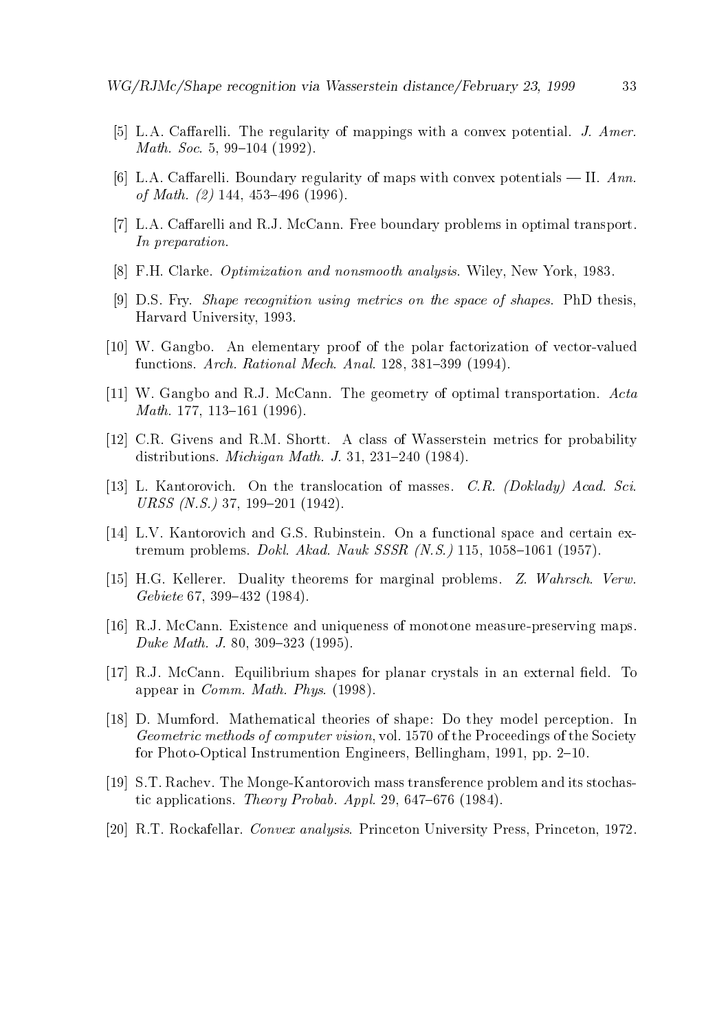[5] L.A. Caffarelli. The regularity of mappings with a convex potential. *J. Amer. Math. Soc.* 5, 99–104 (1992).

[6] L.A. Caffarelli. Boundary regularity of maps with convex potentials — II. *Ann. of Math. (2)* 144, 453–496 (1996).

[7] L.A. Caffarelli and R.J. McCann. Free boundary problems in optimal transport. *In preparation.*

[8] F.H. Clarke. *Optimization and nonsmooth analysis*. Wiley, New York, 1983.

[9] D.S. Fry. *Shape recognition using metrics on the space of shapes*. PhD thesis, Harvard University, 1993.

[10] W. Gangbo. An elementary proof of the polar factorization of vector-valued functions. *Arch. Rational Mech. Anal.* 128, 381–399 (1994).

[11] W. Gangbo and R.J. McCann. The geometry of optimal transportation. *Acta Math.* 177, 113–161 (1996).

[12] C.R. Givens and R.M. Shortt. A class of Wasserstein metrics for probability distributions. *Michigan Math. J.* 31, 231–240 (1984).

[13] L. Kantorovich. On the translocation of masses. *C.R. (Doklady) Acad. Sci. URSS (N.S.)* 37, 199–201 (1942).

[14] L.V. Kantorovich and G.S. Rubinstein. On a functional space and certain extremum problems. *Dokl. Akad. Nauk SSSR (N.S.)* 115, 1058–1061 (1957).

[15] H.G. Kellerer. Duality theorems for marginal problems. *Z. Wahrsch. Verw. Gebiete* 67, 399–432 (1984).

[16] R.J. McCann. Existence and uniqueness of monotone measure-preserving maps. *Duke Math. J.* 80, 309–323 (1995).

[17] R.J. McCann. Equilibrium shapes for planar crystals in an external field. To appear in *Comm. Math. Phys.* (1998).

[18] D. Mumford. Mathematical theories of shape: Do they model perception. In *Geometric methods of computer vision*, vol. 1570 of the Proceedings of the Society for Photo-Optical Instrumention Engineers, Bellingham, 1991, pp. 2–10.

[19] S.T. Rachev. The Monge-Kantorovich mass transference problem and its stochastic applications. *Theory Probab. Appl.* 29, 647–676 (1984).

[20] R.T. Rockafellar. *Convex analysis*. Princeton University Press, Princeton, 1972.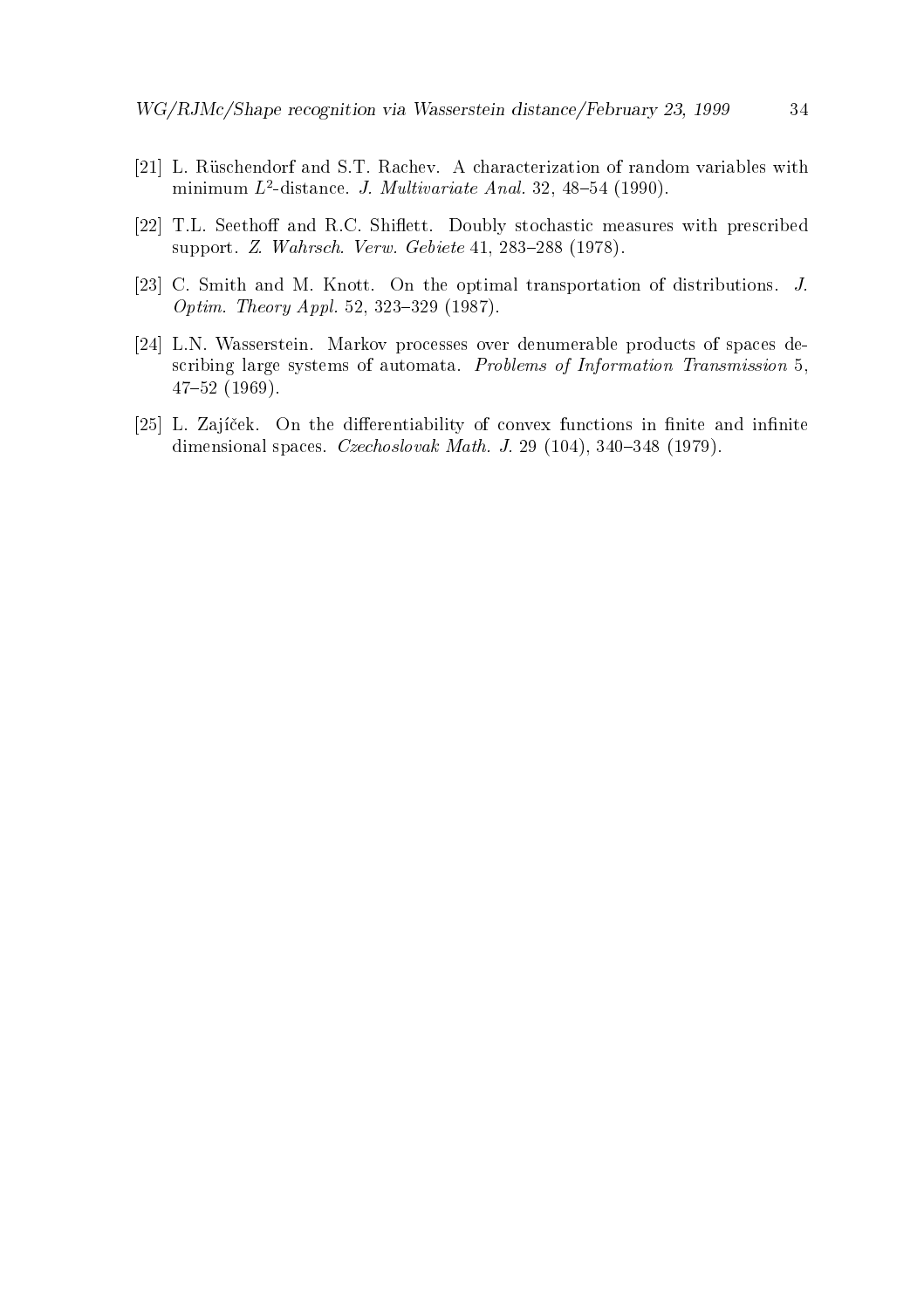[21] L. Rüschendorf and S.T. Rachev. A characterization of random variables with minimum $L^2$-distance. *J. Multivariate Anal.* 32, 48–54 (1990).

[22] T.L. Seethoff and R.C. Shiflett. Doubly stochastic measures with prescribed support. *Z. Wahrsch. Verw. Gebiete* 41, 283–288 (1978).

[23] C. Smith and M. Knott. On the optimal transportation of distributions. *J. Optim. Theory Appl.* 52, 323–329 (1987).

[24] L.N. Wasserstein. Markov processes over denumerable products of spaces describing large systems of automata. *Problems of Information Transmission* 5, 47–52 (1969).

[25] L. Zajíček. On the differentiability of convex functions in finite and infinite dimensional spaces. *Czechoslovak Math. J.* 29 (104), 340–348 (1979).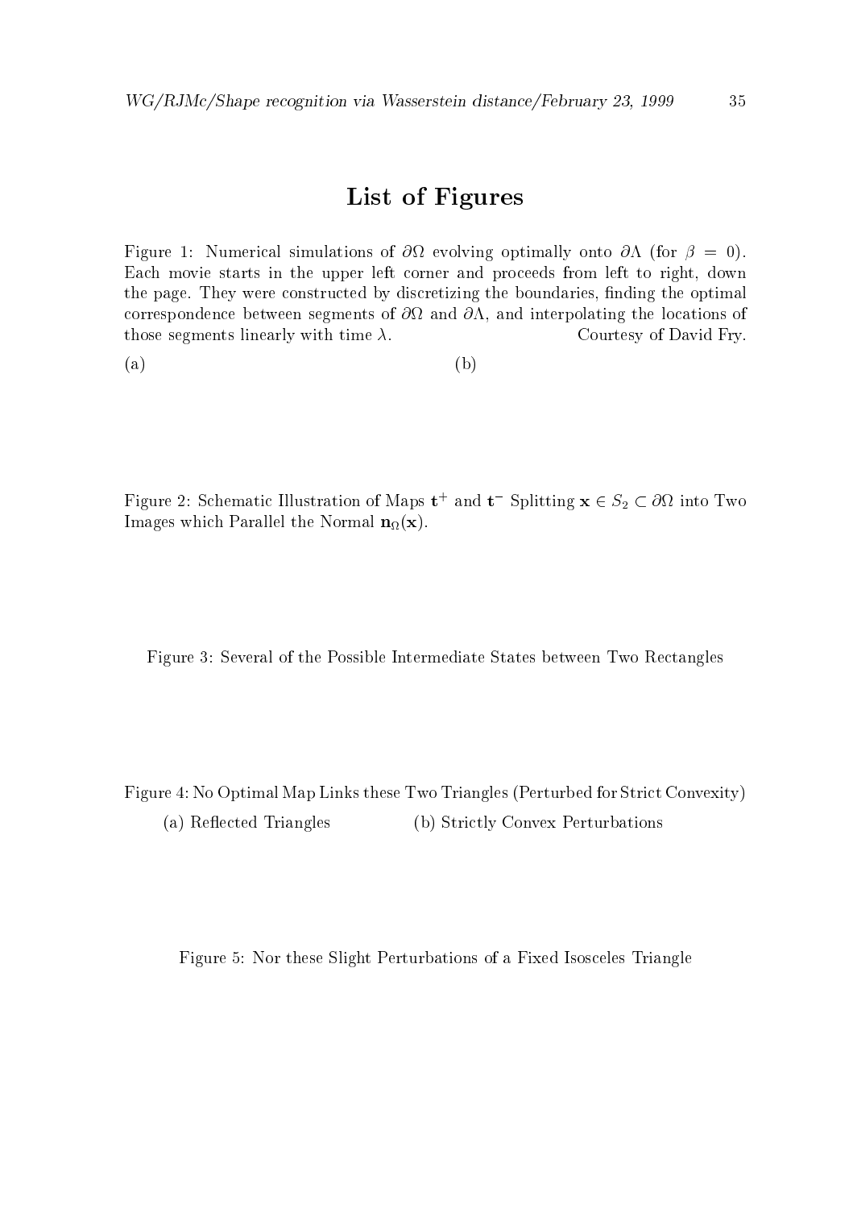# List of Figures

Figure 1: Numerical simulations of $\partial\Omega$ evolving optimally onto $\partial\Lambda$ (for $\beta = 0$). Each movie starts in the upper left corner and proceeds from left to right, down the page. They were constructed by discretizing the boundaries, finding the optimal correspondence between segments of $\partial\Omega$ and $\partial\Lambda$, and interpolating the locations of those segments linearly with time $\lambda$. Courtesy of David Fry.

(a) (b)

Figure 2: Schematic Illustration of Maps $\mathbf{t}^+$ and $\mathbf{t}^-$ Splitting $\mathbf{x} \in S_2 \subset \partial\Omega$ into Two Images which Parallel the Normal $\mathbf{n}_\Omega(\mathbf{x})$.

Figure 3: Several of the Possible Intermediate States between Two Rectangles

Figure 4: No Optimal Map Links these Two Triangles (Perturbed for Strict Convexity)

(a) Reflected Triangles (b) Strictly Convex Perturbations

Figure 5: Nor these Slight Perturbations of a Fixed Isosceles Triangle